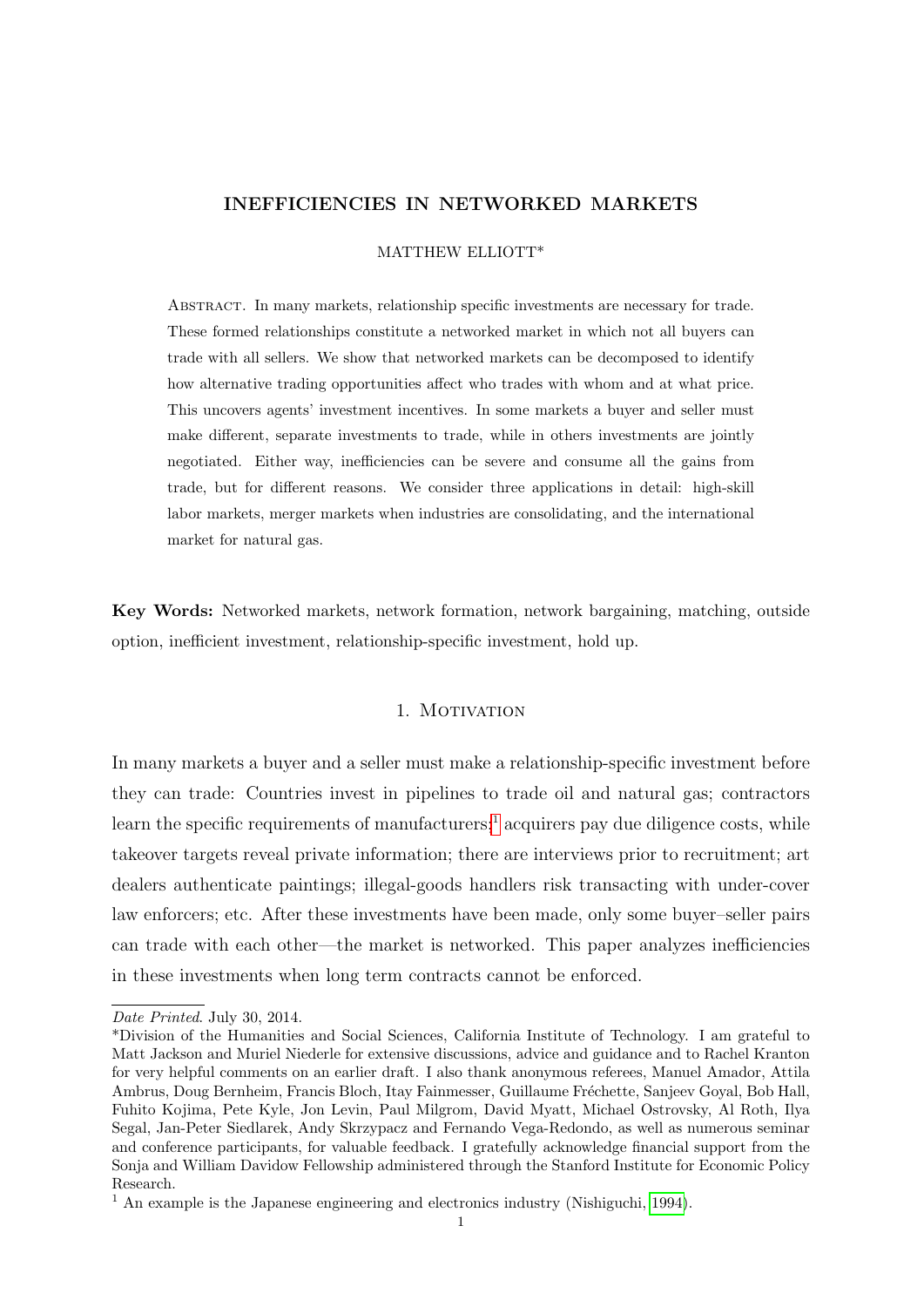# INEFFICIENCIES IN NETWORKED MARKETS

MATTHEW ELLIOTT*

ABSTRACT. In many markets, relationship specific investments are necessary for trade. These formed relationships constitute a networked market in which not all buyers can trade with all sellers. We show that networked markets can be decomposed to identify how alternative trading opportunities affect who trades with whom and at what price. This uncovers agents' investment incentives. In some markets a buyer and seller must make different, separate investments to trade, while in others investments are jointly negotiated. Either way, inefficiencies can be severe and consume all the gains from trade, but for different reasons. We consider three applications in detail: high-skill labor markets, merger markets when industries are consolidating, and the international market for natural gas.

**Key Words:** Networked markets, network formation, network bargaining, matching, outside option, inefficient investment, relationship-specific investment, hold up.

## 1. Motivation

In many markets a buyer and a seller must make a relationship-specific investment before they can trade: Countries invest in pipelines to trade oil and natural gas; contractors learn the specific requirements of manufacturers;[1] acquirers pay due diligence costs, while takeover targets reveal private information; there are interviews prior to recruitment; art dealers authenticate paintings; illegal-goods handlers risk transacting with under-cover law enforcers; etc. After these investments have been made, only some buyer–seller pairs can trade with each other—the market is networked. This paper analyzes inefficiencies in these investments when long term contracts cannot be enforced.

---

*Date Printed*. July 30, 2014.

*Division of the Humanities and Social Sciences, California Institute of Technology. I am grateful to Matt Jackson and Muriel Niederle for extensive discussions, advice and guidance and to Rachel Kranton for very helpful comments on an earlier draft. I also thank anonymous referees, Manuel Amador, Attila Ambrus, Doug Bernheim, Francis Bloch, Itay Fainmesser, Guillaume Fréchette, Sanjeev Goyal, Bob Hall, Fuhito Kojima, Pete Kyle, Jon Levin, Paul Milgrom, David Myatt, Michael Ostrovsky, Al Roth, Ilya Segal, Jan-Peter Siedlarek, Andy Skrzypacz and Fernando Vega-Redondo, as well as numerous seminar and conference participants, for valuable feedback. I gratefully acknowledge financial support from the Sonja and William Davidow Fellowship administered through the Stanford Institute for Economic Policy Research.

[1] An example is the Japanese engineering and electronics industry (Nishiguchi, 1994).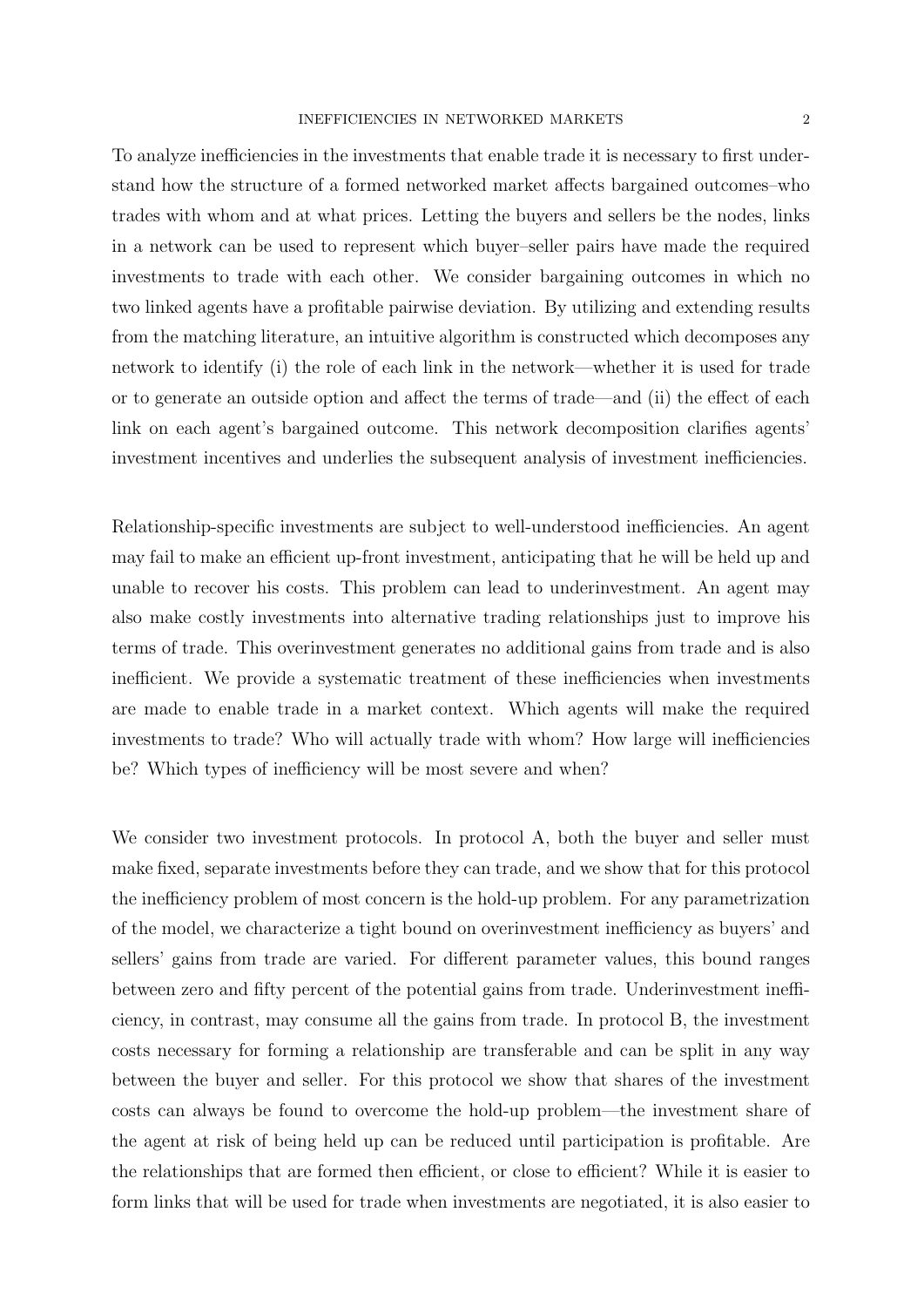To analyze inefficiencies in the investments that enable trade it is necessary to first understand how the structure of a formed networked market affects bargained outcomes–who trades with whom and at what prices. Letting the buyers and sellers be the nodes, links in a network can be used to represent which buyer–seller pairs have made the required investments to trade with each other. We consider bargaining outcomes in which no two linked agents have a profitable pairwise deviation. By utilizing and extending results from the matching literature, an intuitive algorithm is constructed which decomposes any network to identify (i) the role of each link in the network—whether it is used for trade or to generate an outside option and affect the terms of trade—and (ii) the effect of each link on each agent's bargained outcome. This network decomposition clarifies agents' investment incentives and underlies the subsequent analysis of investment inefficiencies.

Relationship-specific investments are subject to well-understood inefficiencies. An agent may fail to make an efficient up-front investment, anticipating that he will be held up and unable to recover his costs. This problem can lead to underinvestment. An agent may also make costly investments into alternative trading relationships just to improve his terms of trade. This overinvestment generates no additional gains from trade and is also inefficient. We provide a systematic treatment of these inefficiencies when investments are made to enable trade in a market context. Which agents will make the required investments to trade? Who will actually trade with whom? How large will inefficiencies be? Which types of inefficiency will be most severe and when?

We consider two investment protocols. In protocol A, both the buyer and seller must make fixed, separate investments before they can trade, and we show that for this protocol the inefficiency problem of most concern is the hold-up problem. For any parametrization of the model, we characterize a tight bound on overinvestment inefficiency as buyers' and sellers' gains from trade are varied. For different parameter values, this bound ranges between zero and fifty percent of the potential gains from trade. Underinvestment inefficiency, in contrast, may consume all the gains from trade. In protocol B, the investment costs necessary for forming a relationship are transferable and can be split in any way between the buyer and seller. For this protocol we show that shares of the investment costs can always be found to overcome the hold-up problem—the investment share of the agent at risk of being held up can be reduced until participation is profitable. Are the relationships that are formed then efficient, or close to efficient? While it is easier to form links that will be used for trade when investments are negotiated, it is also easier to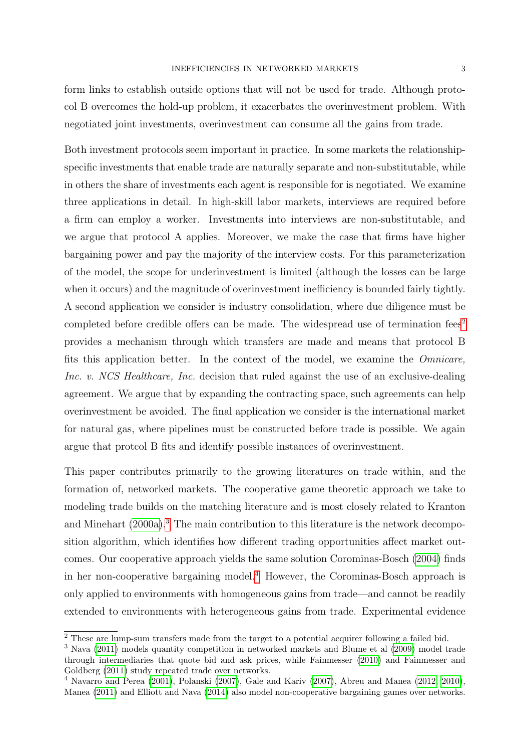form links to establish outside options that will not be used for trade. Although protocol B overcomes the hold-up problem, it exacerbates the overinvestment problem. With negotiated joint investments, overinvestment can consume all the gains from trade.

Both investment protocols seem important in practice. In some markets the relationship-specific investments that enable trade are naturally separate and non-substitutable, while in others the share of investments each agent is responsible for is negotiated. We examine three applications in detail. In high-skill labor markets, interviews are required before a firm can employ a worker. Investments into interviews are non-substitutable, and we argue that protocol A applies. Moreover, we make the case that firms have higher bargaining power and pay the majority of the interview costs. For this parameterization of the model, the scope for underinvestment is limited (although the losses can be large when it occurs) and the magnitude of overinvestment inefficiency is bounded fairly tightly. A second application we consider is industry consolidation, where due diligence must be completed before credible offers can be made. The widespread use of termination fees[2] provides a mechanism through which transfers are made and means that protocol B fits this application better. In the context of the model, we examine the *Omnicare, Inc. v. NCS Healthcare, Inc.* decision that ruled against the use of an exclusive-dealing agreement. We argue that by expanding the contracting space, such agreements can help overinvestment be avoided. The final application we consider is the international market for natural gas, where pipelines must be constructed before trade is possible. We again argue that protcol B fits and identify possible instances of overinvestment.

This paper contributes primarily to the growing literatures on trade within, and the formation of, networked markets. The cooperative game theoretic approach we take to modeling trade builds on the matching literature and is most closely related to Kranton and Minehart (2000a).[3] The main contribution to this literature is the network decomposition algorithm, which identifies how different trading opportunities affect market outcomes. Our cooperative approach yields the same solution Corominas-Bosch (2004) finds in her non-cooperative bargaining model.[4] However, the Corominas-Bosch approach is only applied to environments with homogeneous gains from trade—and cannot be readily extended to environments with heterogeneous gains from trade. Experimental evidence

---

[2] These are lump-sum transfers made from the target to a potential acquirer following a failed bid.

[3] Nava (2011) models quantity competition in networked markets and Blume et al (2009) model trade through intermediaries that quote bid and ask prices, while Fainmesser (2010) and Fainmesser and Goldberg (2011) study repeated trade over networks.

[4] Navarro and Perea (2001), Polanski (2007), Gale and Kariv (2007), Abreu and Manea (2012, 2010), Manea (2011) and Elliott and Nava (2014) also model non-cooperative bargaining games over networks.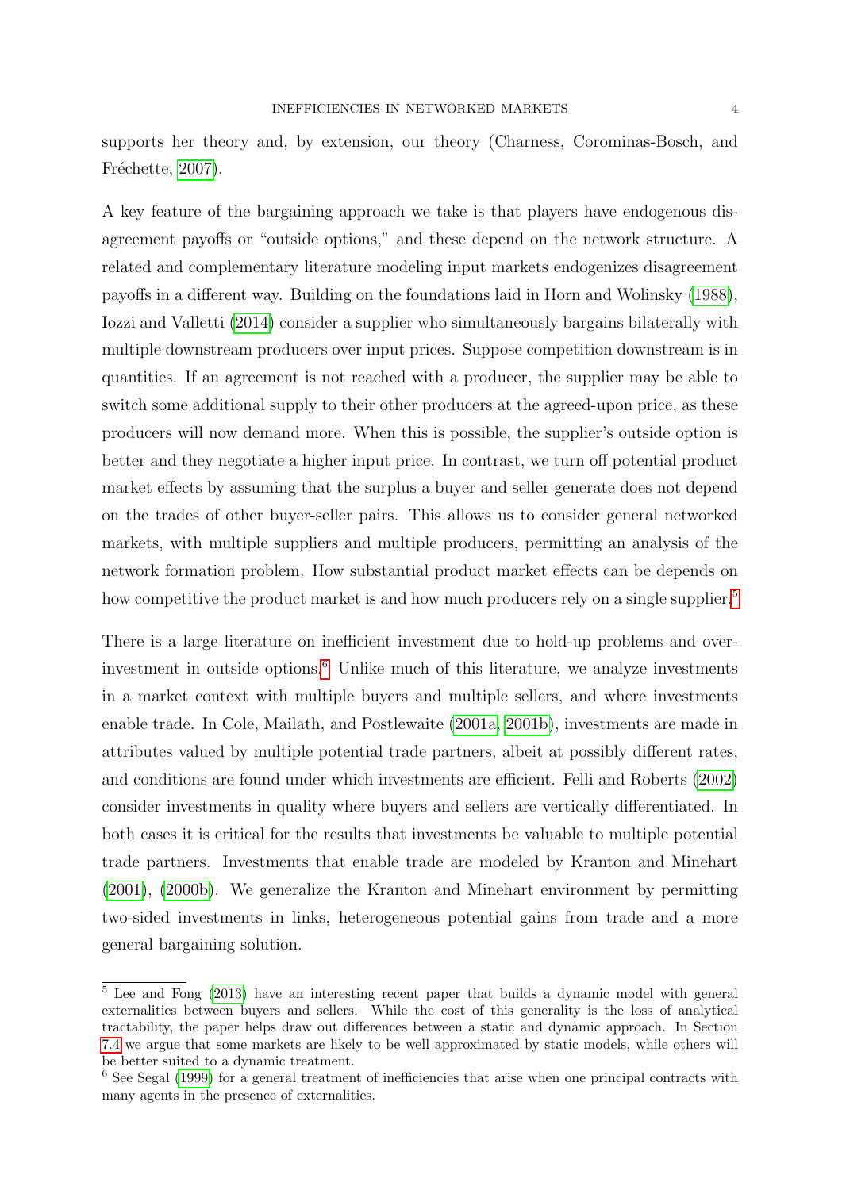supports her theory and, by extension, our theory (Charness, Corominas-Bosch, and Fréchette, 2007).

A key feature of the bargaining approach we take is that players have endogenous disagreement payoffs or "outside options," and these depend on the network structure. A related and complementary literature modeling input markets endogenizes disagreement payoffs in a different way. Building on the foundations laid in Horn and Wolinsky (1988), Iozzi and Valletti (2014) consider a supplier who simultaneously bargains bilaterally with multiple downstream producers over input prices. Suppose competition downstream is in quantities. If an agreement is not reached with a producer, the supplier may be able to switch some additional supply to their other producers at the agreed-upon price, as these producers will now demand more. When this is possible, the supplier's outside option is better and they negotiate a higher input price. In contrast, we turn off potential product market effects by assuming that the surplus a buyer and seller generate does not depend on the trades of other buyer-seller pairs. This allows us to consider general networked markets, with multiple suppliers and multiple producers, permitting an analysis of the network formation problem. How substantial product market effects can be depends on how competitive the product market is and how much producers rely on a single supplier.[5]

There is a large literature on inefficient investment due to hold-up problems and over-investment in outside options.[6] Unlike much of this literature, we analyze investments in a market context with multiple buyers and multiple sellers, and where investments enable trade. In Cole, Mailath, and Postlewaite (2001a, 2001b), investments are made in attributes valued by multiple potential trade partners, albeit at possibly different rates, and conditions are found under which investments are efficient. Felli and Roberts (2002) consider investments in quality where buyers and sellers are vertically differentiated. In both cases it is critical for the results that investments be valuable to multiple potential trade partners. Investments that enable trade are modeled by Kranton and Minehart (2001), (2000b). We generalize the Kranton and Minehart environment by permitting two-sided investments in links, heterogeneous potential gains from trade and a more general bargaining solution.

[5] Lee and Fong (2013) have an interesting recent paper that builds a dynamic model with general externalities between buyers and sellers. While the cost of this generality is the loss of analytical tractability, the paper helps draw out differences between a static and dynamic approach. In Section 7.4 we argue that some markets are likely to be well approximated by static models, while others will be better suited to a dynamic treatment.

[6] See Segal (1999) for a general treatment of inefficiencies that arise when one principal contracts with many agents in the presence of externalities.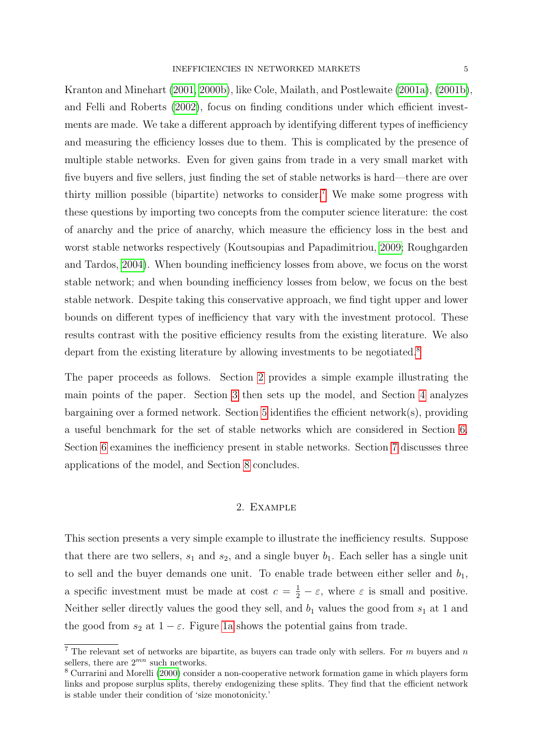Kranton and Minehart (2001, 2000b), like Cole, Mailath, and Postlewaite (2001a), (2001b), and Felli and Roberts (2002), focus on finding conditions under which efficient investments are made. We take a different approach by identifying different types of inefficiency and measuring the efficiency losses due to them. This is complicated by the presence of multiple stable networks. Even for given gains from trade in a very small market with five buyers and five sellers, just finding the set of stable networks is hard—there are over thirty million possible (bipartite) networks to consider.[7] We make some progress with these questions by importing two concepts from the computer science literature: the cost of anarchy and the price of anarchy, which measure the efficiency loss in the best and worst stable networks respectively (Koutsoupias and Papadimitriou, 2009; Roughgarden and Tardos, 2004). When bounding inefficiency losses from above, we focus on the worst stable network; and when bounding inefficiency losses from below, we focus on the best stable network. Despite taking this conservative approach, we find tight upper and lower bounds on different types of inefficiency that vary with the investment protocol. These results contrast with the positive efficiency results from the existing literature. We also depart from the existing literature by allowing investments to be negotiated.[8]

The paper proceeds as follows. Section 2 provides a simple example illustrating the main points of the paper. Section 3 then sets up the model, and Section 4 analyzes bargaining over a formed network. Section 5 identifies the efficient network(s), providing a useful benchmark for the set of stable networks which are considered in Section 6. Section 6 examines the inefficiency present in stable networks. Section 7 discusses three applications of the model, and Section 8 concludes.

## 2. Example

This section presents a very simple example to illustrate the inefficiency results. Suppose that there are two sellers, $s_1$ and $s_2$, and a single buyer $b_1$. Each seller has a single unit to sell and the buyer demands one unit. To enable trade between either seller and $b_1$, a specific investment must be made at cost $c = \frac{1}{2} - \varepsilon$, where $\varepsilon$ is small and positive. Neither seller directly values the good they sell, and $b_1$ values the good from $s_1$ at 1 and the good from $s_2$ at $1 - \varepsilon$. Figure 1a shows the potential gains from trade.

[7] The relevant set of networks are bipartite, as buyers can trade only with sellers. For $m$ buyers and $n$ sellers, there are $2^{mn}$ such networks.

[8] Currarini and Morelli (2000) consider a non-cooperative network formation game in which players form links and propose surplus splits, thereby endogenizing these splits. They find that the efficient network is stable under their condition of 'size monotonicity.'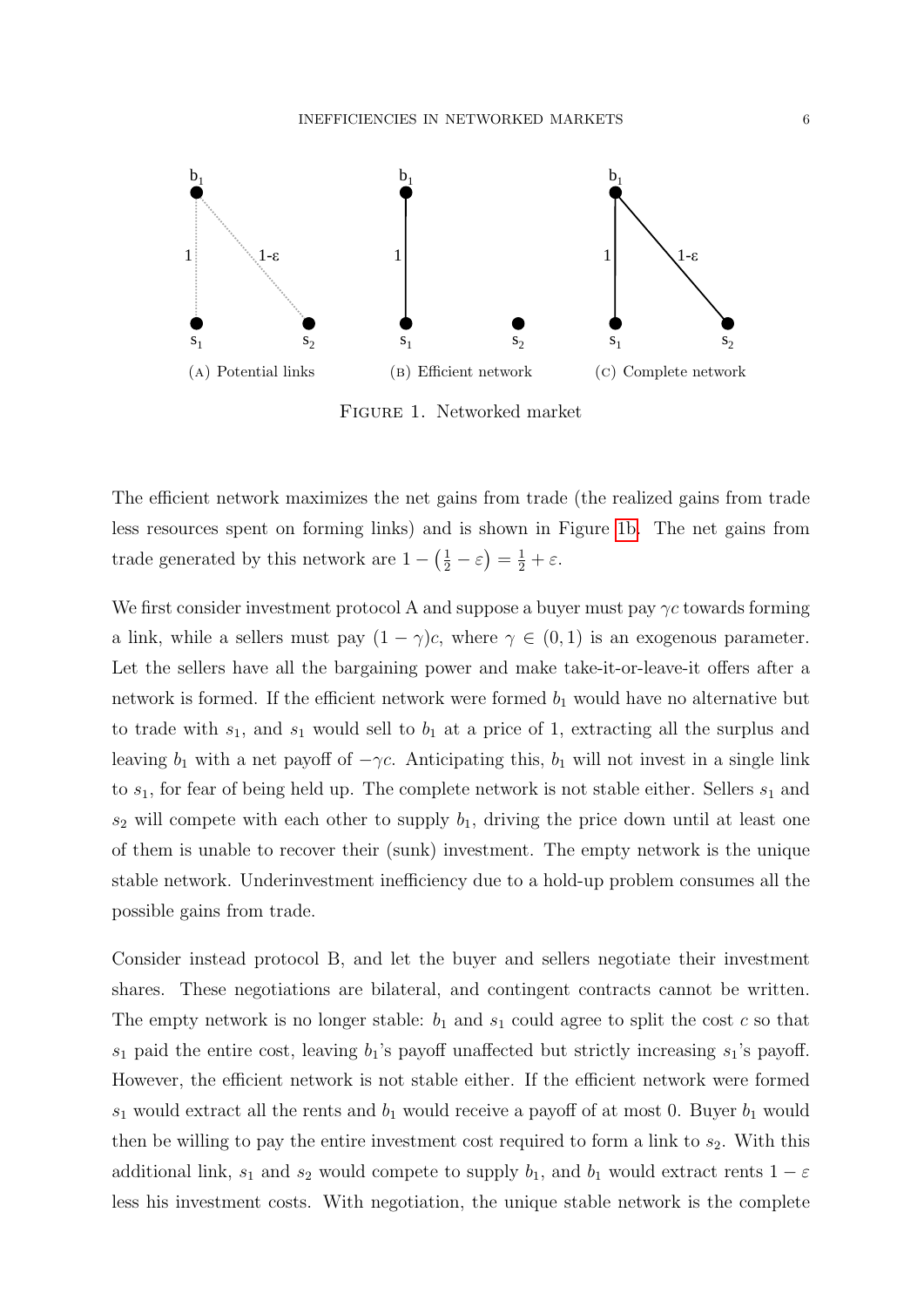(A) Potential links (B) Efficient network (C) Complete network

Figure 1. Networked market

The efficient network maximizes the net gains from trade (the realized gains from trade less resources spent on forming links) and is shown in Figure 1b. The net gains from trade generated by this network are $1 - \left(\frac{1}{2} - \varepsilon\right) = \frac{1}{2} + \varepsilon$.

We first consider investment protocol A and suppose a buyer must pay $\gamma c$ towards forming a link, while a sellers must pay $(1-\gamma)c$, where $\gamma \in (0,1)$ is an exogenous parameter. Let the sellers have all the bargaining power and make take-it-or-leave-it offers after a network is formed. If the efficient network were formed $b_1$ would have no alternative but to trade with $s_1$, and $s_1$ would sell to $b_1$ at a price of 1, extracting all the surplus and leaving $b_1$ with a net payoff of $-\gamma c$. Anticipating this, $b_1$ will not invest in a single link to $s_1$, for fear of being held up. The complete network is not stable either. Sellers $s_1$ and $s_2$ will compete with each other to supply $b_1$, driving the price down until at least one of them is unable to recover their (sunk) investment. The empty network is the unique stable network. Underinvestment inefficiency due to a hold-up problem consumes all the possible gains from trade.

Consider instead protocol B, and let the buyer and sellers negotiate their investment shares. These negotiations are bilateral, and contingent contracts cannot be written. The empty network is no longer stable: $b_1$ and $s_1$ could agree to split the cost $c$ so that $s_1$ paid the entire cost, leaving $b_1$'s payoff unaffected but strictly increasing $s_1$'s payoff. However, the efficient network is not stable either. If the efficient network were formed $s_1$ would extract all the rents and $b_1$ would receive a payoff of at most 0. Buyer $b_1$ would then be willing to pay the entire investment cost required to form a link to $s_2$. With this additional link, $s_1$ and $s_2$ would compete to supply $b_1$, and $b_1$ would extract rents $1-\varepsilon$ less his investment costs. With negotiation, the unique stable network is the complete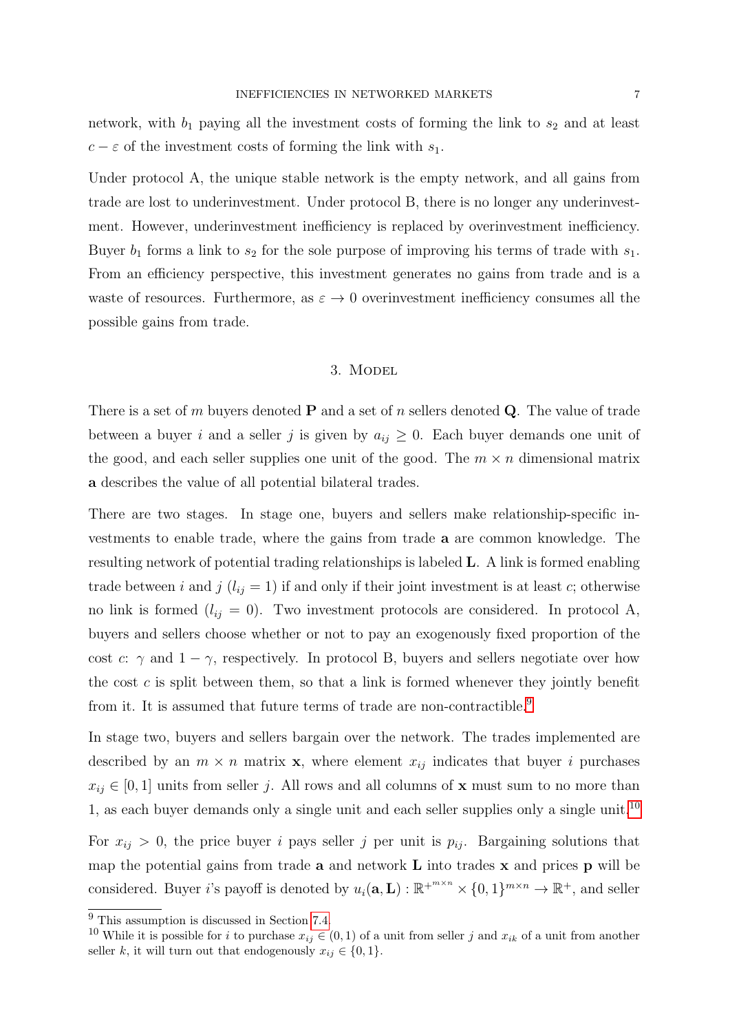network, with $b_1$ paying all the investment costs of forming the link to $s_2$ and at least $c - \varepsilon$ of the investment costs of forming the link with $s_1$.

Under protocol A, the unique stable network is the empty network, and all gains from trade are lost to underinvestment. Under protocol B, there is no longer any underinvestment. However, underinvestment inefficiency is replaced by overinvestment inefficiency. Buyer $b_1$ forms a link to $s_2$ for the sole purpose of improving his terms of trade with $s_1$. From an efficiency perspective, this investment generates no gains from trade and is a waste of resources. Furthermore, as $\varepsilon \to 0$ overinvestment inefficiency consumes all the possible gains from trade.

## 3. Model

There is a set of $m$ buyers denoted $\mathbf{P}$ and a set of $n$ sellers denoted $\mathbf{Q}$. The value of trade between a buyer $i$ and a seller $j$ is given by $a_{ij} \geq 0$. Each buyer demands one unit of the good, and each seller supplies one unit of the good. The $m \times n$ dimensional matrix $\mathbf{a}$ describes the value of all potential bilateral trades.

There are two stages. In stage one, buyers and sellers make relationship-specific investments to enable trade, where the gains from trade $\mathbf{a}$ are common knowledge. The resulting network of potential trading relationships is labeled $\mathbf{L}$. A link is formed enabling trade between $i$ and $j$ ($l_{ij} = 1$) if and only if their joint investment is at least $c$; otherwise no link is formed ($l_{ij} = 0$). Two investment protocols are considered. In protocol A, buyers and sellers choose whether or not to pay an exogenously fixed proportion of the cost $c$: $\gamma$ and $1 - \gamma$, respectively. In protocol B, buyers and sellers negotiate over how the cost $c$ is split between them, so that a link is formed whenever they jointly benefit from it. It is assumed that future terms of trade are non-contractible.[9]

In stage two, buyers and sellers bargain over the network. The trades implemented are described by an $m \times n$ matrix $\mathbf{x}$, where element $x_{ij}$ indicates that buyer $i$ purchases $x_{ij} \in [0, 1]$ units from seller $j$. All rows and all columns of $\mathbf{x}$ must sum to no more than 1, as each buyer demands only a single unit and each seller supplies only a single unit.[10]

For $x_{ij} > 0$, the price buyer $i$ pays seller $j$ per unit is $p_{ij}$. Bargaining solutions that map the potential gains from trade $\mathbf{a}$ and network $\mathbf{L}$ into trades $\mathbf{x}$ and prices $\mathbf{p}$ will be considered. Buyer $i$'s payoff is denoted by $u_i(\mathbf{a}, \mathbf{L}) : \mathbb{R}^{+^{m \times n}} \times \{0, 1\}^{m \times n} \to \mathbb{R}^+$, and seller

---

[9] This assumption is discussed in Section 7.4.

[10] While it is possible for $i$ to purchase $x_{ij} \in (0, 1)$ of a unit from seller $j$ and $x_{ik}$ of a unit from another seller $k$, it will turn out that endogenously $x_{ij} \in \{0, 1\}$.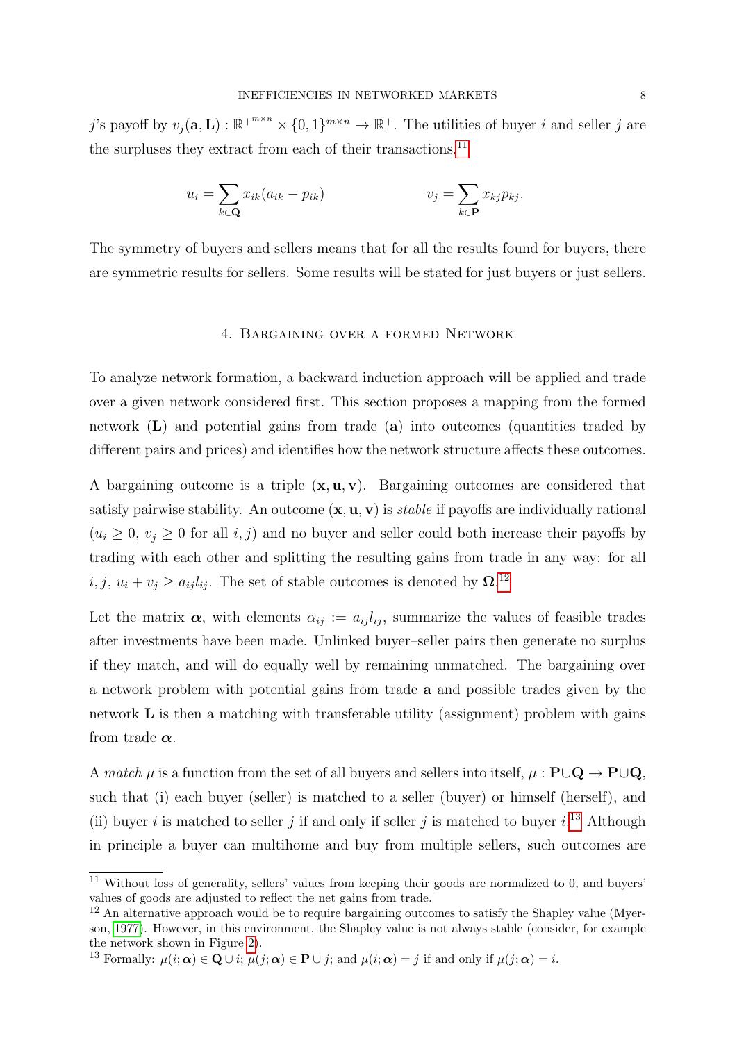$j$'s payoff by $v_j(\mathbf{a}, \mathbf{L}) : \mathbb{R}^{+^{m\times n}} \times \{0,1\}^{m\times n} \to \mathbb{R}^+$. The utilities of buyer $i$ and seller $j$ are the surpluses they extract from each of their transactions.[11]

$$u_i = \sum_{k\in\mathbf{Q}} x_{ik}(a_{ik} - p_{ik}) \qquad\qquad v_j = \sum_{k\in\mathbf{P}} x_{kj}p_{kj}.$$

The symmetry of buyers and sellers means that for all the results found for buyers, there are symmetric results for sellers. Some results will be stated for just buyers or just sellers.

## 4. Bargaining over a formed Network

To analyze network formation, a backward induction approach will be applied and trade over a given network considered first. This section proposes a mapping from the formed network ($\mathbf{L}$) and potential gains from trade ($\mathbf{a}$) into outcomes (quantities traded by different pairs and prices) and identifies how the network structure affects these outcomes.

A bargaining outcome is a triple $(\mathbf{x}, \mathbf{u}, \mathbf{v})$. Bargaining outcomes are considered that satisfy pairwise stability. An outcome $(\mathbf{x}, \mathbf{u}, \mathbf{v})$ is *stable* if payoffs are individually rational ($u_i \geq 0$, $v_j \geq 0$ for all $i, j$) and no buyer and seller could both increase their payoffs by trading with each other and splitting the resulting gains from trade in any way: for all $i, j$, $u_i + v_j \geq a_{ij}l_{ij}$. The set of stable outcomes is denoted by $\mathbf{\Omega}$.[12]

Let the matrix $\boldsymbol{\alpha}$, with elements $\alpha_{ij} := a_{ij}l_{ij}$, summarize the values of feasible trades after investments have been made. Unlinked buyer–seller pairs then generate no surplus if they match, and will do equally well by remaining unmatched. The bargaining over a network problem with potential gains from trade $\mathbf{a}$ and possible trades given by the network $\mathbf{L}$ is then a matching with transferable utility (assignment) problem with gains from trade $\boldsymbol{\alpha}$.

A *match* $\mu$ is a function from the set of all buyers and sellers into itself, $\mu : \mathbf{P}\cup\mathbf{Q} \to \mathbf{P}\cup\mathbf{Q}$, such that (i) each buyer (seller) is matched to a seller (buyer) or himself (herself), and (ii) buyer $i$ is matched to seller $j$ if and only if seller $j$ is matched to buyer $i$.[13] Although in principle a buyer can multihome and buy from multiple sellers, such outcomes are

---

[11] Without loss of generality, sellers' values from keeping their goods are normalized to 0, and buyers' values of goods are adjusted to reflect the net gains from trade.

[12] An alternative approach would be to require bargaining outcomes to satisfy the Shapley value (Myerson, 1977). However, in this environment, the Shapley value is not always stable (consider, for example the network shown in Figure 2).

[13] Formally: $\mu(i;\boldsymbol{\alpha}) \in \mathbf{Q} \cup i$; $\mu(j;\boldsymbol{\alpha}) \in \mathbf{P} \cup j$; and $\mu(i;\boldsymbol{\alpha}) = j$ if and only if $\mu(j;\boldsymbol{\alpha}) = i$.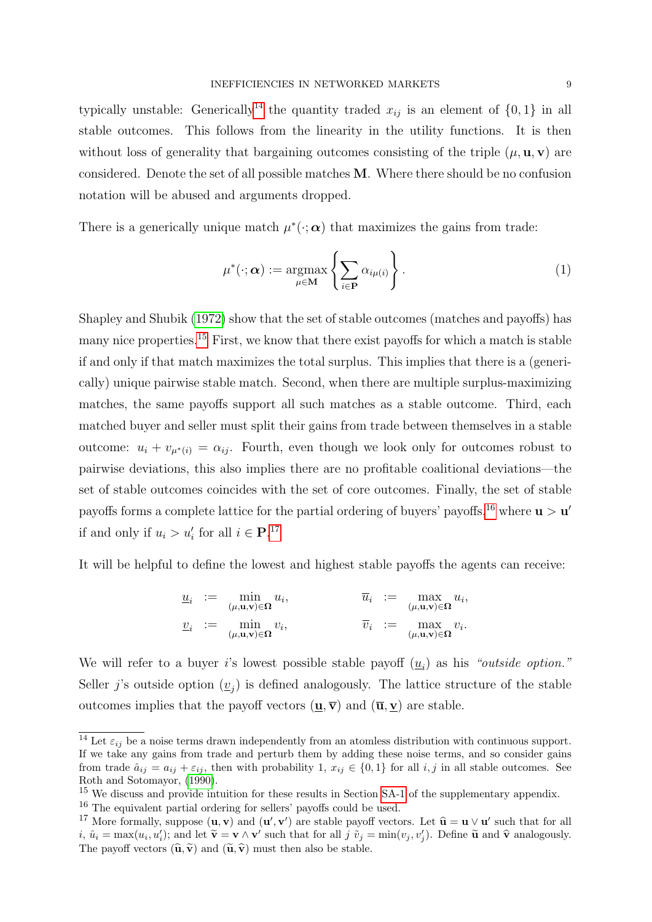typically unstable: Generically[14] the quantity traded $x_{ij}$ is an element of $\{0, 1\}$ in all stable outcomes. This follows from the linearity in the utility functions. It is then without loss of generality that bargaining outcomes consisting of the triple $(\mu, \mathbf{u}, \mathbf{v})$ are considered. Denote the set of all possible matches $\mathbf{M}$. Where there should be no confusion notation will be abused and arguments dropped.

There is a generically unique match $\mu^*(\cdot; \boldsymbol{\alpha})$ that maximizes the gains from trade:

$$\mu^*(\cdot; \boldsymbol{\alpha}) := \underset{\mu \in \mathbf{M}}{\operatorname{argmax}} \left\{ \sum_{i \in \mathbf{P}} \alpha_{i\mu(i)} \right\}. \tag{1}$$

Shapley and Shubik (1972) show that the set of stable outcomes (matches and payoffs) has many nice properties.[15] First, we know that there exist payoffs for which a match is stable if and only if that match maximizes the total surplus. This implies that there is a (generically) unique pairwise stable match. Second, when there are multiple surplus-maximizing matches, the same payoffs support all such matches as a stable outcome. Third, each matched buyer and seller must split their gains from trade between themselves in a stable outcome: $u_i + v_{\mu^*(i)} = \alpha_{ij}$. Fourth, even though we look only for outcomes robust to pairwise deviations, this also implies there are no profitable coalitional deviations—the set of stable outcomes coincides with the set of core outcomes. Finally, the set of stable payoffs forms a complete lattice for the partial ordering of buyers' payoffs,[16] where $\mathbf{u} > \mathbf{u}'$ if and only if $u_i > u_i'$ for all $i \in \mathbf{P}$.[17]

It will be helpful to define the lowest and highest stable payoffs the agents can receive:

$$\underline{u}_i := \min_{(\mu, \mathbf{u}, \mathbf{v}) \in \boldsymbol{\Omega}} u_i, \qquad \overline{u}_i := \max_{(\mu, \mathbf{u}, \mathbf{v}) \in \boldsymbol{\Omega}} u_i,$$

$$\underline{v}_i := \min_{(\mu, \mathbf{u}, \mathbf{v}) \in \boldsymbol{\Omega}} v_i, \qquad \overline{v}_i := \max_{(\mu, \mathbf{u}, \mathbf{v}) \in \boldsymbol{\Omega}} v_i.$$

We will refer to a buyer $i$'s lowest possible stable payoff ($\underline{u}_i$) as his *"outside option."* Seller $j$'s outside option ($\underline{v}_j$) is defined analogously. The lattice structure of the stable outcomes implies that the payoff vectors $(\underline{\mathbf{u}}, \overline{\mathbf{v}})$ and $(\overline{\mathbf{u}}, \underline{\mathbf{v}})$ are stable.

---

[14] Let $\varepsilon_{ij}$ be a noise terms drawn independently from an atomless distribution with continuous support. If we take any gains from trade and perturb them by adding these noise terms, and so consider gains from trade $\hat{a}_{ij} = a_{ij} + \varepsilon_{ij}$, then with probability 1, $x_{ij} \in \{0, 1\}$ for all $i, j$ in all stable outcomes. See Roth and Sotomayor, (1990).

[15] We discuss and provide intuition for these results in Section SA-1 of the supplementary appendix.

[16] The equivalent partial ordering for sellers' payoffs could be used.

[17] More formally, suppose $(\mathbf{u}, \mathbf{v})$ and $(\mathbf{u}', \mathbf{v}')$ are stable payoff vectors. Let $\widehat{\mathbf{u}} = \mathbf{u} \vee \mathbf{u}'$ such that for all $i$, $\hat{u}_i = \max(u_i, u_i')$; and let $\widetilde{\mathbf{v}} = \mathbf{v} \wedge \mathbf{v}'$ such that for all $j$ $\tilde{v}_j = \min(v_j, v_j')$. Define $\widetilde{\mathbf{u}}$ and $\widehat{\mathbf{v}}$ analogously. The payoff vectors $(\widehat{\mathbf{u}}, \widetilde{\mathbf{v}})$ and $(\widetilde{\mathbf{u}}, \widehat{\mathbf{v}})$ must then also be stable.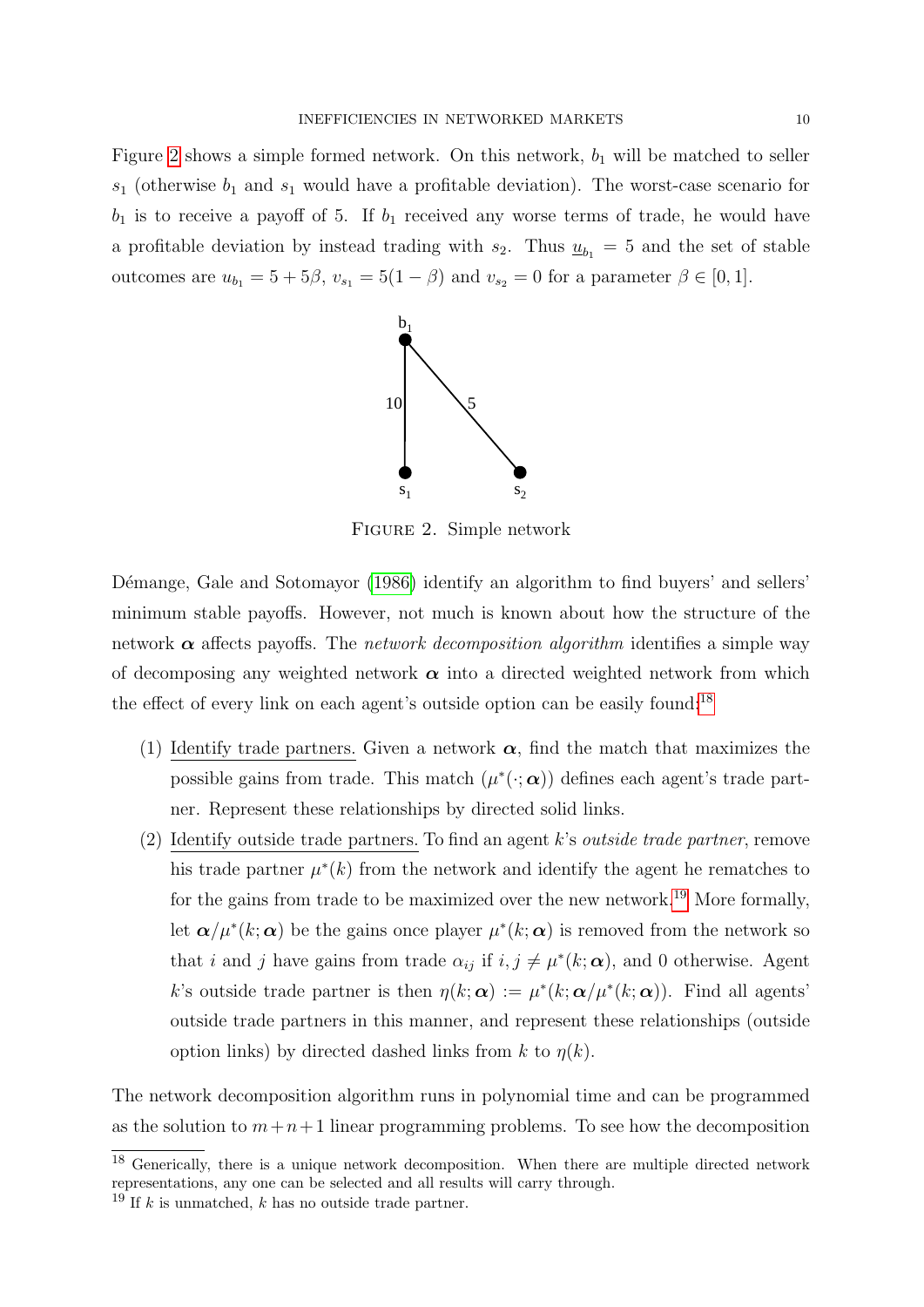Figure 2 shows a simple formed network. On this network, $b_1$ will be matched to seller $s_1$ (otherwise $b_1$ and $s_1$ would have a profitable deviation). The worst-case scenario for $b_1$ is to receive a payoff of 5. If $b_1$ received any worse terms of trade, he would have a profitable deviation by instead trading with $s_2$. Thus $\underline{u}_{b_1} = 5$ and the set of stable outcomes are $u_{b_1} = 5 + 5\beta$, $v_{s_1} = 5(1-\beta)$ and $v_{s_2} = 0$ for a parameter $\beta \in [0, 1]$.

Figure 2. Simple network

Démange, Gale and Sotomayor (1986) identify an algorithm to find buyers' and sellers' minimum stable payoffs. However, not much is known about how the structure of the network $\boldsymbol{\alpha}$ affects payoffs. The *network decomposition algorithm* identifies a simple way of decomposing any weighted network $\boldsymbol{\alpha}$ into a directed weighted network from which the effect of every link on each agent's outside option can be easily found:[18]

(1) Identify trade partners. Given a network $\boldsymbol{\alpha}$, find the match that maximizes the possible gains from trade. This match $(\mu^*(\cdot; \boldsymbol{\alpha}))$ defines each agent's trade partner. Represent these relationships by directed solid links.

(2) Identify outside trade partners. To find an agent $k$'s *outside trade partner*, remove his trade partner $\mu^*(k)$ from the network and identify the agent he rematches to for the gains from trade to be maximized over the new network.[19] More formally, let $\boldsymbol{\alpha}/\mu^*(k; \boldsymbol{\alpha})$ be the gains once player $\mu^*(k; \boldsymbol{\alpha})$ is removed from the network so that $i$ and $j$ have gains from trade $\alpha_{ij}$ if $i, j \neq \mu^*(k; \boldsymbol{\alpha})$, and 0 otherwise. Agent $k$'s outside trade partner is then $\eta(k; \boldsymbol{\alpha}) := \mu^*(k; \boldsymbol{\alpha}/\mu^*(k; \boldsymbol{\alpha}))$. Find all agents' outside trade partners in this manner, and represent these relationships (outside option links) by directed dashed links from $k$ to $\eta(k)$.

The network decomposition algorithm runs in polynomial time and can be programmed as the solution to $m+n+1$ linear programming problems. To see how the decomposition

[18] Generically, there is a unique network decomposition. When there are multiple directed network representations, any one can be selected and all results will carry through.

[19] If $k$ is unmatched, $k$ has no outside trade partner.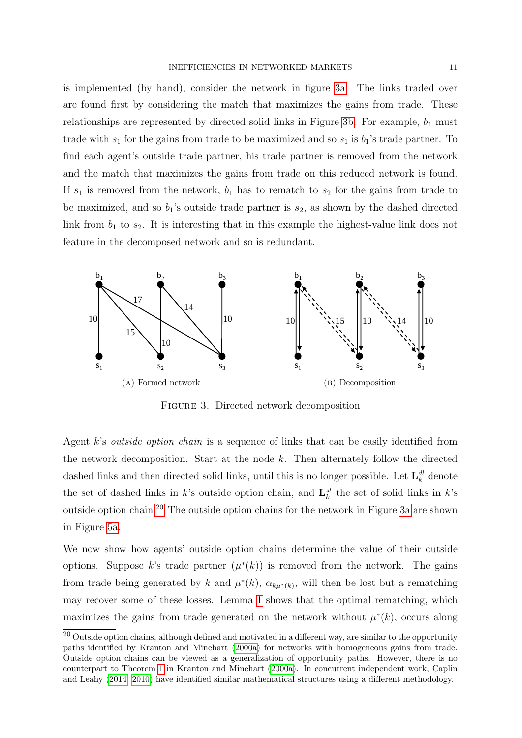is implemented (by hand), consider the network in figure 3a. The links traded over are found first by considering the match that maximizes the gains from trade. These relationships are represented by directed solid links in Figure 3b. For example, $b_1$ must trade with $s_1$ for the gains from trade to be maximized and so $s_1$ is $b_1$'s trade partner. To find each agent's outside trade partner, his trade partner is removed from the network and the match that maximizes the gains from trade on this reduced network is found. If $s_1$ is removed from the network, $b_1$ has to rematch to $s_2$ for the gains from trade to be maximized, and so $b_1$'s outside trade partner is $s_2$, as shown by the dashed directed link from $b_1$ to $s_2$. It is interesting that in this example the highest-value link does not feature in the decomposed network and so is redundant.

(A) Formed network

(B) Decomposition

FIGURE 3. Directed network decomposition

Agent $k$'s *outside option chain* is a sequence of links that can be easily identified from the network decomposition. Start at the node $k$. Then alternately follow the directed dashed links and then directed solid links, until this is no longer possible. Let $\mathbf{L}_k^{dl}$ denote the set of dashed links in $k$'s outside option chain, and $\mathbf{L}_k^{sl}$ the set of solid links in $k$'s outside option chain.[20] The outside option chains for the network in Figure 3a are shown in Figure 5a.

We now show how agents' outside option chains determine the value of their outside options. Suppose $k$'s trade partner ($\mu^*(k)$) is removed from the network. The gains from trade being generated by $k$ and $\mu^*(k)$, $\alpha_{k\mu^*(k)}$, will then be lost but a rematching may recover some of these losses. Lemma 1 shows that the optimal rematching, which maximizes the gains from trade generated on the network without $\mu^*(k)$, occurs along

[20] Outside option chains, although defined and motivated in a different way, are similar to the opportunity paths identified by Kranton and Minehart (2000a) for networks with homogeneous gains from trade. Outside option chains can be viewed as a generalization of opportunity paths. However, there is no counterpart to Theorem 1 in Kranton and Minehart (2000a). In concurrent independent work, Caplin and Leahy (2014, 2010) have identified similar mathematical structures using a different methodology.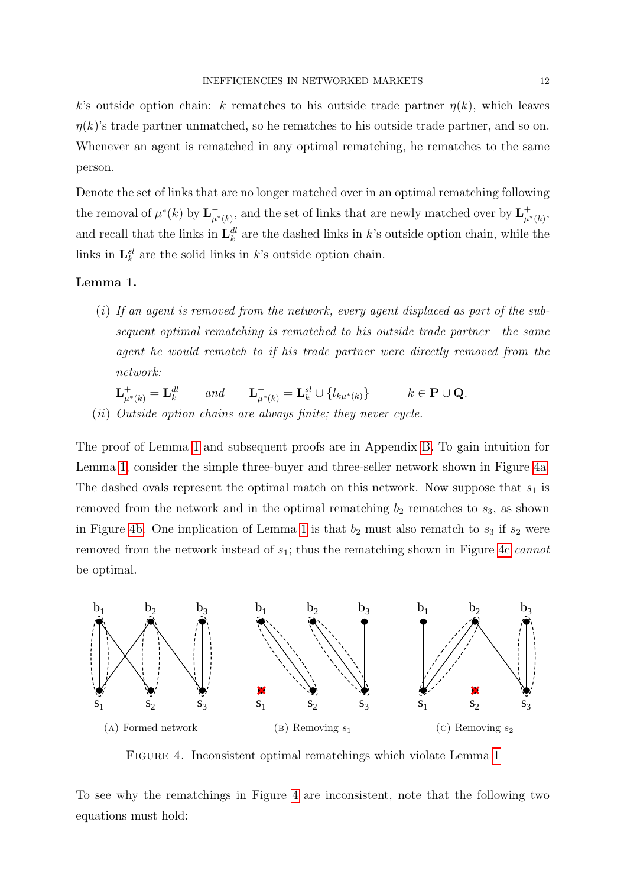$k$'s outside option chain: $k$ rematches to his outside trade partner $\eta(k)$, which leaves $\eta(k)$'s trade partner unmatched, so he rematches to his outside trade partner, and so on. Whenever an agent is rematched in any optimal rematching, he rematches to the same person.

Denote the set of links that are no longer matched over in an optimal rematching following the removal of $\mu^*(k)$ by $\mathbf{L}^-_{\mu^*(k)}$, and the set of links that are newly matched over by $\mathbf{L}^+_{\mu^*(k)}$, and recall that the links in $\mathbf{L}^{dl}_k$ are the dashed links in $k$'s outside option chain, while the links in $\mathbf{L}^{sl}_k$ are the solid links in $k$'s outside option chain.

**Lemma 1.**

(*i*) *If an agent is removed from the network, every agent displaced as part of the subsequent optimal rematching is rematched to his outside trade partner—the same agent he would rematch to if his trade partner were directly removed from the network:*

$$\mathbf{L}^+_{\mu^*(k)} = \mathbf{L}^{dl}_k \qquad \text{and} \qquad \mathbf{L}^-_{\mu^*(k)} = \mathbf{L}^{sl}_k \cup \{l_{k\mu^*(k)}\} \qquad k \in \mathbf{P} \cup \mathbf{Q}.$$

(*ii*) *Outside option chains are always finite; they never cycle.*

The proof of Lemma 1 and subsequent proofs are in Appendix B. To gain intuition for Lemma 1, consider the simple three-buyer and three-seller network shown in Figure 4a. The dashed ovals represent the optimal match on this network. Now suppose that $s_1$ is removed from the network and in the optimal rematching $b_2$ rematches to $s_3$, as shown in Figure 4b. One implication of Lemma 1 is that $b_2$ must also rematch to $s_3$ if $s_2$ were removed from the network instead of $s_1$; thus the rematching shown in Figure 4c *cannot* be optimal.

(A) Formed network (B) Removing $s_1$ (C) Removing $s_2$

FIGURE 4. Inconsistent optimal rematchings which violate Lemma 1

To see why the rematchings in Figure 4 are inconsistent, note that the following two equations must hold: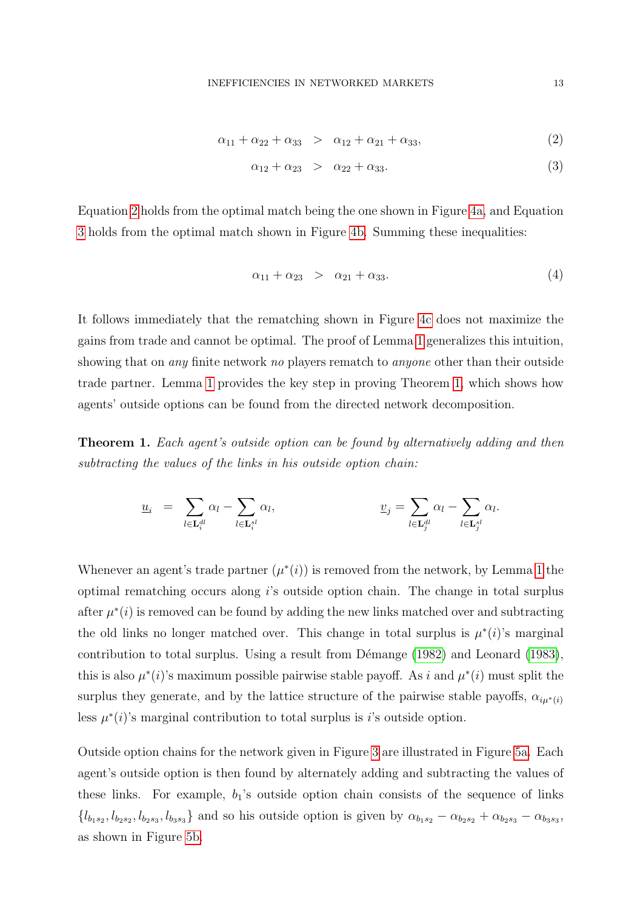$$
\begin{aligned}
\alpha_{11} + \alpha_{22} + \alpha_{33} &> \alpha_{12} + \alpha_{21} + \alpha_{33}, &(2)\\
\alpha_{12} + \alpha_{23} &> \alpha_{22} + \alpha_{33}. &(3)
\end{aligned}
$$

Equation 2 holds from the optimal match being the one shown in Figure 4a, and Equation 3 holds from the optimal match shown in Figure 4b. Summing these inequalities:

$$
\alpha_{11} + \alpha_{23} > \alpha_{21} + \alpha_{33}. \tag{4}
$$

It follows immediately that the rematching shown in Figure 4c does not maximize the gains from trade and cannot be optimal. The proof of Lemma 1 generalizes this intuition, showing that on *any* finite network *no* players rematch to *anyone* other than their outside trade partner. Lemma 1 provides the key step in proving Theorem 1, which shows how agents' outside options can be found from the directed network decomposition.

**Theorem 1.** *Each agent's outside option can be found by alternatively adding and then subtracting the values of the links in his outside option chain:*

$$
\underline{u}_i = \sum_{l \in \mathbf{L}_i^{dl}} \alpha_l - \sum_{l \in \mathbf{L}_i^{sl}} \alpha_l, \qquad \underline{v}_j = \sum_{l \in \mathbf{L}_j^{dl}} \alpha_l - \sum_{l \in \mathbf{L}_j^{sl}} \alpha_l.
$$

Whenever an agent's trade partner ($\mu^*(i)$) is removed from the network, by Lemma 1 the optimal rematching occurs along $i$'s outside option chain. The change in total surplus after $\mu^*(i)$ is removed can be found by adding the new links matched over and subtracting the old links no longer matched over. This change in total surplus is $\mu^*(i)$'s marginal contribution to total surplus. Using a result from Démange (1982) and Leonard (1983), this is also $\mu^*(i)$'s maximum possible pairwise stable payoff. As $i$ and $\mu^*(i)$ must split the surplus they generate, and by the lattice structure of the pairwise stable payoffs, $\alpha_{i\mu^*(i)}$ less $\mu^*(i)$'s marginal contribution to total surplus is $i$'s outside option.

Outside option chains for the network given in Figure 3 are illustrated in Figure 5a. Each agent's outside option is then found by alternately adding and subtracting the values of these links. For example, $b_1$'s outside option chain consists of the sequence of links $\{l_{b_1 s_2}, l_{b_2 s_2}, l_{b_2 s_3}, l_{b_3 s_3}\}$ and so his outside option is given by $\alpha_{b_1 s_2} - \alpha_{b_2 s_2} + \alpha_{b_2 s_3} - \alpha_{b_3 s_3}$, as shown in Figure 5b.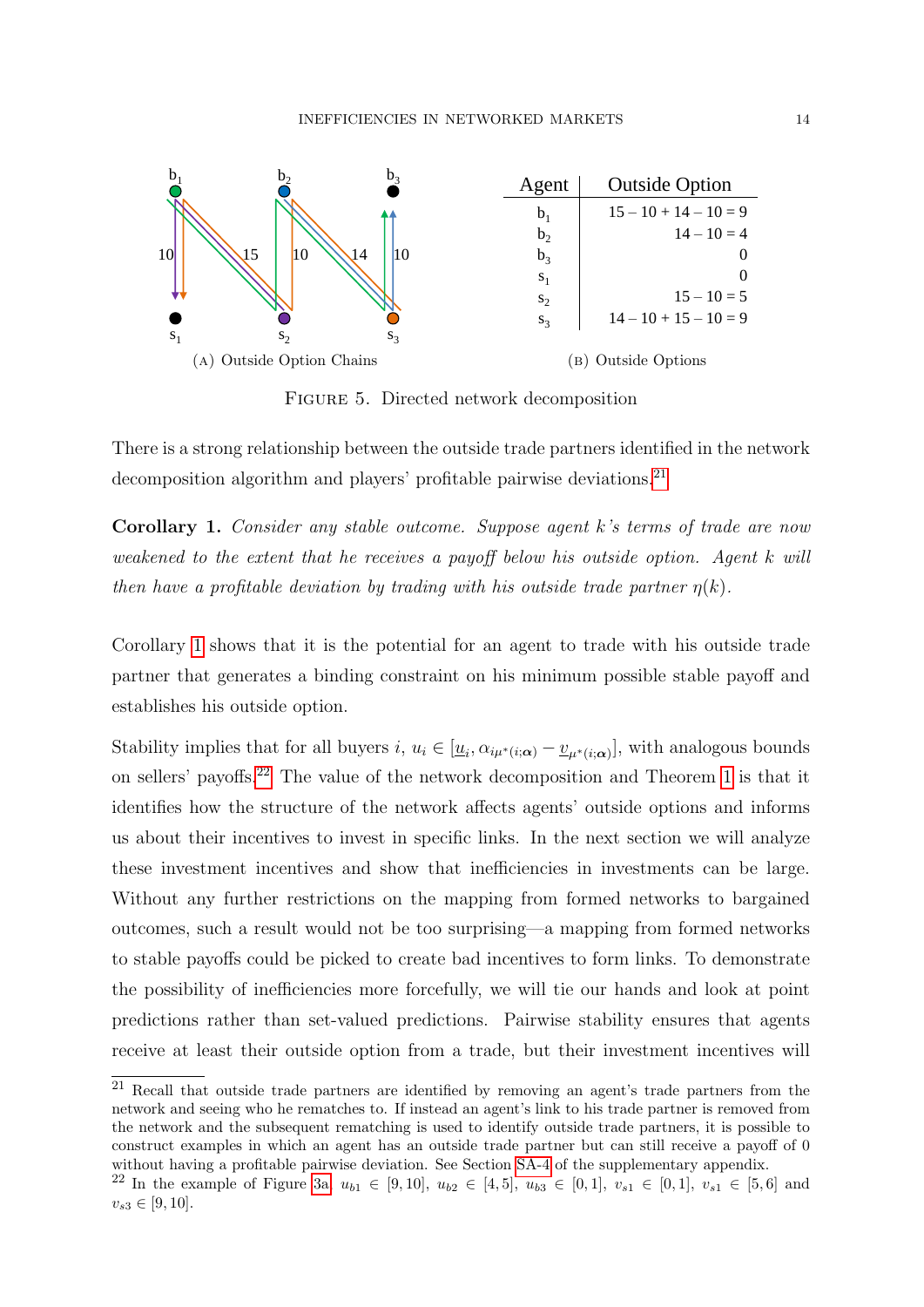| Agent | Outside Option |
|---|---|
| $b_1$ | $15 - 10 + 14 - 10 = 9$ |
| $b_2$ | $14 - 10 = 4$ |
| $b_3$ | 0 |
| $s_1$ | 0 |
| $s_2$ | $15 - 10 = 5$ |
| $s_3$ | $14 - 10 + 15 - 10 = 9$ |

(A) Outside Option Chains (B) Outside Options

FIGURE 5. Directed network decomposition

There is a strong relationship between the outside trade partners identified in the network decomposition algorithm and players' profitable pairwise deviations.[21]

**Corollary 1.** *Consider any stable outcome. Suppose agent $k$'s terms of trade are now weakened to the extent that he receives a payoff below his outside option. Agent $k$ will then have a profitable deviation by trading with his outside trade partner $\eta(k)$.*

Corollary 1 shows that it is the potential for an agent to trade with his outside trade partner that generates a binding constraint on his minimum possible stable payoff and establishes his outside option.

Stability implies that for all buyers $i$, $u_i \in [\underline{u}_i, \alpha_{i\mu^*(i;\boldsymbol{\alpha})} - \underline{v}_{\mu^*(i;\boldsymbol{\alpha})}]$, with analogous bounds on sellers' payoffs.[22] The value of the network decomposition and Theorem 1 is that it identifies how the structure of the network affects agents' outside options and informs us about their incentives to invest in specific links. In the next section we will analyze these investment incentives and show that inefficiencies in investments can be large. Without any further restrictions on the mapping from formed networks to bargained outcomes, such a result would not be too surprising—a mapping from formed networks to stable payoffs could be picked to create bad incentives to form links. To demonstrate the possibility of inefficiencies more forcefully, we will tie our hands and look at point predictions rather than set-valued predictions. Pairwise stability ensures that agents receive at least their outside option from a trade, but their investment incentives will

[21] Recall that outside trade partners are identified by removing an agent's trade partners from the network and seeing who he rematches to. If instead an agent's link to his trade partner is removed from the network and the subsequent rematching is used to identify outside trade partners, it is possible to construct examples in which an agent has an outside trade partner but can still receive a payoff of 0 without having a profitable pairwise deviation. See Section SA-4 of the supplementary appendix.

[22] In the example of Figure 3a, $u_{b1} \in [9, 10]$, $u_{b2} \in [4, 5]$, $u_{b3} \in [0, 1]$, $v_{s1} \in [0, 1]$, $v_{s1} \in [5, 6]$ and $v_{s3} \in [9, 10]$.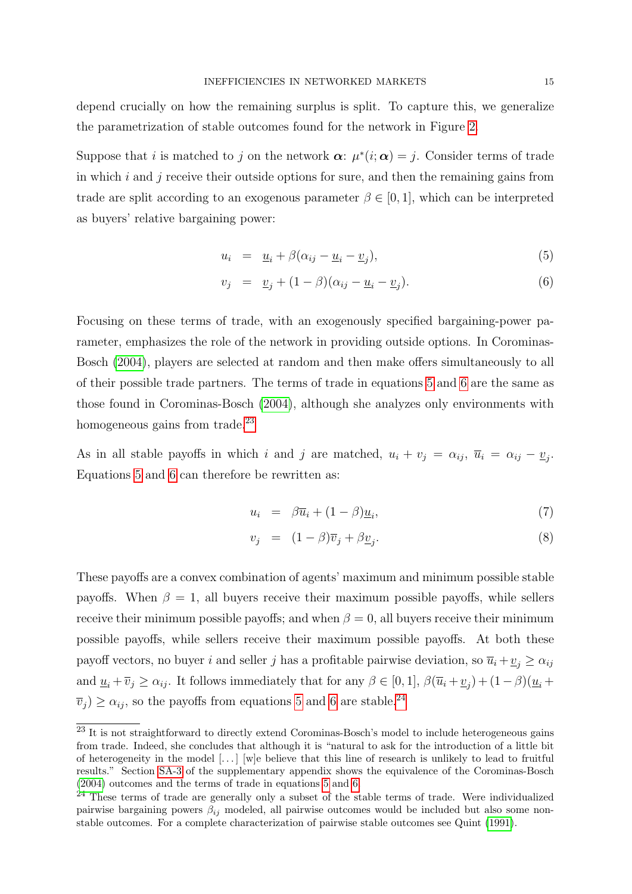depend crucially on how the remaining surplus is split. To capture this, we generalize the parametrization of stable outcomes found for the network in Figure 2.

Suppose that $i$ is matched to $j$ on the network $\boldsymbol{\alpha}$: $\mu^*(i;\boldsymbol{\alpha}) = j$. Consider terms of trade in which $i$ and $j$ receive their outside options for sure, and then the remaining gains from trade are split according to an exogenous parameter $\beta \in [0,1]$, which can be interpreted as buyers' relative bargaining power:

$$u_i = \underline{u}_i + \beta(\alpha_{ij} - \underline{u}_i - \underline{v}_j), \tag{5}$$

$$v_j = \underline{v}_j + (1-\beta)(\alpha_{ij} - \underline{u}_i - \underline{v}_j). \tag{6}$$

Focusing on these terms of trade, with an exogenously specified bargaining-power parameter, emphasizes the role of the network in providing outside options. In Corominas-Bosch (2004), players are selected at random and then make offers simultaneously to all of their possible trade partners. The terms of trade in equations 5 and 6 are the same as those found in Corominas-Bosch (2004), although she analyzes only environments with homogeneous gains from trade.[23]

As in all stable payoffs in which $i$ and $j$ are matched, $u_i + v_j = \alpha_{ij}$, $\overline{u}_i = \alpha_{ij} - \underline{v}_j$. Equations 5 and 6 can therefore be rewritten as:

$$u_i = \beta\overline{u}_i + (1-\beta)\underline{u}_i, \tag{7}$$

$$v_j = (1-\beta)\overline{v}_j + \beta\underline{v}_j. \tag{8}$$

These payoffs are a convex combination of agents' maximum and minimum possible stable payoffs. When $\beta = 1$, all buyers receive their maximum possible payoffs, while sellers receive their minimum possible payoffs; and when $\beta = 0$, all buyers receive their minimum possible payoffs, while sellers receive their maximum possible payoffs. At both these payoff vectors, no buyer $i$ and seller $j$ has a profitable pairwise deviation, so $\overline{u}_i + \underline{v}_j \geq \alpha_{ij}$ and $\underline{u}_i + \overline{v}_j \geq \alpha_{ij}$. It follows immediately that for any $\beta \in [0,1]$, $\beta(\overline{u}_i + \underline{v}_j) + (1-\beta)(\underline{u}_i + \overline{v}_j) \geq \alpha_{ij}$, so the payoffs from equations 5 and 6 are stable.[24]

---

[23] It is not straightforward to directly extend Corominas-Bosch's model to include heterogeneous gains from trade. Indeed, she concludes that although it is "natural to ask for the introduction of a little bit of heterogeneity in the model [...] [w]e believe that this line of research is unlikely to lead to fruitful results." Section SA-3 of the supplementary appendix shows the equivalence of the Corominas-Bosch (2004) outcomes and the terms of trade in equations 5 and 6.

[24] These terms of trade are generally only a subset of the stable terms of trade. Were individualized pairwise bargaining powers $\beta_{ij}$ modeled, all pairwise outcomes would be included but also some non-stable outcomes. For a complete characterization of pairwise stable outcomes see Quint (1991).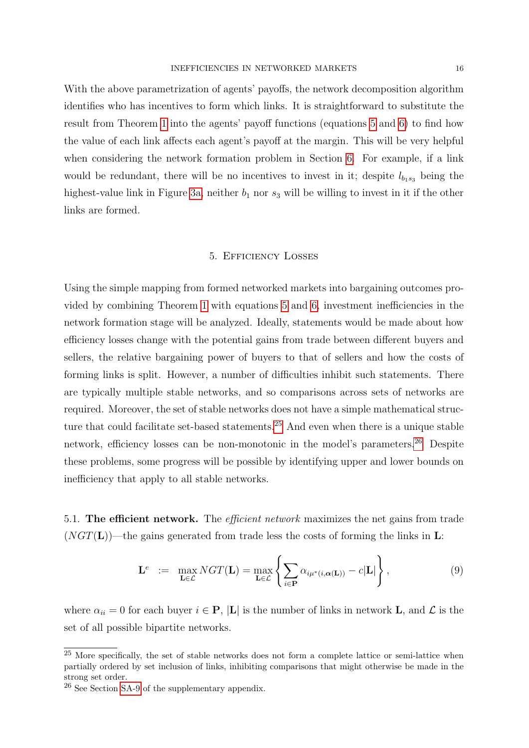With the above parametrization of agents' payoffs, the network decomposition algorithm identifies who has incentives to form which links. It is straightforward to substitute the result from Theorem 1 into the agents' payoff functions (equations 5 and 6) to find how the value of each link affects each agent's payoff at the margin. This will be very helpful when considering the network formation problem in Section 6. For example, if a link would be redundant, there will be no incentives to invest in it; despite $l_{b_1 s_3}$ being the highest-value link in Figure 3a, neither $b_1$ nor $s_3$ will be willing to invest in it if the other links are formed.

## 5. Efficiency Losses

Using the simple mapping from formed networked markets into bargaining outcomes provided by combining Theorem 1 with equations 5 and 6, investment inefficiencies in the network formation stage will be analyzed. Ideally, statements would be made about how efficiency losses change with the potential gains from trade between different buyers and sellers, the relative bargaining power of buyers to that of sellers and how the costs of forming links is split. However, a number of difficulties inhibit such statements. There are typically multiple stable networks, and so comparisons across sets of networks are required. Moreover, the set of stable networks does not have a simple mathematical structure that could facilitate set-based statements.[25] And even when there is a unique stable network, efficiency losses can be non-monotonic in the model's parameters.[26] Despite these problems, some progress will be possible by identifying upper and lower bounds on inefficiency that apply to all stable networks.

5.1. **The efficient network.** The *efficient network* maximizes the net gains from trade ($NGT(\mathbf{L})$)—the gains generated from trade less the costs of forming the links in $\mathbf{L}$:

$$\mathbf{L}^e \;\; := \;\; \max_{\mathbf{L} \in \mathcal{L}} NGT(\mathbf{L}) = \max_{\mathbf{L} \in \mathcal{L}} \left\{ \sum_{i \in \mathbf{P}} \alpha_{i\mu^*(i, \boldsymbol{\alpha}(\mathbf{L}))} - c|\mathbf{L}| \right\}, \tag{9}$$

where $\alpha_{ii} = 0$ for each buyer $i \in \mathbf{P}$, $|\mathbf{L}|$ is the number of links in network $\mathbf{L}$, and $\mathcal{L}$ is the set of all possible bipartite networks.

---

[25] More specifically, the set of stable networks does not form a complete lattice or semi-lattice when partially ordered by set inclusion of links, inhibiting comparisons that might otherwise be made in the strong set order.

[26] See Section SA-9 of the supplementary appendix.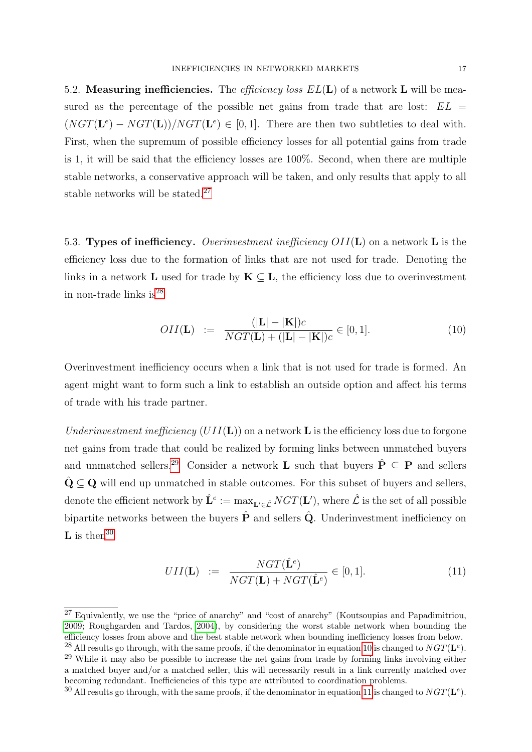5.2. **Measuring inefficiencies.** The *efficiency loss* $EL(\mathbf{L})$ of a network $\mathbf{L}$ will be measured as the percentage of the possible net gains from trade that are lost: $EL = (NGT(\mathbf{L}^e) - NGT(\mathbf{L}))/NGT(\mathbf{L}^e) \in [0,1]$. There are then two subtleties to deal with. First, when the supremum of possible efficiency losses for all potential gains from trade is 1, it will be said that the efficiency losses are 100%. Second, when there are multiple stable networks, a conservative approach will be taken, and only results that apply to all stable networks will be stated.[27]

5.3. **Types of inefficiency.** *Overinvestment inefficiency* $OII(\mathbf{L})$ on a network $\mathbf{L}$ is the efficiency loss due to the formation of links that are not used for trade. Denoting the links in a network $\mathbf{L}$ used for trade by $\mathbf{K} \subseteq \mathbf{L}$, the efficiency loss due to overinvestment in non-trade links is[28]

$$OII(\mathbf{L}) \;:=\; \frac{(|\mathbf{L}| - |\mathbf{K}|)c}{NGT(\mathbf{L}) + (|\mathbf{L}| - |\mathbf{K}|)c} \in [0,1]. \tag{10}$$

Overinvestment inefficiency occurs when a link that is not used for trade is formed. An agent might want to form such a link to establish an outside option and affect his terms of trade with his trade partner.

*Underinvestment inefficiency* ($UII(\mathbf{L})$) on a network $\mathbf{L}$ is the efficiency loss due to forgone net gains from trade that could be realized by forming links between unmatched buyers and unmatched sellers.[29] Consider a network $\mathbf{L}$ such that buyers $\hat{\mathbf{P}} \subseteq \mathbf{P}$ and sellers $\hat{\mathbf{Q}} \subseteq \mathbf{Q}$ will end up unmatched in stable outcomes. For this subset of buyers and sellers, denote the efficient network by $\hat{\mathbf{L}}^e := \max_{\mathbf{L}' \in \hat{\mathcal{L}}} NGT(\mathbf{L}')$, where $\hat{\mathcal{L}}$ is the set of all possible bipartite networks between the buyers $\hat{\mathbf{P}}$ and sellers $\hat{\mathbf{Q}}$. Underinvestment inefficiency on $\mathbf{L}$ is then[30]

$$UII(\mathbf{L}) \;:=\; \frac{NGT(\hat{\mathbf{L}}^e)}{NGT(\mathbf{L}) + NGT(\hat{\mathbf{L}}^e)} \in [0,1]. \tag{11}$$

[27] Equivalently, we use the "price of anarchy" and "cost of anarchy" (Koutsoupias and Papadimitriou, 2009; Roughgarden and Tardos, 2004), by considering the worst stable network when bounding the efficiency losses from above and the best stable network when bounding inefficiency losses from below.

[28] All results go through, with the same proofs, if the denominator in equation 10 is changed to $NGT(\mathbf{L}^e)$.

[29] While it may also be possible to increase the net gains from trade by forming links involving either a matched buyer and/or a matched seller, this will necessarily result in a link currently matched over becoming redundant. Inefficiencies of this type are attributed to coordination problems.

[30] All results go through, with the same proofs, if the denominator in equation 11 is changed to $NGT(\mathbf{L}^e)$.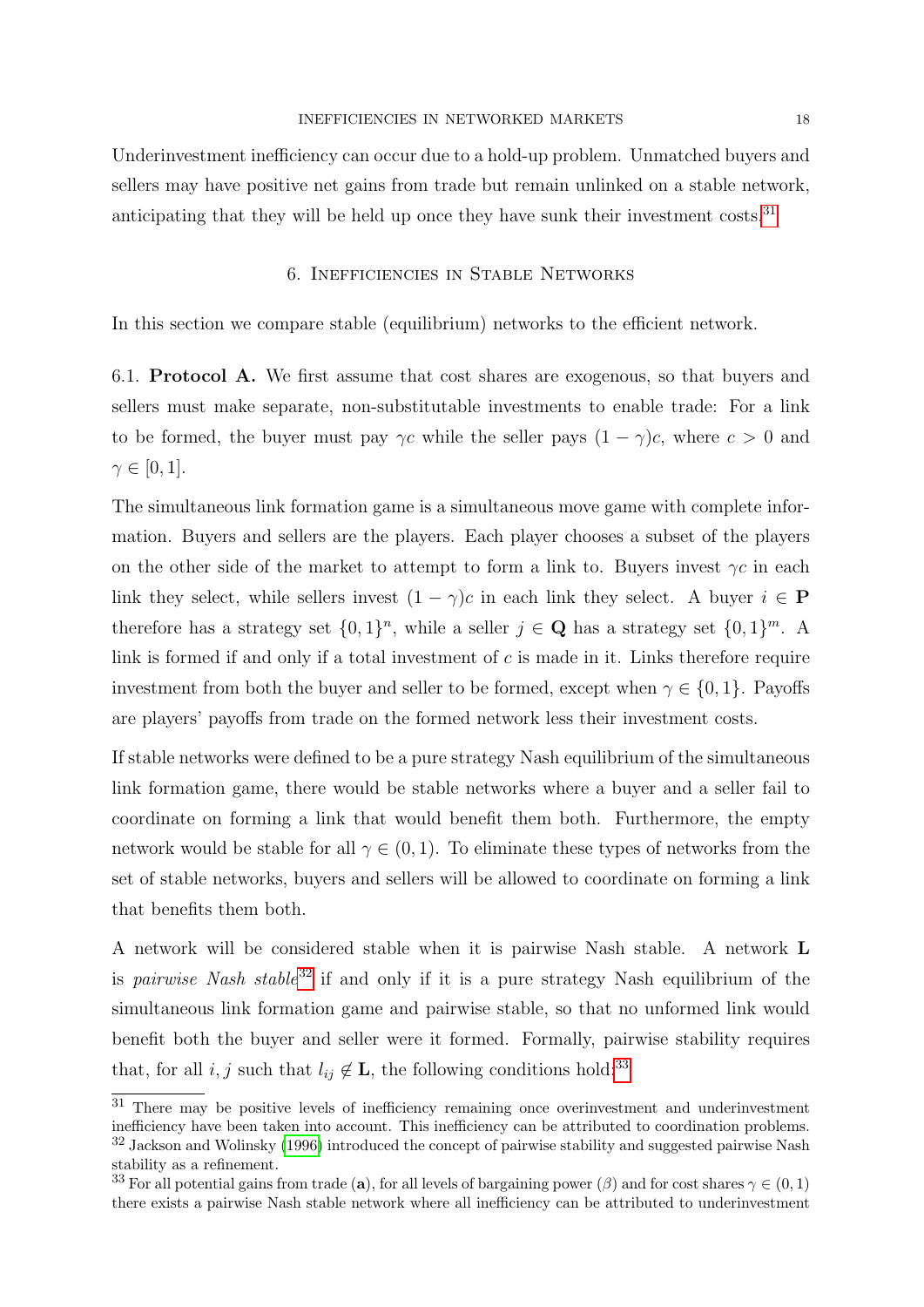Underinvestment inefficiency can occur due to a hold-up problem. Unmatched buyers and sellers may have positive net gains from trade but remain unlinked on a stable network, anticipating that they will be held up once they have sunk their investment costs.[31]

## 6. Inefficiencies in Stable Networks

In this section we compare stable (equilibrium) networks to the efficient network.

6.1. **Protocol A.** We first assume that cost shares are exogenous, so that buyers and sellers must make separate, non-substitutable investments to enable trade: For a link to be formed, the buyer must pay $\gamma c$ while the seller pays $(1 - \gamma)c$, where $c > 0$ and $\gamma \in [0, 1]$.

The simultaneous link formation game is a simultaneous move game with complete information. Buyers and sellers are the players. Each player chooses a subset of the players on the other side of the market to attempt to form a link to. Buyers invest $\gamma c$ in each link they select, while sellers invest $(1 - \gamma)c$ in each link they select. A buyer $i \in \mathbf{P}$ therefore has a strategy set $\{0, 1\}^n$, while a seller $j \in \mathbf{Q}$ has a strategy set $\{0, 1\}^m$. A link is formed if and only if a total investment of $c$ is made in it. Links therefore require investment from both the buyer and seller to be formed, except when $\gamma \in \{0, 1\}$. Payoffs are players' payoffs from trade on the formed network less their investment costs.

If stable networks were defined to be a pure strategy Nash equilibrium of the simultaneous link formation game, there would be stable networks where a buyer and a seller fail to coordinate on forming a link that would benefit them both. Furthermore, the empty network would be stable for all $\gamma \in (0, 1)$. To eliminate these types of networks from the set of stable networks, buyers and sellers will be allowed to coordinate on forming a link that benefits them both.

A network will be considered stable when it is pairwise Nash stable. A network $\mathbf{L}$ is *pairwise Nash stable*[32] if and only if it is a pure strategy Nash equilibrium of the simultaneous link formation game and pairwise stable, so that no unformed link would benefit both the buyer and seller were it formed. Formally, pairwise stability requires that, for all $i, j$ such that $l_{ij} \notin \mathbf{L}$, the following conditions hold:[33]

---

[31] There may be positive levels of inefficiency remaining once overinvestment and underinvestment inefficiency have been taken into account. This inefficiency can be attributed to coordination problems.

[32] Jackson and Wolinsky (1996) introduced the concept of pairwise stability and suggested pairwise Nash stability as a refinement.

[33] For all potential gains from trade ($\mathbf{a}$), for all levels of bargaining power ($\beta$) and for cost shares $\gamma \in (0, 1)$ there exists a pairwise Nash stable network where all inefficiency can be attributed to underinvestment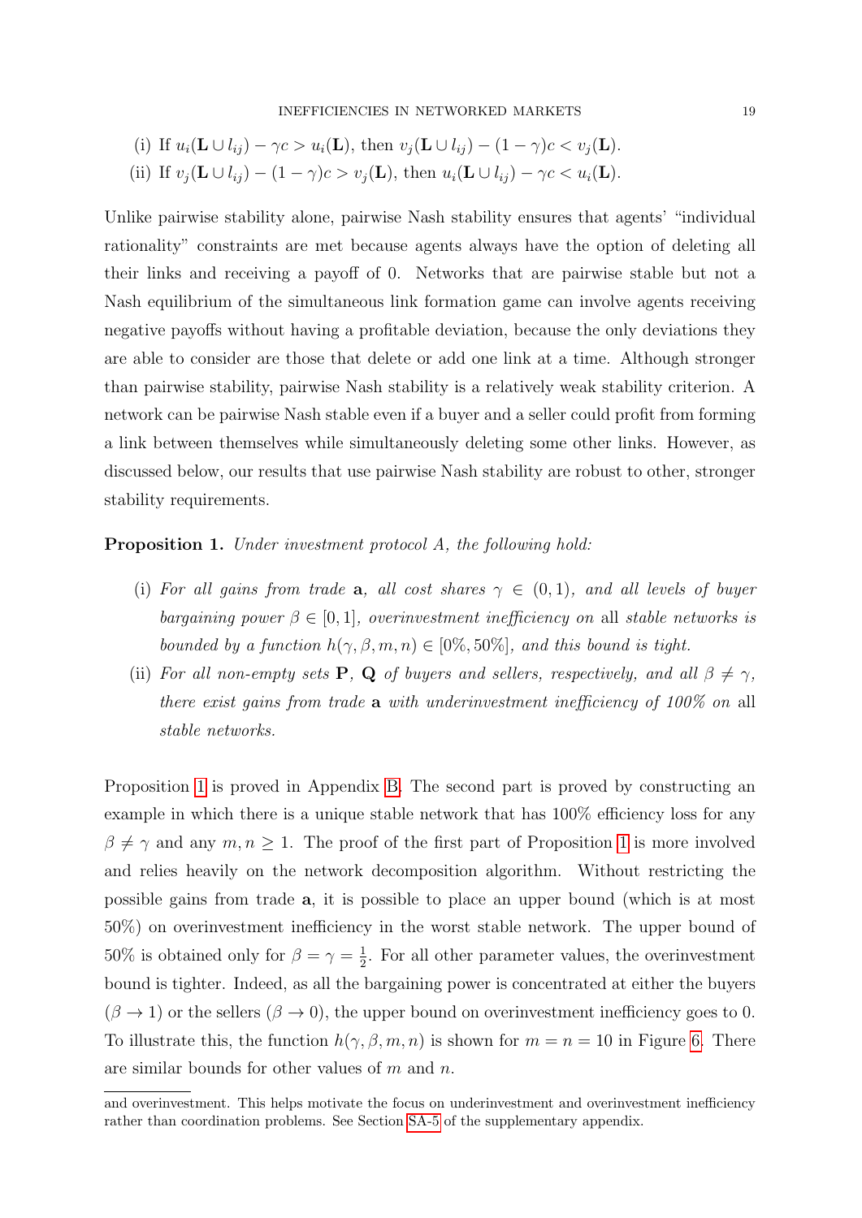(i) If $u_i(\mathbf{L} \cup l_{ij}) - \gamma c > u_i(\mathbf{L})$, then $v_j(\mathbf{L} \cup l_{ij}) - (1-\gamma)c < v_j(\mathbf{L})$.

(ii) If $v_j(\mathbf{L} \cup l_{ij}) - (1-\gamma)c > v_j(\mathbf{L})$, then $u_i(\mathbf{L} \cup l_{ij}) - \gamma c < u_i(\mathbf{L})$.

Unlike pairwise stability alone, pairwise Nash stability ensures that agents' "individual rationality" constraints are met because agents always have the option of deleting all their links and receiving a payoff of 0. Networks that are pairwise stable but not a Nash equilibrium of the simultaneous link formation game can involve agents receiving negative payoffs without having a profitable deviation, because the only deviations they are able to consider are those that delete or add one link at a time. Although stronger than pairwise stability, pairwise Nash stability is a relatively weak stability criterion. A network can be pairwise Nash stable even if a buyer and a seller could profit from forming a link between themselves while simultaneously deleting some other links. However, as discussed below, our results that use pairwise Nash stability are robust to other, stronger stability requirements.

**Proposition 1.** *Under investment protocol A, the following hold:*

(i) *For all gains from trade* $\mathbf{a}$*, all cost shares* $\gamma \in (0,1)$*, and all levels of buyer bargaining power* $\beta \in [0,1]$*, overinvestment inefficiency on* all *stable networks is bounded by a function* $h(\gamma, \beta, m, n) \in [0\%, 50\%]$*, and this bound is tight.*

(ii) *For all non-empty sets* $\mathbf{P}$*,* $\mathbf{Q}$ *of buyers and sellers, respectively, and all* $\beta \neq \gamma$*, there exist gains from trade* $\mathbf{a}$ *with underinvestment inefficiency of 100% on* all *stable networks.*

Proposition 1 is proved in Appendix B. The second part is proved by constructing an example in which there is a unique stable network that has 100% efficiency loss for any $\beta \neq \gamma$ and any $m, n \geq 1$. The proof of the first part of Proposition 1 is more involved and relies heavily on the network decomposition algorithm. Without restricting the possible gains from trade $\mathbf{a}$, it is possible to place an upper bound (which is at most 50%) on overinvestment inefficiency in the worst stable network. The upper bound of 50% is obtained only for $\beta = \gamma = \frac{1}{2}$. For all other parameter values, the overinvestment bound is tighter. Indeed, as all the bargaining power is concentrated at either the buyers ($\beta \to 1$) or the sellers ($\beta \to 0$), the upper bound on overinvestment inefficiency goes to 0. To illustrate this, the function $h(\gamma, \beta, m, n)$ is shown for $m = n = 10$ in Figure 6. There are similar bounds for other values of $m$ and $n$.

---

and overinvestment. This helps motivate the focus on underinvestment and overinvestment inefficiency rather than coordination problems. See Section SA-5 of the supplementary appendix.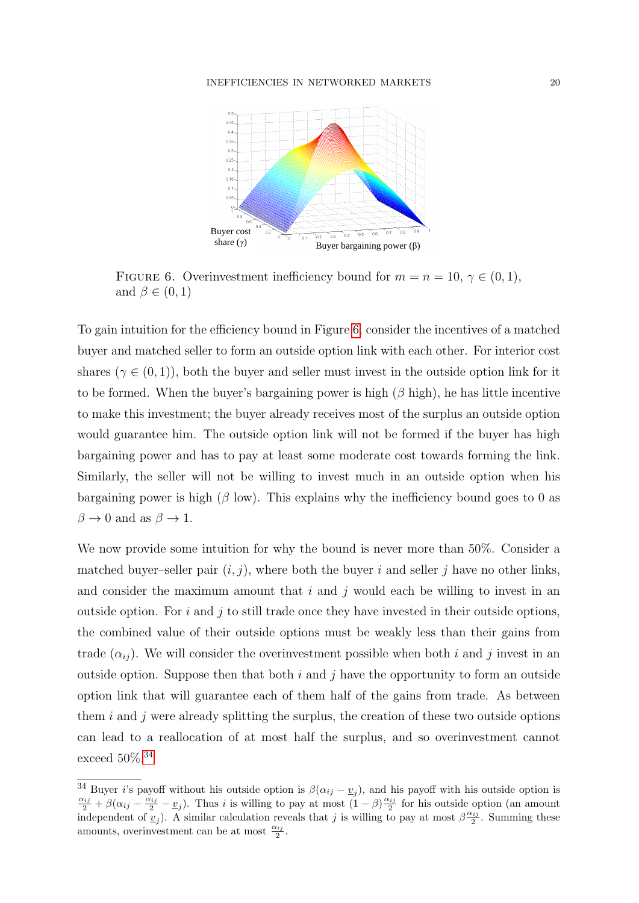FIGURE 6. Overinvestment inefficiency bound for $m = n = 10$, $\gamma \in (0, 1)$, and $\beta \in (0, 1)$

To gain intuition for the efficiency bound in Figure 6, consider the incentives of a matched buyer and matched seller to form an outside option link with each other. For interior cost shares ($\gamma \in (0, 1)$), both the buyer and seller must invest in the outside option link for it to be formed. When the buyer's bargaining power is high ($\beta$ high), he has little incentive to make this investment; the buyer already receives most of the surplus an outside option would guarantee him. The outside option link will not be formed if the buyer has high bargaining power and has to pay at least some moderate cost towards forming the link. Similarly, the seller will not be willing to invest much in an outside option when his bargaining power is high ($\beta$ low). This explains why the inefficiency bound goes to 0 as $\beta \to 0$ and as $\beta \to 1$.

We now provide some intuition for why the bound is never more than 50%. Consider a matched buyer–seller pair $(i, j)$, where both the buyer $i$ and seller $j$ have no other links, and consider the maximum amount that $i$ and $j$ would each be willing to invest in an outside option. For $i$ and $j$ to still trade once they have invested in their outside options, the combined value of their outside options must be weakly less than their gains from trade ($\alpha_{ij}$). We will consider the overinvestment possible when both $i$ and $j$ invest in an outside option. Suppose then that both $i$ and $j$ have the opportunity to form an outside option link that will guarantee each of them half of the gains from trade. As between them $i$ and $j$ were already splitting the surplus, the creation of these two outside options can lead to a reallocation of at most half the surplus, and so overinvestment cannot exceed 50%.[34]

[34] Buyer $i$'s payoff without his outside option is $\beta(\alpha_{ij} - \underline{v}_j)$, and his payoff with his outside option is $\frac{\alpha_{ij}}{2} + \beta(\alpha_{ij} - \frac{\alpha_{ij}}{2} - \underline{v}_j)$. Thus $i$ is willing to pay at most $(1 - \beta)\frac{\alpha_{ij}}{2}$ for his outside option (an amount independent of $\underline{v}_j$). A similar calculation reveals that $j$ is willing to pay at most $\beta\frac{\alpha_{ij}}{2}$. Summing these amounts, overinvestment can be at most $\frac{\alpha_{ij}}{2}$.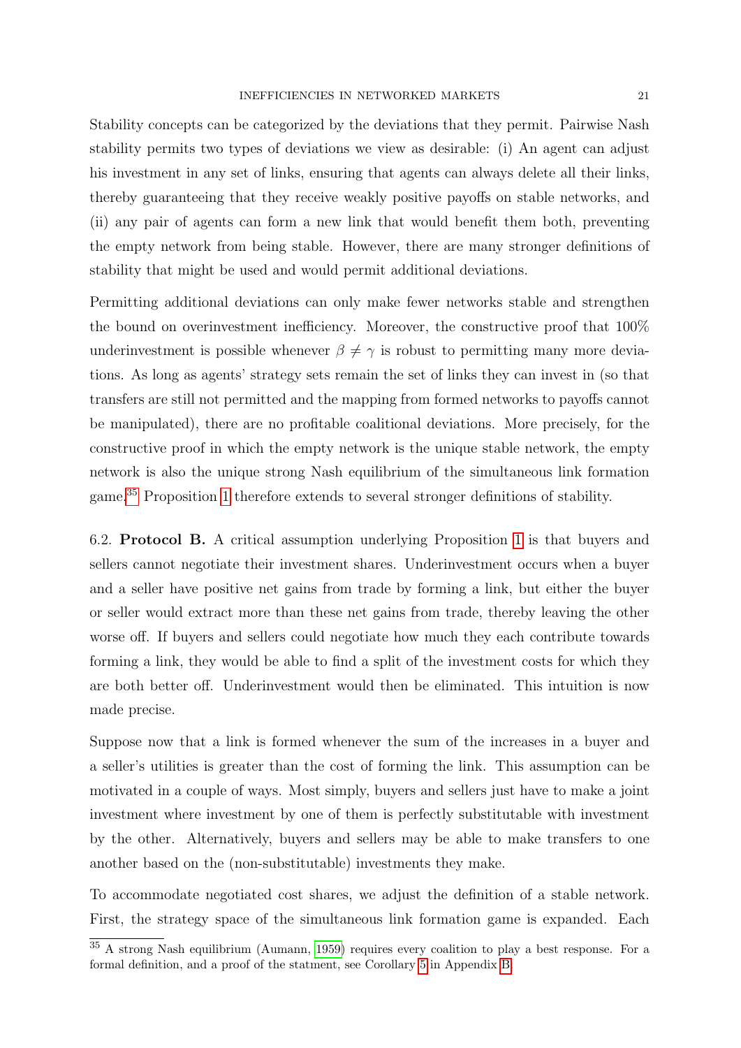Stability concepts can be categorized by the deviations that they permit. Pairwise Nash stability permits two types of deviations we view as desirable: (i) An agent can adjust his investment in any set of links, ensuring that agents can always delete all their links, thereby guaranteeing that they receive weakly positive payoffs on stable networks, and (ii) any pair of agents can form a new link that would benefit them both, preventing the empty network from being stable. However, there are many stronger definitions of stability that might be used and would permit additional deviations.

Permitting additional deviations can only make fewer networks stable and strengthen the bound on overinvestment inefficiency. Moreover, the constructive proof that 100% underinvestment is possible whenever $\beta \neq \gamma$ is robust to permitting many more deviations. As long as agents' strategy sets remain the set of links they can invest in (so that transfers are still not permitted and the mapping from formed networks to payoffs cannot be manipulated), there are no profitable coalitional deviations. More precisely, for the constructive proof in which the empty network is the unique stable network, the empty network is also the unique strong Nash equilibrium of the simultaneous link formation game.[35] Proposition 1 therefore extends to several stronger definitions of stability.

6.2. **Protocol B.** A critical assumption underlying Proposition 1 is that buyers and sellers cannot negotiate their investment shares. Underinvestment occurs when a buyer and a seller have positive net gains from trade by forming a link, but either the buyer or seller would extract more than these net gains from trade, thereby leaving the other worse off. If buyers and sellers could negotiate how much they each contribute towards forming a link, they would be able to find a split of the investment costs for which they are both better off. Underinvestment would then be eliminated. This intuition is now made precise.

Suppose now that a link is formed whenever the sum of the increases in a buyer and a seller's utilities is greater than the cost of forming the link. This assumption can be motivated in a couple of ways. Most simply, buyers and sellers just have to make a joint investment where investment by one of them is perfectly substitutable with investment by the other. Alternatively, buyers and sellers may be able to make transfers to one another based on the (non-substitutable) investments they make.

To accommodate negotiated cost shares, we adjust the definition of a stable network. First, the strategy space of the simultaneous link formation game is expanded. Each

[35] A strong Nash equilibrium (Aumann, 1959) requires every coalition to play a best response. For a formal definition, and a proof of the statment, see Corollary 5 in Appendix B.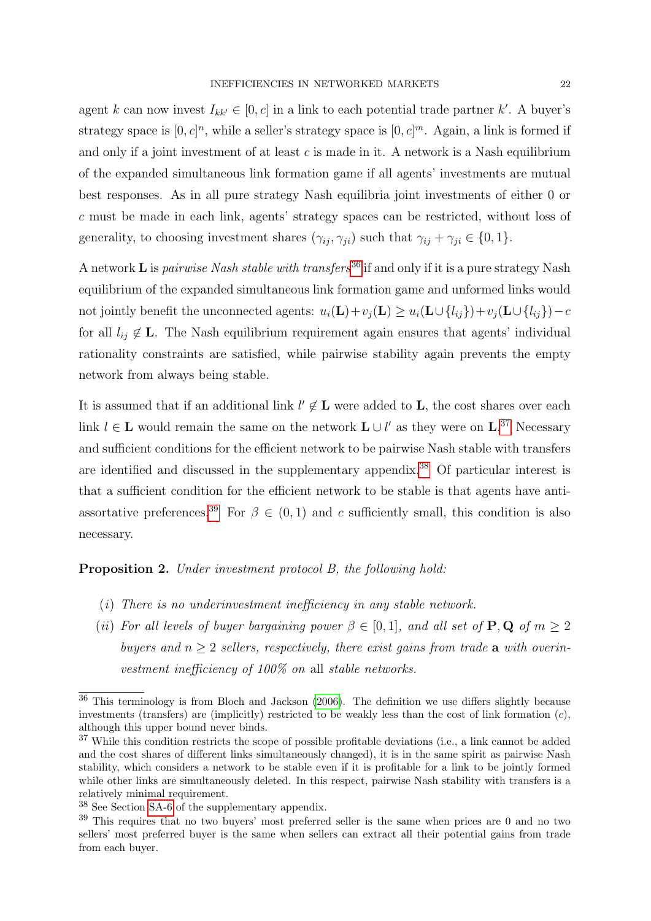agent $k$ can now invest $I_{kk'} \in [0, c]$ in a link to each potential trade partner $k'$. A buyer's strategy space is $[0, c]^n$, while a seller's strategy space is $[0, c]^m$. Again, a link is formed if and only if a joint investment of at least $c$ is made in it. A network is a Nash equilibrium of the expanded simultaneous link formation game if all agents' investments are mutual best responses. As in all pure strategy Nash equilibria joint investments of either 0 or $c$ must be made in each link, agents' strategy spaces can be restricted, without loss of generality, to choosing investment shares $(\gamma_{ij}, \gamma_{ji})$ such that $\gamma_{ij} + \gamma_{ji} \in \{0, 1\}$.

A network $\mathbf{L}$ is *pairwise Nash stable with transfers*[36] if and only if it is a pure strategy Nash equilibrium of the expanded simultaneous link formation game and unformed links would not jointly benefit the unconnected agents: $u_i(\mathbf{L}) + v_j(\mathbf{L}) \geq u_i(\mathbf{L} \cup \{l_{ij}\}) + v_j(\mathbf{L} \cup \{l_{ij}\}) - c$ for all $l_{ij} \notin \mathbf{L}$. The Nash equilibrium requirement again ensures that agents' individual rationality constraints are satisfied, while pairwise stability again prevents the empty network from always being stable.

It is assumed that if an additional link $l' \notin \mathbf{L}$ were added to $\mathbf{L}$, the cost shares over each link $l \in \mathbf{L}$ would remain the same on the network $\mathbf{L} \cup l'$ as they were on $\mathbf{L}$.[37] Necessary and sufficient conditions for the efficient network to be pairwise Nash stable with transfers are identified and discussed in the supplementary appendix.[38] Of particular interest is that a sufficient condition for the efficient network to be stable is that agents have anti-assortative preferences.[39] For $\beta \in (0, 1)$ and $c$ sufficiently small, this condition is also necessary.

**Proposition 2.** *Under investment protocol B, the following hold:*

- $(i)$ *There is no underinvestment inefficiency in any stable network.*
- $(ii)$ *For all levels of buyer bargaining power $\beta \in [0, 1]$, and all set of $\mathbf{P}, \mathbf{Q}$ of $m \geq 2$ buyers and $n \geq 2$ sellers, respectively, there exist gains from trade $\mathbf{a}$ with overinvestment inefficiency of 100% on* all *stable networks.*

---

[36] This terminology is from Bloch and Jackson (2006). The definition we use differs slightly because investments (transfers) are (implicitly) restricted to be weakly less than the cost of link formation ($c$), although this upper bound never binds.

[37] While this condition restricts the scope of possible profitable deviations (i.e., a link cannot be added and the cost shares of different links simultaneously changed), it is in the same spirit as pairwise Nash stability, which considers a network to be stable even if it is profitable for a link to be jointly formed while other links are simultaneously deleted. In this respect, pairwise Nash stability with transfers is a relatively minimal requirement.

[38] See Section SA-6 of the supplementary appendix.

[39] This requires that no two buyers' most preferred seller is the same when prices are 0 and no two sellers' most preferred buyer is the same when sellers can extract all their potential gains from trade from each buyer.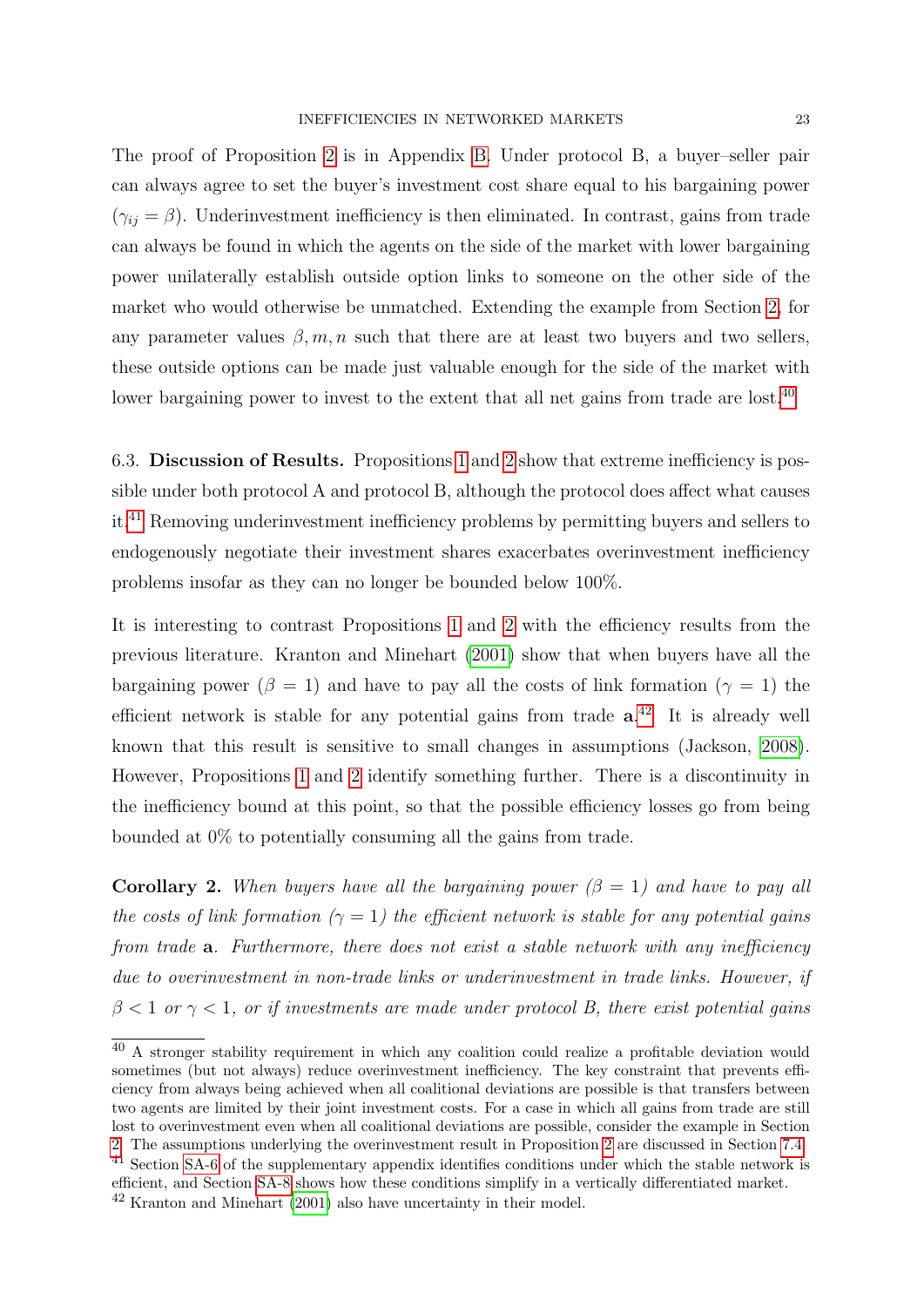The proof of Proposition 2 is in Appendix B. Under protocol B, a buyer–seller pair can always agree to set the buyer's investment cost share equal to his bargaining power ($\gamma_{ij} = \beta$). Underinvestment inefficiency is then eliminated. In contrast, gains from trade can always be found in which the agents on the side of the market with lower bargaining power unilaterally establish outside option links to someone on the other side of the market who would otherwise be unmatched. Extending the example from Section 2, for any parameter values $\beta, m, n$ such that there are at least two buyers and two sellers, these outside options can be made just valuable enough for the side of the market with lower bargaining power to invest to the extent that all net gains from trade are lost.[40]

6.3. **Discussion of Results.** Propositions 1 and 2 show that extreme inefficiency is possible under both protocol A and protocol B, although the protocol does affect what causes it.[41] Removing underinvestment inefficiency problems by permitting buyers and sellers to endogenously negotiate their investment shares exacerbates overinvestment inefficiency problems insofar as they can no longer be bounded below 100%.

It is interesting to contrast Propositions 1 and 2 with the efficiency results from the previous literature. Kranton and Minehart (2001) show that when buyers have all the bargaining power ($\beta = 1$) and have to pay all the costs of link formation ($\gamma = 1$) the efficient network is stable for any potential gains from trade $\mathbf{a}$.[42] It is already well known that this result is sensitive to small changes in assumptions (Jackson, 2008). However, Propositions 1 and 2 identify something further. There is a discontinuity in the inefficiency bound at this point, so that the possible efficiency losses go from being bounded at 0% to potentially consuming all the gains from trade.

**Corollary 2.** *When buyers have all the bargaining power ($\beta = 1$) and have to pay all the costs of link formation ($\gamma = 1$) the efficient network is stable for any potential gains from trade* $\mathbf{a}$. *Furthermore, there does not exist a stable network with any inefficiency due to overinvestment in non-trade links or underinvestment in trade links. However, if $\beta < 1$ or $\gamma < 1$, or if investments are made under protocol B, there exist potential gains*

[40] A stronger stability requirement in which any coalition could realize a profitable deviation would sometimes (but not always) reduce overinvestment inefficiency. The key constraint that prevents efficiency from always being achieved when all coalitional deviations are possible is that transfers between two agents are limited by their joint investment costs. For a case in which all gains from trade are still lost to overinvestment even when all coalitional deviations are possible, consider the example in Section 2. The assumptions underlying the overinvestment result in Proposition 2 are discussed in Section 7.4.

[41] Section SA-6 of the supplementary appendix identifies conditions under which the stable network is efficient, and Section SA-8 shows how these conditions simplify in a vertically differentiated market.

[42] Kranton and Minehart (2001) also have uncertainty in their model.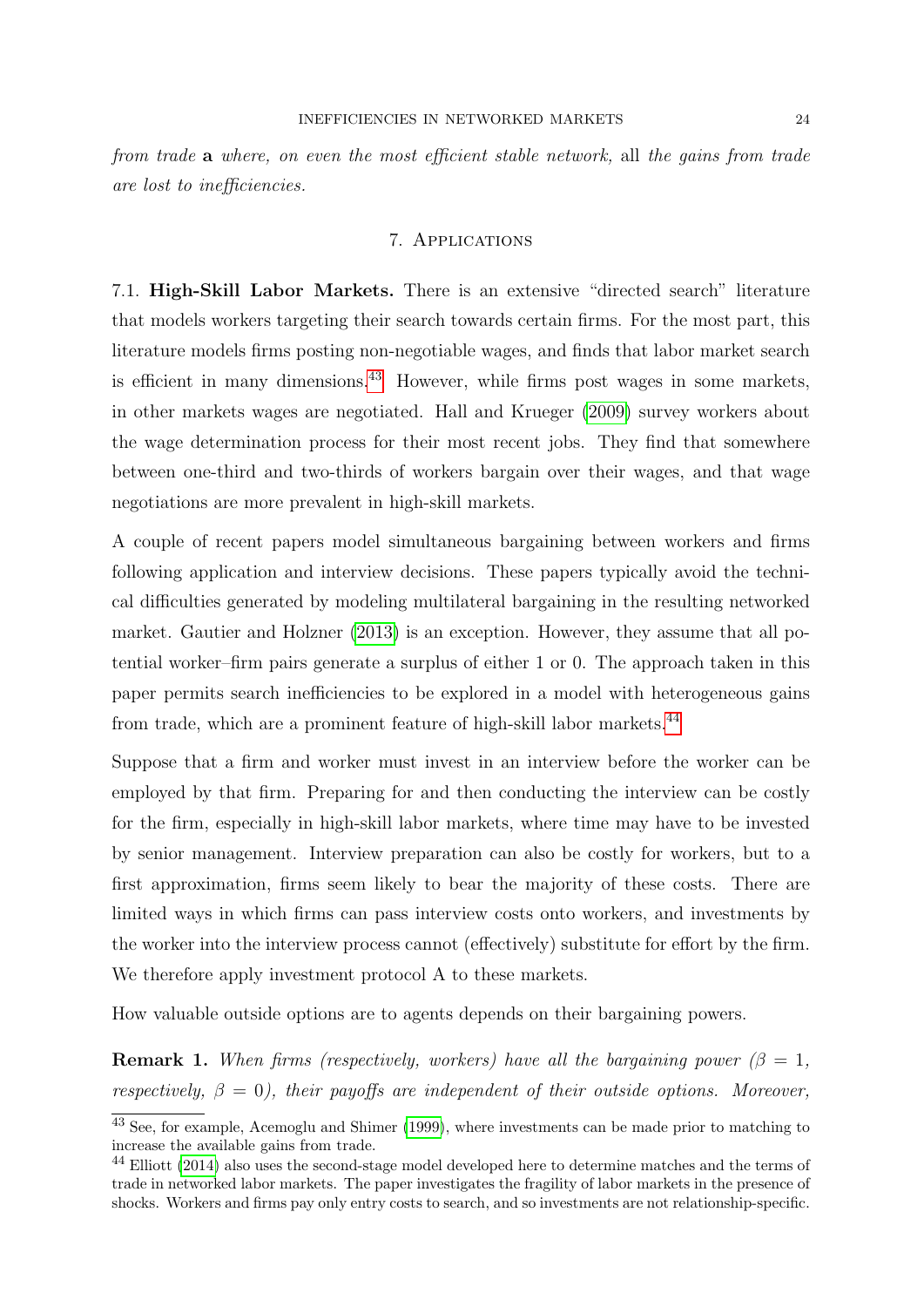*from trade* **a** *where, on even the most efficient stable network,* all *the gains from trade are lost to inefficiencies.*

## 7. Applications

7.1. **High-Skill Labor Markets.** There is an extensive "directed search" literature that models workers targeting their search towards certain firms. For the most part, this literature models firms posting non-negotiable wages, and finds that labor market search is efficient in many dimensions.[43] However, while firms post wages in some markets, in other markets wages are negotiated. Hall and Krueger (2009) survey workers about the wage determination process for their most recent jobs. They find that somewhere between one-third and two-thirds of workers bargain over their wages, and that wage negotiations are more prevalent in high-skill markets.

A couple of recent papers model simultaneous bargaining between workers and firms following application and interview decisions. These papers typically avoid the technical difficulties generated by modeling multilateral bargaining in the resulting networked market. Gautier and Holzner (2013) is an exception. However, they assume that all potential worker–firm pairs generate a surplus of either 1 or 0. The approach taken in this paper permits search inefficiencies to be explored in a model with heterogeneous gains from trade, which are a prominent feature of high-skill labor markets.[44]

Suppose that a firm and worker must invest in an interview before the worker can be employed by that firm. Preparing for and then conducting the interview can be costly for the firm, especially in high-skill labor markets, where time may have to be invested by senior management. Interview preparation can also be costly for workers, but to a first approximation, firms seem likely to bear the majority of these costs. There are limited ways in which firms can pass interview costs onto workers, and investments by the worker into the interview process cannot (effectively) substitute for effort by the firm. We therefore apply investment protocol A to these markets.

How valuable outside options are to agents depends on their bargaining powers.

**Remark 1.** *When firms (respectively, workers) have all the bargaining power ($\beta = 1$, respectively, $\beta = 0$), their payoffs are independent of their outside options. Moreover,*

[43] See, for example, Acemoglu and Shimer (1999), where investments can be made prior to matching to increase the available gains from trade.

[44] Elliott (2014) also uses the second-stage model developed here to determine matches and the terms of trade in networked labor markets. The paper investigates the fragility of labor markets in the presence of shocks. Workers and firms pay only entry costs to search, and so investments are not relationship-specific.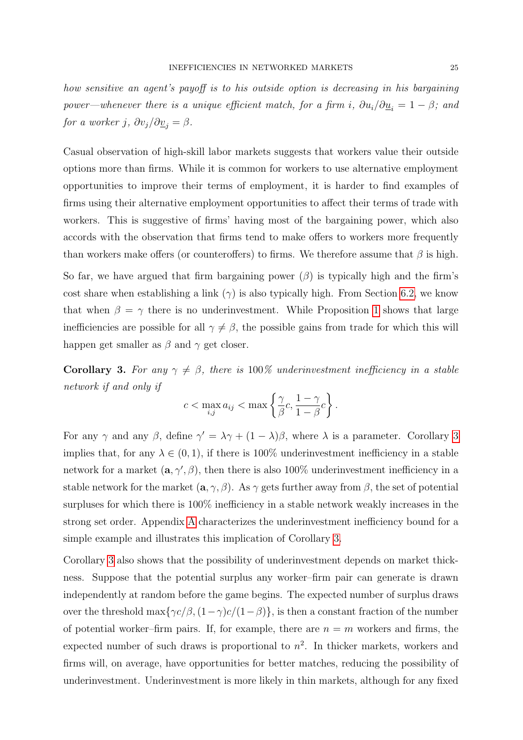*how sensitive an agent's payoff is to his outside option is decreasing in his bargaining power—whenever there is a unique efficient match, for a firm $i$, $\partial u_i / \partial \underline{u}_i = 1 - \beta$; and for a worker $j$, $\partial v_j / \partial \underline{v}_j = \beta$.*

Casual observation of high-skill labor markets suggests that workers value their outside options more than firms. While it is common for workers to use alternative employment opportunities to improve their terms of employment, it is harder to find examples of firms using their alternative employment opportunities to affect their terms of trade with workers. This is suggestive of firms' having most of the bargaining power, which also accords with the observation that firms tend to make offers to workers more frequently than workers make offers (or counteroffers) to firms. We therefore assume that $\beta$ is high.

So far, we have argued that firm bargaining power ($\beta$) is typically high and the firm's cost share when establishing a link ($\gamma$) is also typically high. From Section 6.2, we know that when $\beta = \gamma$ there is no underinvestment. While Proposition 1 shows that large inefficiencies are possible for all $\gamma \neq \beta$, the possible gains from trade for which this will happen get smaller as $\beta$ and $\gamma$ get closer.

**Corollary 3.** *For any $\gamma \neq \beta$, there is 100% underinvestment inefficiency in a stable network if and only if*

$$c < \max_{i,j} a_{ij} < \max\left\{ \frac{\gamma}{\beta} c, \frac{1-\gamma}{1-\beta} c \right\}.$$

For any $\gamma$ and any $\beta$, define $\gamma' = \lambda\gamma + (1-\lambda)\beta$, where $\lambda$ is a parameter. Corollary 3 implies that, for any $\lambda \in (0,1)$, if there is 100% underinvestment inefficiency in a stable network for a market $(\mathbf{a}, \gamma', \beta)$, then there is also 100% underinvestment inefficiency in a stable network for the market $(\mathbf{a}, \gamma, \beta)$. As $\gamma$ gets further away from $\beta$, the set of potential surpluses for which there is 100% inefficiency in a stable network weakly increases in the strong set order. Appendix A characterizes the underinvestment inefficiency bound for a simple example and illustrates this implication of Corollary 3.

Corollary 3 also shows that the possibility of underinvestment depends on market thickness. Suppose that the potential surplus any worker–firm pair can generate is drawn independently at random before the game begins. The expected number of surplus draws over the threshold $\max\{\gamma c/\beta, (1-\gamma)c/(1-\beta)\}$, is then a constant fraction of the number of potential worker–firm pairs. If, for example, there are $n = m$ workers and firms, the expected number of such draws is proportional to $n^2$. In thicker markets, workers and firms will, on average, have opportunities for better matches, reducing the possibility of underinvestment. Underinvestment is more likely in thin markets, although for any fixed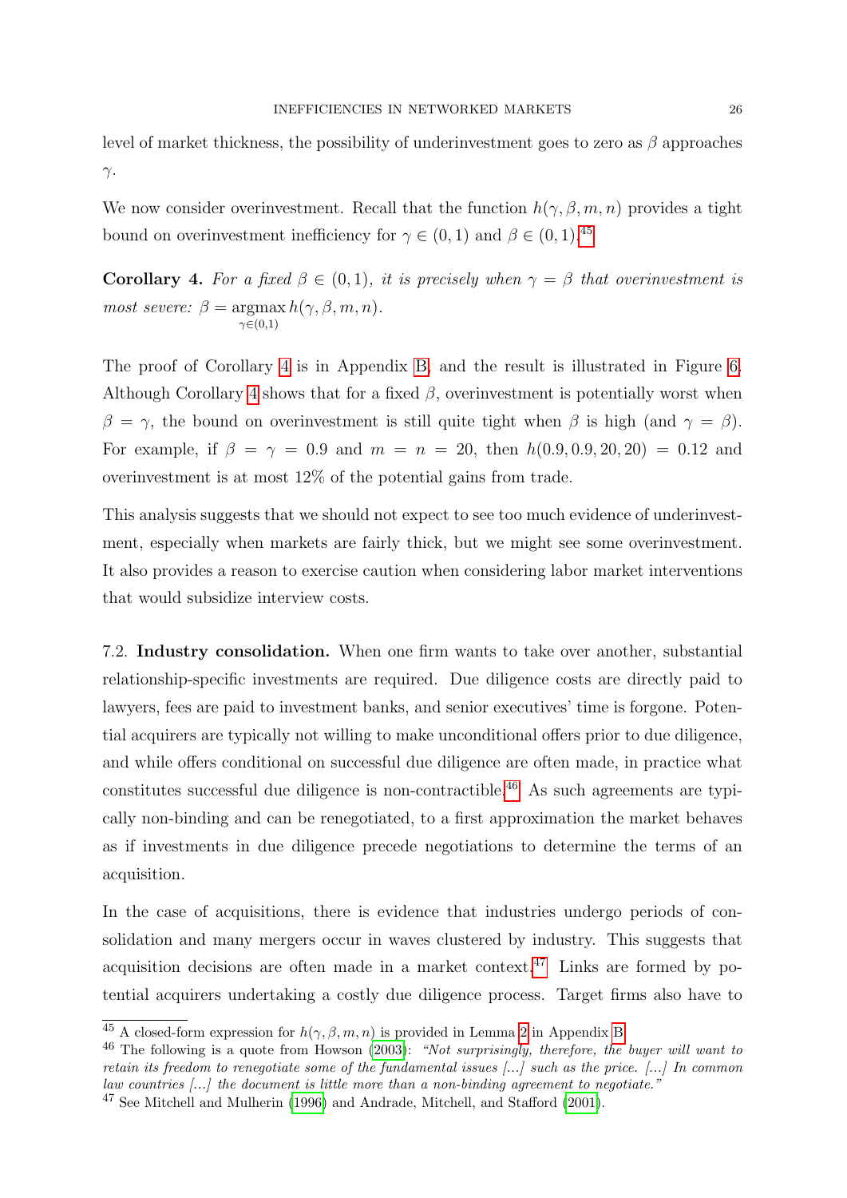level of market thickness, the possibility of underinvestment goes to zero as $\beta$ approaches $\gamma$.

We now consider overinvestment. Recall that the function $h(\gamma, \beta, m, n)$ provides a tight bound on overinvestment inefficiency for $\gamma \in (0,1)$ and $\beta \in (0,1)$.[45]

**Corollary 4.** *For a fixed $\beta \in (0,1)$, it is precisely when $\gamma = \beta$ that overinvestment is most severe: $\beta = \underset{\gamma \in (0,1)}{\operatorname{argmax}}\, h(\gamma, \beta, m, n)$.*

The proof of Corollary 4 is in Appendix B, and the result is illustrated in Figure 6. Although Corollary 4 shows that for a fixed $\beta$, overinvestment is potentially worst when $\beta = \gamma$, the bound on overinvestment is still quite tight when $\beta$ is high (and $\gamma = \beta$). For example, if $\beta = \gamma = 0.9$ and $m = n = 20$, then $h(0.9, 0.9, 20, 20) = 0.12$ and overinvestment is at most 12% of the potential gains from trade.

This analysis suggests that we should not expect to see too much evidence of underinvestment, especially when markets are fairly thick, but we might see some overinvestment. It also provides a reason to exercise caution when considering labor market interventions that would subsidize interview costs.

7.2. **Industry consolidation.** When one firm wants to take over another, substantial relationship-specific investments are required. Due diligence costs are directly paid to lawyers, fees are paid to investment banks, and senior executives' time is forgone. Potential acquirers are typically not willing to make unconditional offers prior to due diligence, and while offers conditional on successful due diligence are often made, in practice what constitutes successful due diligence is non-contractible.[46] As such agreements are typically non-binding and can be renegotiated, to a first approximation the market behaves as if investments in due diligence precede negotiations to determine the terms of an acquisition.

In the case of acquisitions, there is evidence that industries undergo periods of consolidation and many mergers occur in waves clustered by industry. This suggests that acquisition decisions are often made in a market context.[47] Links are formed by potential acquirers undertaking a costly due diligence process. Target firms also have to

[45] A closed-form expression for $h(\gamma, \beta, m, n)$ is provided in Lemma 2 in Appendix B.

[46] The following is a quote from Howson (2003): *"Not surprisingly, therefore, the buyer will want to retain its freedom to renegotiate some of the fundamental issues [...] such as the price. [...] In common law countries [...] the document is little more than a non-binding agreement to negotiate."*

[47] See Mitchell and Mulherin (1996) and Andrade, Mitchell, and Stafford (2001).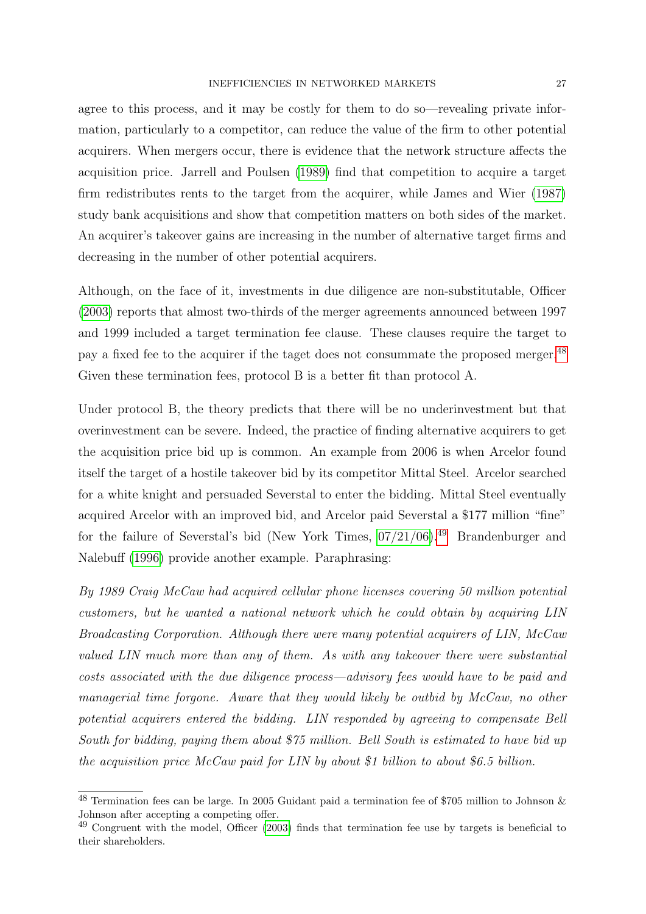agree to this process, and it may be costly for them to do so—revealing private information, particularly to a competitor, can reduce the value of the firm to other potential acquirers. When mergers occur, there is evidence that the network structure affects the acquisition price. Jarrell and Poulsen (1989) find that competition to acquire a target firm redistributes rents to the target from the acquirer, while James and Wier (1987) study bank acquisitions and show that competition matters on both sides of the market. An acquirer's takeover gains are increasing in the number of alternative target firms and decreasing in the number of other potential acquirers.

Although, on the face of it, investments in due diligence are non-substitutable, Officer (2003) reports that almost two-thirds of the merger agreements announced between 1997 and 1999 included a target termination fee clause. These clauses require the target to pay a fixed fee to the acquirer if the taget does not consummate the proposed merger.[48] Given these termination fees, protocol B is a better fit than protocol A.

Under protocol B, the theory predicts that there will be no underinvestment but that overinvestment can be severe. Indeed, the practice of finding alternative acquirers to get the acquisition price bid up is common. An example from 2006 is when Arcelor found itself the target of a hostile takeover bid by its competitor Mittal Steel. Arcelor searched for a white knight and persuaded Severstal to enter the bidding. Mittal Steel eventually acquired Arcelor with an improved bid, and Arcelor paid Severstal a $177 million "fine" for the failure of Severstal's bid (New York Times, 07/21/06).[49] Brandenburger and Nalebuff (1996) provide another example. Paraphrasing:

*By 1989 Craig McCaw had acquired cellular phone licenses covering 50 million potential customers, but he wanted a national network which he could obtain by acquiring LIN Broadcasting Corporation. Although there were many potential acquirers of LIN, McCaw valued LIN much more than any of them. As with any takeover there were substantial costs associated with the due diligence process—advisory fees would have to be paid and managerial time forgone. Aware that they would likely be outbid by McCaw, no other potential acquirers entered the bidding. LIN responded by agreeing to compensate Bell South for bidding, paying them about $75 million. Bell South is estimated to have bid up the acquisition price McCaw paid for LIN by about $1 billion to about $6.5 billion.*

---

[48] Termination fees can be large. In 2005 Guidant paid a termination fee of $705 million to Johnson & Johnson after accepting a competing offer.

[49] Congruent with the model, Officer (2003) finds that termination fee use by targets is beneficial to their shareholders.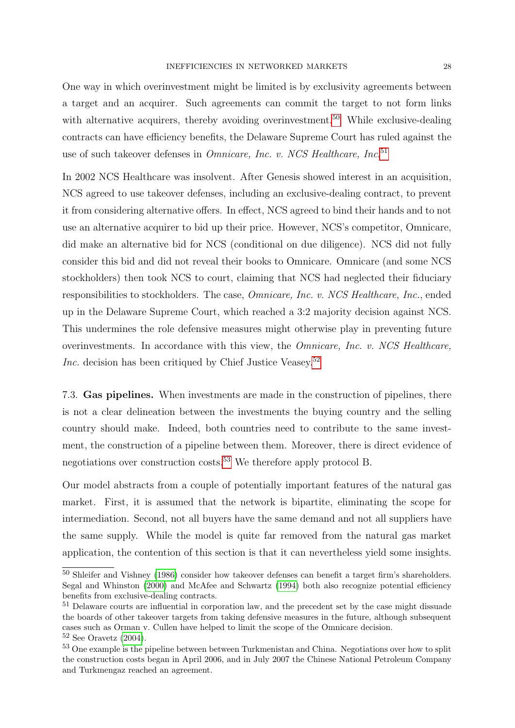One way in which overinvestment might be limited is by exclusivity agreements between a target and an acquirer. Such agreements can commit the target to not form links with alternative acquirers, thereby avoiding overinvestment.[50] While exclusive-dealing contracts can have efficiency benefits, the Delaware Supreme Court has ruled against the use of such takeover defenses in *Omnicare, Inc. v. NCS Healthcare, Inc.*[51]

In 2002 NCS Healthcare was insolvent. After Genesis showed interest in an acquisition, NCS agreed to use takeover defenses, including an exclusive-dealing contract, to prevent it from considering alternative offers. In effect, NCS agreed to bind their hands and to not use an alternative acquirer to bid up their price. However, NCS's competitor, Omnicare, did make an alternative bid for NCS (conditional on due diligence). NCS did not fully consider this bid and did not reveal their books to Omnicare. Omnicare (and some NCS stockholders) then took NCS to court, claiming that NCS had neglected their fiduciary responsibilities to stockholders. The case, *Omnicare, Inc. v. NCS Healthcare, Inc.*, ended up in the Delaware Supreme Court, which reached a 3:2 majority decision against NCS. This undermines the role defensive measures might otherwise play in preventing future overinvestments. In accordance with this view, the *Omnicare, Inc. v. NCS Healthcare, Inc.* decision has been critiqued by Chief Justice Veasey.[52]

7.3. **Gas pipelines.** When investments are made in the construction of pipelines, there is not a clear delineation between the investments the buying country and the selling country should make. Indeed, both countries need to contribute to the same investment, the construction of a pipeline between them. Moreover, there is direct evidence of negotiations over construction costs.[53] We therefore apply protocol B.

Our model abstracts from a couple of potentially important features of the natural gas market. First, it is assumed that the network is bipartite, eliminating the scope for intermediation. Second, not all buyers have the same demand and not all suppliers have the same supply. While the model is quite far removed from the natural gas market application, the contention of this section is that it can nevertheless yield some insights.

[50] Shleifer and Vishney (1986) consider how takeover defenses can benefit a target firm's shareholders. Segal and Whinston (2000) and McAfee and Schwartz (1994) both also recognize potential efficiency benefits from exclusive-dealing contracts.

[51] Delaware courts are influential in corporation law, and the precedent set by the case might dissuade the boards of other takeover targets from taking defensive measures in the future, although subsequent cases such as Orman v. Cullen have helped to limit the scope of the Omnicare decision.

[52] See Oravetz (2004).

[53] One example is the pipeline between between Turkmenistan and China. Negotiations over how to split the construction costs began in April 2006, and in July 2007 the Chinese National Petroleum Company and Turkmengaz reached an agreement.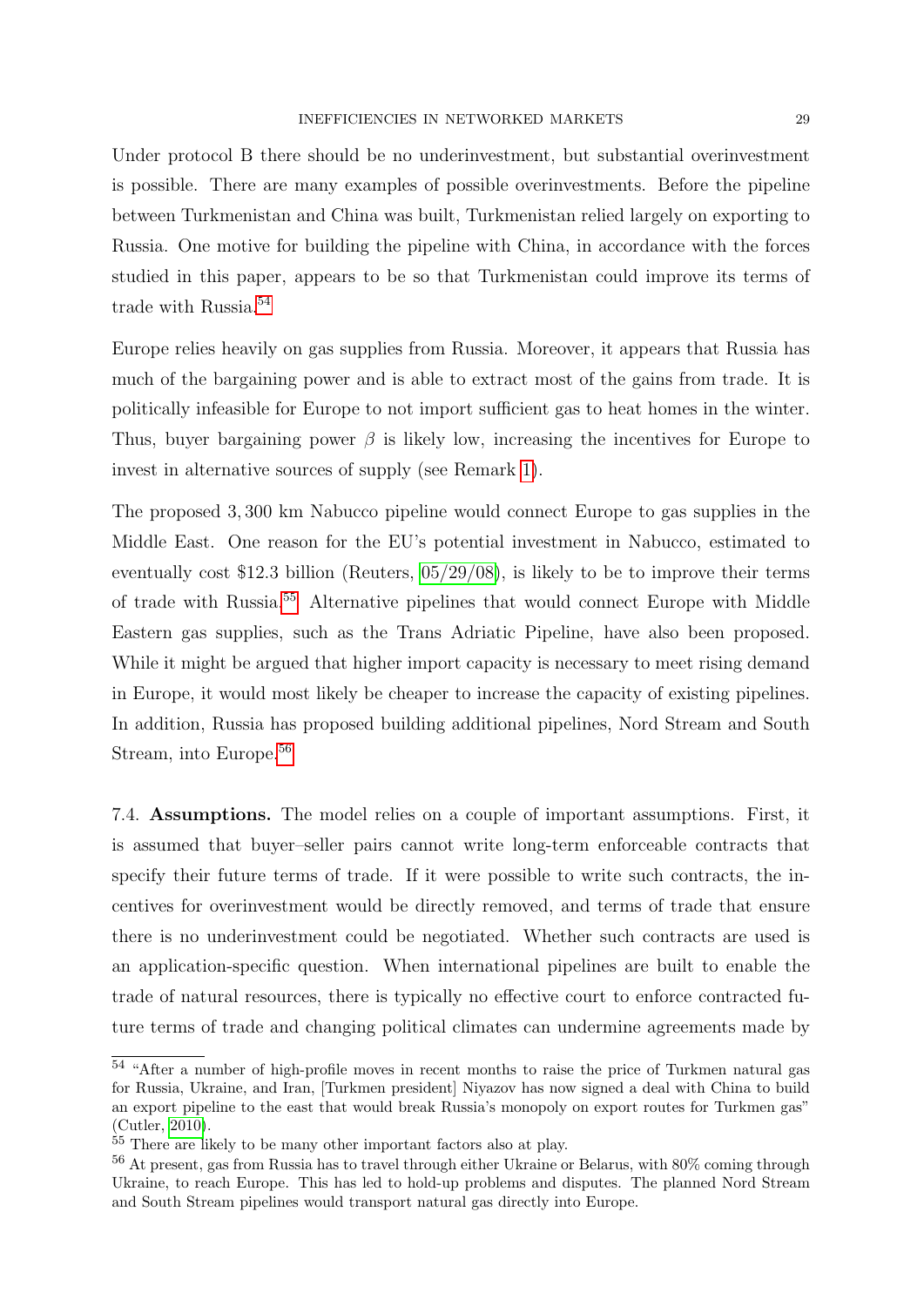Under protocol B there should be no underinvestment, but substantial overinvestment is possible. There are many examples of possible overinvestments. Before the pipeline between Turkmenistan and China was built, Turkmenistan relied largely on exporting to Russia. One motive for building the pipeline with China, in accordance with the forces studied in this paper, appears to be so that Turkmenistan could improve its terms of trade with Russia.[54]

Europe relies heavily on gas supplies from Russia. Moreover, it appears that Russia has much of the bargaining power and is able to extract most of the gains from trade. It is politically infeasible for Europe to not import sufficient gas to heat homes in the winter. Thus, buyer bargaining power $\beta$ is likely low, increasing the incentives for Europe to invest in alternative sources of supply (see Remark 1).

The proposed 3,300 km Nabucco pipeline would connect Europe to gas supplies in the Middle East. One reason for the EU's potential investment in Nabucco, estimated to eventually cost \$12.3 billion (Reuters, 05/29/08), is likely to be to improve their terms of trade with Russia.[55] Alternative pipelines that would connect Europe with Middle Eastern gas supplies, such as the Trans Adriatic Pipeline, have also been proposed. While it might be argued that higher import capacity is necessary to meet rising demand in Europe, it would most likely be cheaper to increase the capacity of existing pipelines. In addition, Russia has proposed building additional pipelines, Nord Stream and South Stream, into Europe.[56]

7.4. **Assumptions.** The model relies on a couple of important assumptions. First, it is assumed that buyer–seller pairs cannot write long-term enforceable contracts that specify their future terms of trade. If it were possible to write such contracts, the incentives for overinvestment would be directly removed, and terms of trade that ensure there is no underinvestment could be negotiated. Whether such contracts are used is an application-specific question. When international pipelines are built to enable the trade of natural resources, there is typically no effective court to enforce contracted future terms of trade and changing political climates can undermine agreements made by

[54] "After a number of high-profile moves in recent months to raise the price of Turkmen natural gas for Russia, Ukraine, and Iran, [Turkmen president] Niyazov has now signed a deal with China to build an export pipeline to the east that would break Russia's monopoly on export routes for Turkmen gas" (Cutler, 2010).

[55] There are likely to be many other important factors also at play.

[56] At present, gas from Russia has to travel through either Ukraine or Belarus, with 80% coming through Ukraine, to reach Europe. This has led to hold-up problems and disputes. The planned Nord Stream and South Stream pipelines would transport natural gas directly into Europe.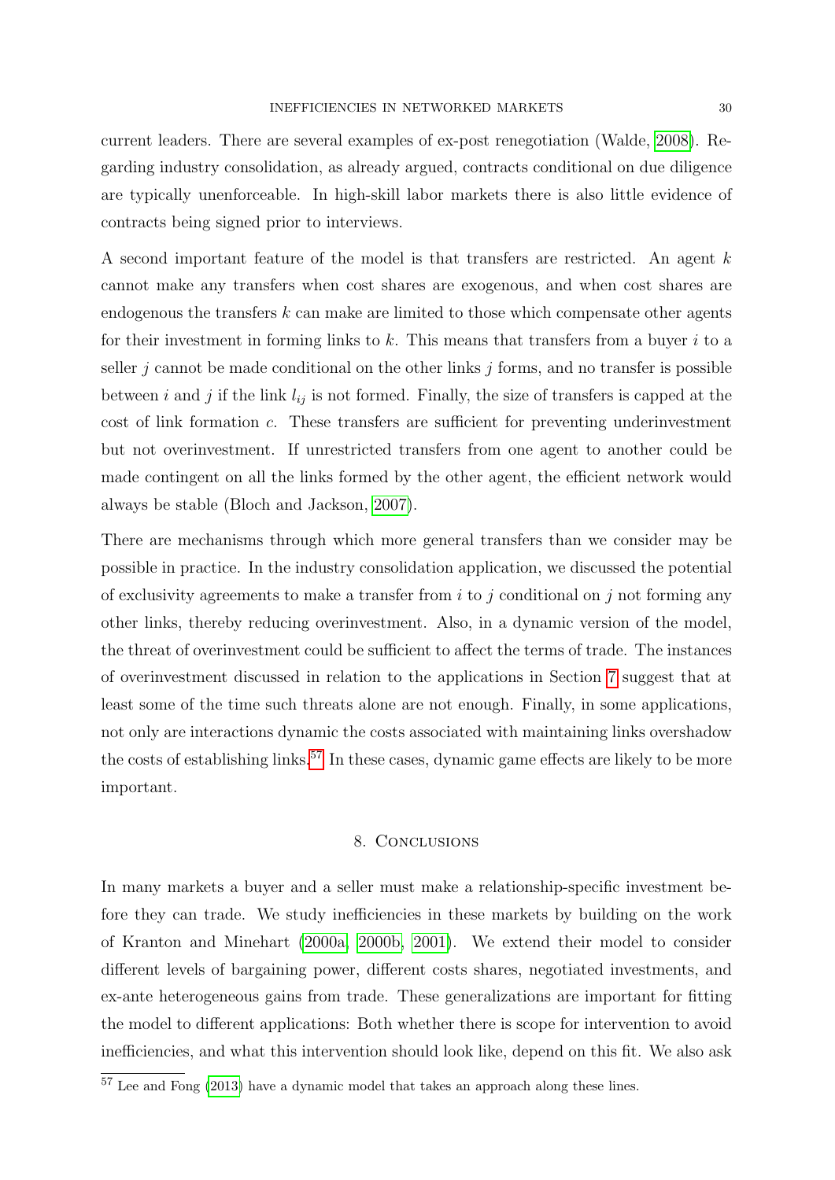current leaders. There are several examples of ex-post renegotiation (Walde, 2008). Regarding industry consolidation, as already argued, contracts conditional on due diligence are typically unenforceable. In high-skill labor markets there is also little evidence of contracts being signed prior to interviews.

A second important feature of the model is that transfers are restricted. An agent $k$ cannot make any transfers when cost shares are exogenous, and when cost shares are endogenous the transfers $k$ can make are limited to those which compensate other agents for their investment in forming links to $k$. This means that transfers from a buyer $i$ to a seller $j$ cannot be made conditional on the other links $j$ forms, and no transfer is possible between $i$ and $j$ if the link $l_{ij}$ is not formed. Finally, the size of transfers is capped at the cost of link formation $c$. These transfers are sufficient for preventing underinvestment but not overinvestment. If unrestricted transfers from one agent to another could be made contingent on all the links formed by the other agent, the efficient network would always be stable (Bloch and Jackson, 2007).

There are mechanisms through which more general transfers than we consider may be possible in practice. In the industry consolidation application, we discussed the potential of exclusivity agreements to make a transfer from $i$ to $j$ conditional on $j$ not forming any other links, thereby reducing overinvestment. Also, in a dynamic version of the model, the threat of overinvestment could be sufficient to affect the terms of trade. The instances of overinvestment discussed in relation to the applications in Section 7 suggest that at least some of the time such threats alone are not enough. Finally, in some applications, not only are interactions dynamic the costs associated with maintaining links overshadow the costs of establishing links.[57] In these cases, dynamic game effects are likely to be more important.

## 8. Conclusions

In many markets a buyer and a seller must make a relationship-specific investment before they can trade. We study inefficiencies in these markets by building on the work of Kranton and Minehart (2000a, 2000b, 2001). We extend their model to consider different levels of bargaining power, different costs shares, negotiated investments, and ex-ante heterogeneous gains from trade. These generalizations are important for fitting the model to different applications: Both whether there is scope for intervention to avoid inefficiencies, and what this intervention should look like, depend on this fit. We also ask

[57] Lee and Fong (2013) have a dynamic model that takes an approach along these lines.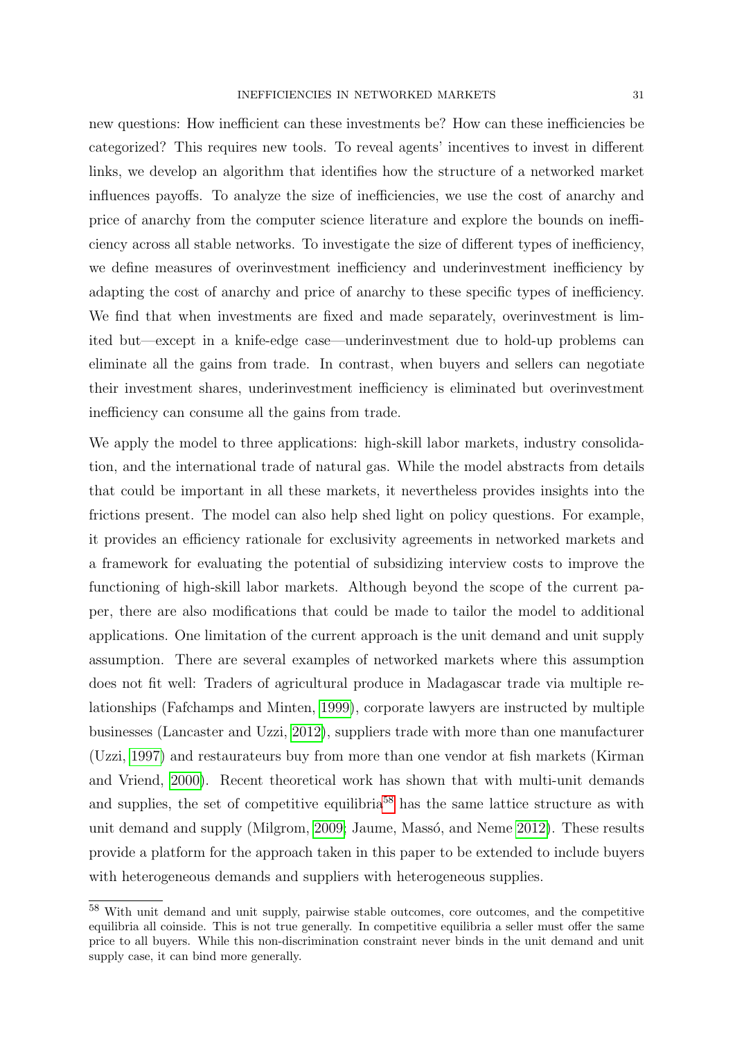new questions: How inefficient can these investments be? How can these inefficiencies be categorized? This requires new tools. To reveal agents' incentives to invest in different links, we develop an algorithm that identifies how the structure of a networked market influences payoffs. To analyze the size of inefficiencies, we use the cost of anarchy and price of anarchy from the computer science literature and explore the bounds on inefficiency across all stable networks. To investigate the size of different types of inefficiency, we define measures of overinvestment inefficiency and underinvestment inefficiency by adapting the cost of anarchy and price of anarchy to these specific types of inefficiency. We find that when investments are fixed and made separately, overinvestment is limited but—except in a knife-edge case—underinvestment due to hold-up problems can eliminate all the gains from trade. In contrast, when buyers and sellers can negotiate their investment shares, underinvestment inefficiency is eliminated but overinvestment inefficiency can consume all the gains from trade.

We apply the model to three applications: high-skill labor markets, industry consolidation, and the international trade of natural gas. While the model abstracts from details that could be important in all these markets, it nevertheless provides insights into the frictions present. The model can also help shed light on policy questions. For example, it provides an efficiency rationale for exclusivity agreements in networked markets and a framework for evaluating the potential of subsidizing interview costs to improve the functioning of high-skill labor markets. Although beyond the scope of the current paper, there are also modifications that could be made to tailor the model to additional applications. One limitation of the current approach is the unit demand and unit supply assumption. There are several examples of networked markets where this assumption does not fit well: Traders of agricultural produce in Madagascar trade via multiple relationships (Fafchamps and Minten, 1999), corporate lawyers are instructed by multiple businesses (Lancaster and Uzzi, 2012), suppliers trade with more than one manufacturer (Uzzi, 1997) and restaurateurs buy from more than one vendor at fish markets (Kirman and Vriend, 2000). Recent theoretical work has shown that with multi-unit demands and supplies, the set of competitive equilibria[58] has the same lattice structure as with unit demand and supply (Milgrom, 2009; Jaume, Massó, and Neme 2012). These results provide a platform for the approach taken in this paper to be extended to include buyers with heterogeneous demands and suppliers with heterogeneous supplies.

[58] With unit demand and unit supply, pairwise stable outcomes, core outcomes, and the competitive equilibria all coinside. This is not true generally. In competitive equilibria a seller must offer the same price to all buyers. While this non-discrimination constraint never binds in the unit demand and unit supply case, it can bind more generally.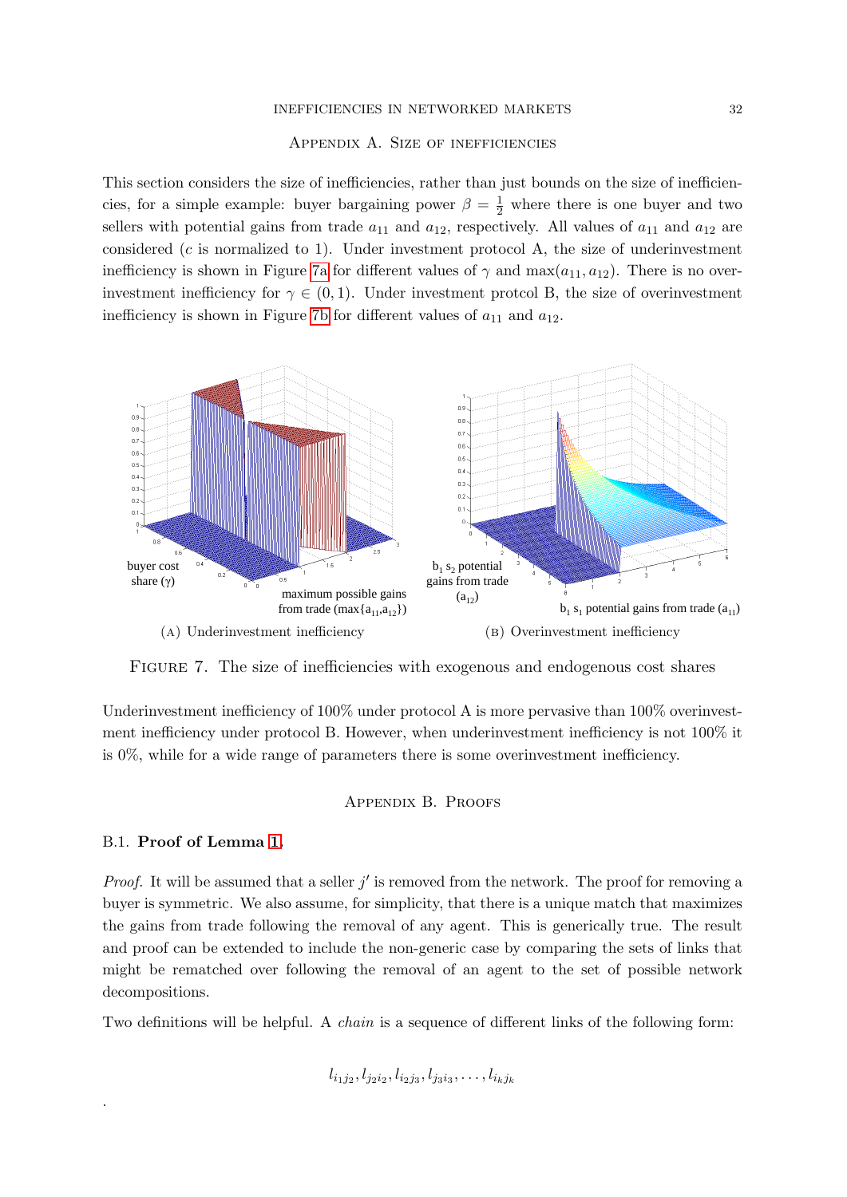## Appendix A. Size of inefficiencies

This section considers the size of inefficiencies, rather than just bounds on the size of inefficiencies, for a simple example: buyer bargaining power $\beta = \frac{1}{2}$ where there is one buyer and two sellers with potential gains from trade $a_{11}$ and $a_{12}$, respectively. All values of $a_{11}$ and $a_{12}$ are considered ($c$ is normalized to 1). Under investment protocol A, the size of underinvestment inefficiency is shown in Figure 7a for different values of $\gamma$ and $\max(a_{11}, a_{12})$. There is no overinvestment inefficiency for $\gamma \in (0, 1)$. Under investment protcol B, the size of overinvestment inefficiency is shown in Figure 7b for different values of $a_{11}$ and $a_{12}$.

(A) Underinvestment inefficiency

(B) Overinvestment inefficiency

Figure 7. The size of inefficiencies with exogenous and endogenous cost shares

Underinvestment inefficiency of 100% under protocol A is more pervasive than 100% overinvestment inefficiency under protocol B. However, when underinvestment inefficiency is not 100% it is 0%, while for a wide range of parameters there is some overinvestment inefficiency.

## Appendix B. Proofs

### B.1. **Proof of Lemma 1.**

*Proof.* It will be assumed that a seller $j'$ is removed from the network. The proof for removing a buyer is symmetric. We also assume, for simplicity, that there is a unique match that maximizes the gains from trade following the removal of any agent. This is generically true. The result and proof can be extended to include the non-generic case by comparing the sets of links that might be rematched over following the removal of an agent to the set of possible network decompositions.

Two definitions will be helpful. A *chain* is a sequence of different links of the following form:

$$l_{i_1 j_2}, l_{j_2 i_2}, l_{i_2 j_3}, l_{j_3 i_3}, \ldots, l_{i_k j_k}$$

.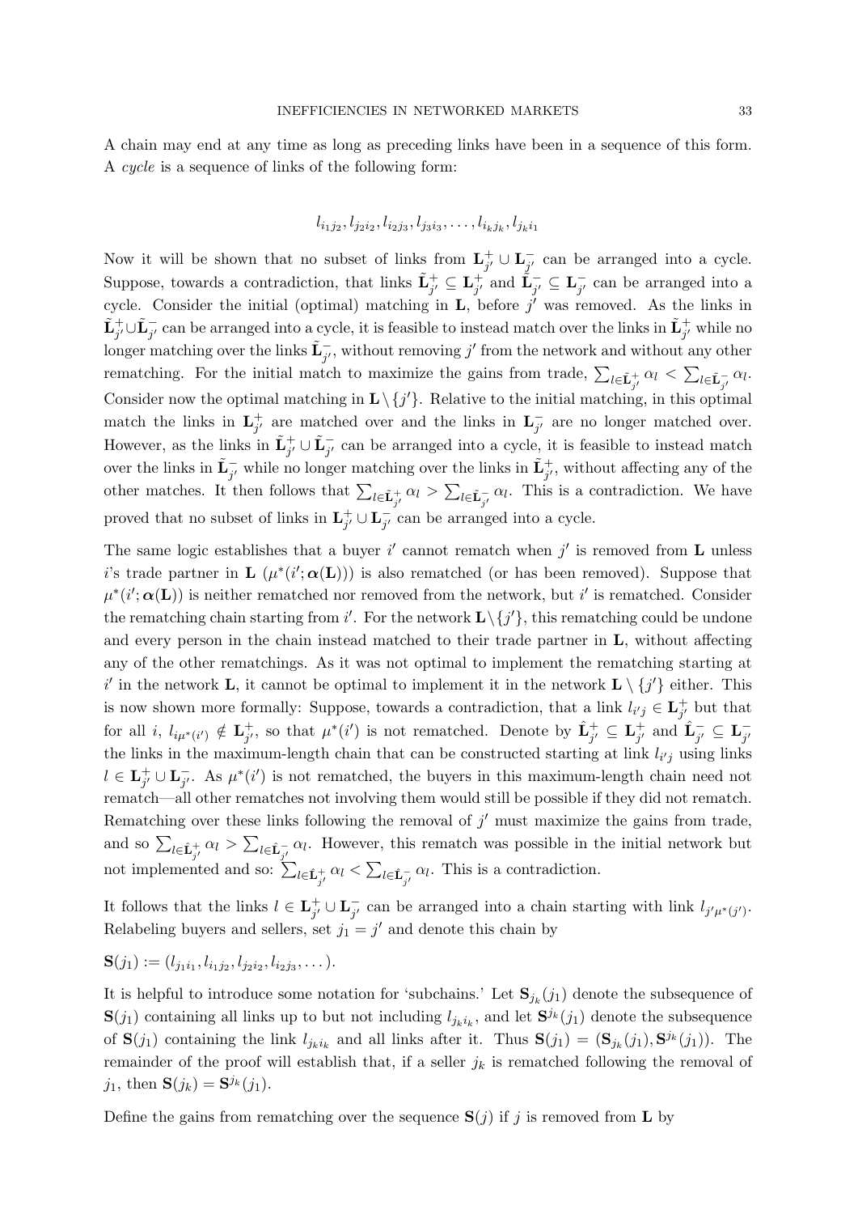A chain may end at any time as long as preceding links have been in a sequence of this form. A *cycle* is a sequence of links of the following form:

$$l_{i_1 j_2}, l_{j_2 i_2}, l_{i_2 j_3}, l_{j_3 i_3}, \ldots, l_{i_k j_k}, l_{j_k i_1}$$

Now it will be shown that no subset of links from $\mathbf{L}^+_{j'} \cup \mathbf{L}^-_{j'}$ can be arranged into a cycle. Suppose, towards a contradiction, that links $\tilde{\mathbf{L}}^+_{j'} \subseteq \mathbf{L}^+_{j'}$ and $\tilde{\mathbf{L}}^-_{j'} \subseteq \mathbf{L}^-_{j'}$ can be arranged into a cycle. Consider the initial (optimal) matching in $\mathbf{L}$, before $j'$ was removed. As the links in $\tilde{\mathbf{L}}^+_{j'} \cup \tilde{\mathbf{L}}^-_{j'}$ can be arranged into a cycle, it is feasible to instead match over the links in $\tilde{\mathbf{L}}^+_{j'}$ while no longer matching over the links $\tilde{\mathbf{L}}^-_{j'}$, without removing $j'$ from the network and without any other rematching. For the initial match to maximize the gains from trade, $\sum_{l \in \tilde{\mathbf{L}}^+_{j'}} \alpha_l < \sum_{l \in \tilde{\mathbf{L}}^-_{j'}} \alpha_l$. Consider now the optimal matching in $\mathbf{L} \setminus \{j'\}$. Relative to the initial matching, in this optimal match the links in $\mathbf{L}^+_{j'}$ are matched over and the links in $\mathbf{L}^-_{j'}$ are no longer matched over. However, as the links in $\tilde{\mathbf{L}}^+_{j'} \cup \tilde{\mathbf{L}}^-_{j'}$ can be arranged into a cycle, it is feasible to instead match over the links in $\tilde{\mathbf{L}}^-_{j'}$ while no longer matching over the links in $\tilde{\mathbf{L}}^+_{j'}$, without affecting any of the other matches. It then follows that $\sum_{l \in \tilde{\mathbf{L}}^+_{j'}} \alpha_l > \sum_{l \in \tilde{\mathbf{L}}^-_{j'}} \alpha_l$. This is a contradiction. We have proved that no subset of links in $\mathbf{L}^+_{j'} \cup \mathbf{L}^-_{j'}$ can be arranged into a cycle.

The same logic establishes that a buyer $i'$ cannot rematch when $j'$ is removed from $\mathbf{L}$ unless $i$'s trade partner in $\mathbf{L}$ ($\mu^*(i'; \boldsymbol{\alpha}(\mathbf{L}))$) is also rematched (or has been removed). Suppose that $\mu^*(i'; \boldsymbol{\alpha}(\mathbf{L}))$ is neither rematched nor removed from the network, but $i'$ is rematched. Consider the rematching chain starting from $i'$. For the network $\mathbf{L} \setminus \{j'\}$, this rematching could be undone and every person in the chain instead matched to their trade partner in $\mathbf{L}$, without affecting any of the other rematchings. As it was not optimal to implement the rematching starting at $i'$ in the network $\mathbf{L}$, it cannot be optimal to implement it in the network $\mathbf{L} \setminus \{j'\}$ either. This is now shown more formally: Suppose, towards a contradiction, that a link $l_{i'j} \in \mathbf{L}^+_{j'}$ but that for all $i$, $l_{i\mu^*(i')} \notin \mathbf{L}^+_{j'}$, so that $\mu^*(i')$ is not rematched. Denote by $\hat{\mathbf{L}}^+_{j'} \subseteq \mathbf{L}^+_{j'}$ and $\hat{\mathbf{L}}^-_{j'} \subseteq \mathbf{L}^-_{j'}$ the links in the maximum-length chain that can be constructed starting at link $l_{i'j}$ using links $l \in \mathbf{L}^+_{j'} \cup \mathbf{L}^-_{j'}$. As $\mu^*(i')$ is not rematched, the buyers in this maximum-length chain need not rematch—all other rematches not involving them would still be possible if they did not rematch. Rematching over these links following the removal of $j'$ must maximize the gains from trade, and so $\sum_{l \in \hat{\mathbf{L}}^+_{j'}} \alpha_l > \sum_{l \in \hat{\mathbf{L}}^-_{j'}} \alpha_l$. However, this rematch was possible in the initial network but not implemented and so: $\sum_{l \in \hat{\mathbf{L}}^+_{j'}} \alpha_l < \sum_{l \in \hat{\mathbf{L}}^-_{j'}} \alpha_l$. This is a contradiction.

It follows that the links $l \in \mathbf{L}^+_{j'} \cup \mathbf{L}^-_{j'}$ can be arranged into a chain starting with link $l_{j'\mu^*(j')}$. Relabeling buyers and sellers, set $j_1 = j'$ and denote this chain by

$\mathbf{S}(j_1) := (l_{j_1 i_1}, l_{i_1 j_2}, l_{j_2 i_2}, l_{i_2 j_3}, \ldots)$.

It is helpful to introduce some notation for 'subchains.' Let $\mathbf{S}_{j_k}(j_1)$ denote the subsequence of $\mathbf{S}(j_1)$ containing all links up to but not including $l_{j_k i_k}$, and let $\mathbf{S}^{j_k}(j_1)$ denote the subsequence of $\mathbf{S}(j_1)$ containing the link $l_{j_k i_k}$ and all links after it. Thus $\mathbf{S}(j_1) = (\mathbf{S}_{j_k}(j_1), \mathbf{S}^{j_k}(j_1))$. The remainder of the proof will establish that, if a seller $j_k$ is rematched following the removal of $j_1$, then $\mathbf{S}(j_k) = \mathbf{S}^{j_k}(j_1)$.

Define the gains from rematching over the sequence $\mathbf{S}(j)$ if $j$ is removed from $\mathbf{L}$ by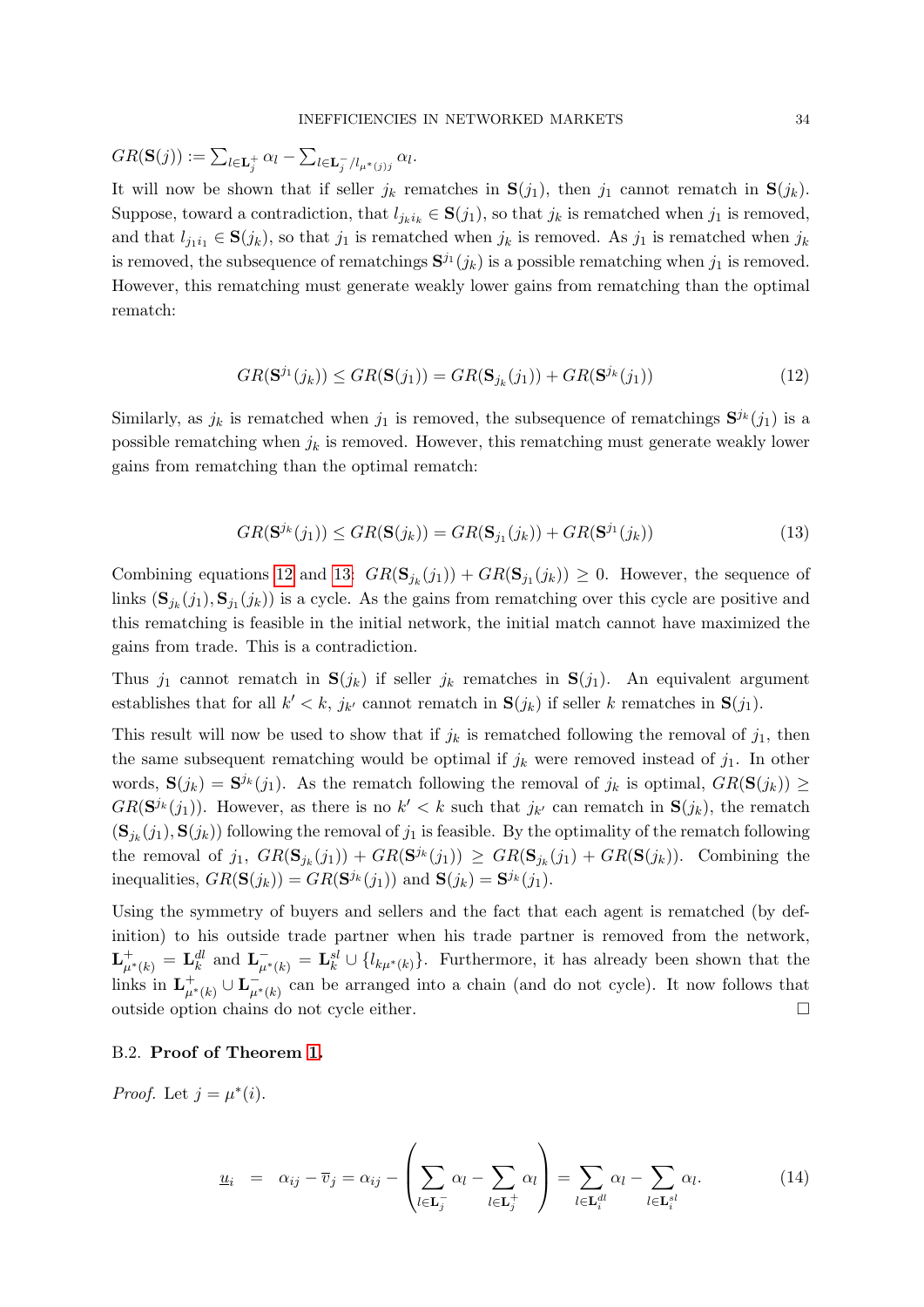$GR(\mathbf{S}(j)) := \sum_{l \in \mathbf{L}_j^+} \alpha_l - \sum_{l \in \mathbf{L}_j^- / l_{\mu^*(j)j}} \alpha_l$.

It will now be shown that if seller $j_k$ rematches in $\mathbf{S}(j_1)$, then $j_1$ cannot rematch in $\mathbf{S}(j_k)$. Suppose, toward a contradiction, that $l_{j_k i_k} \in \mathbf{S}(j_1)$, so that $j_k$ is rematched when $j_1$ is removed, and that $l_{j_1 i_1} \in \mathbf{S}(j_k)$, so that $j_1$ is rematched when $j_k$ is removed. As $j_1$ is rematched when $j_k$ is removed, the subsequence of rematchings $\mathbf{S}^{j_1}(j_k)$ is a possible rematching when $j_1$ is removed. However, this rematching must generate weakly lower gains from rematching than the optimal rematch:

$$GR(\mathbf{S}^{j_1}(j_k)) \leq GR(\mathbf{S}(j_1)) = GR(\mathbf{S}_{j_k}(j_1)) + GR(\mathbf{S}^{j_k}(j_1)) \tag{12}$$

Similarly, as $j_k$ is rematched when $j_1$ is removed, the subsequence of rematchings $\mathbf{S}^{j_k}(j_1)$ is a possible rematching when $j_k$ is removed. However, this rematching must generate weakly lower gains from rematching than the optimal rematch:

$$GR(\mathbf{S}^{j_k}(j_1)) \leq GR(\mathbf{S}(j_k)) = GR(\mathbf{S}_{j_1}(j_k)) + GR(\mathbf{S}^{j_1}(j_k)) \tag{13}$$

Combining equations 12 and 13: $GR(\mathbf{S}_{j_k}(j_1)) + GR(\mathbf{S}_{j_1}(j_k)) \geq 0$. However, the sequence of links $(\mathbf{S}_{j_k}(j_1), \mathbf{S}_{j_1}(j_k))$ is a cycle. As the gains from rematching over this cycle are positive and this rematching is feasible in the initial network, the initial match cannot have maximized the gains from trade. This is a contradiction.

Thus $j_1$ cannot rematch in $\mathbf{S}(j_k)$ if seller $j_k$ rematches in $\mathbf{S}(j_1)$. An equivalent argument establishes that for all $k' < k$, $j_{k'}$ cannot rematch in $\mathbf{S}(j_k)$ if seller $k$ rematches in $\mathbf{S}(j_1)$.

This result will now be used to show that if $j_k$ is rematched following the removal of $j_1$, then the same subsequent rematching would be optimal if $j_k$ were removed instead of $j_1$. In other words, $\mathbf{S}(j_k) = \mathbf{S}^{j_k}(j_1)$. As the rematch following the removal of $j_k$ is optimal, $GR(\mathbf{S}(j_k)) \geq GR(\mathbf{S}^{j_k}(j_1))$. However, as there is no $k' < k$ such that $j_{k'}$ can rematch in $\mathbf{S}(j_k)$, the rematch $(\mathbf{S}_{j_k}(j_1), \mathbf{S}(j_k))$ following the removal of $j_1$ is feasible. By the optimality of the rematch following the removal of $j_1$, $GR(\mathbf{S}_{j_k}(j_1)) + GR(\mathbf{S}^{j_k}(j_1)) \geq GR(\mathbf{S}_{j_k}(j_1) + GR(\mathbf{S}(j_k))$. Combining the inequalities, $GR(\mathbf{S}(j_k)) = GR(\mathbf{S}^{j_k}(j_1))$ and $\mathbf{S}(j_k) = \mathbf{S}^{j_k}(j_1)$.

Using the symmetry of buyers and sellers and the fact that each agent is rematched (by definition) to his outside trade partner when his trade partner is removed from the network, $\mathbf{L}^+_{\mu^*(k)} = \mathbf{L}^{dl}_k$ and $\mathbf{L}^-_{\mu^*(k)} = \mathbf{L}^{sl}_k \cup \{l_{k\mu^*(k)}\}$. Furthermore, it has already been shown that the links in $\mathbf{L}^+_{\mu^*(k)} \cup \mathbf{L}^-_{\mu^*(k)}$ can be arranged into a chain (and do not cycle). It now follows that outside option chains do not cycle either. $\square$

### B.2. **Proof of Theorem 1.**

*Proof.* Let $j = \mu^*(i)$.

$$\underline{u}_i \;\; = \;\; \alpha_{ij} - \overline{v}_j = \alpha_{ij} - \left( \sum_{l \in \mathbf{L}_j^-} \alpha_l - \sum_{l \in \mathbf{L}_j^+} \alpha_l \right) = \sum_{l \in \mathbf{L}_i^{dl}} \alpha_l - \sum_{l \in \mathbf{L}_i^{sl}} \alpha_l. \tag{14}$$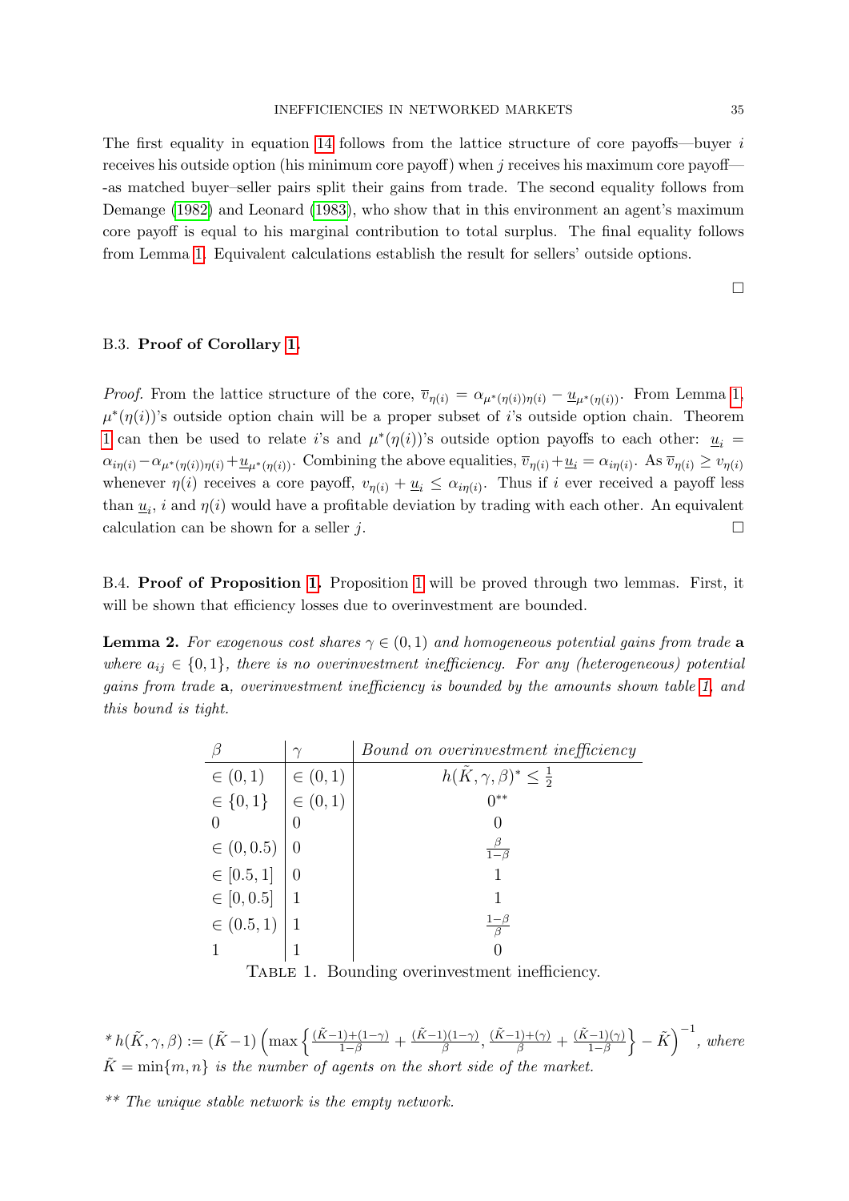The first equality in equation 14 follows from the lattice structure of core payoffs—buyer $i$ receives his outside option (his minimum core payoff) when $j$ receives his maximum core payoff—-as matched buyer–seller pairs split their gains from trade. The second equality follows from Demange (1982) and Leonard (1983), who show that in this environment an agent's maximum core payoff is equal to his marginal contribution to total surplus. The final equality follows from Lemma 1. Equivalent calculations establish the result for sellers' outside options.

□

### B.3. **Proof of Corollary 1.**

*Proof.* From the lattice structure of the core, $\overline{v}_{\eta(i)} = \alpha_{\mu^*(\eta(i))\eta(i)} - \underline{u}_{\mu^*(\eta(i))}$. From Lemma 1, $\mu^*(\eta(i))$'s outside option chain will be a proper subset of $i$'s outside option chain. Theorem 1 can then be used to relate $i$'s and $\mu^*(\eta(i))$'s outside option payoffs to each other: $\underline{u}_i = \alpha_{i\eta(i)} - \alpha_{\mu^*(\eta(i))\eta(i)} + \underline{u}_{\mu^*(\eta(i))}$. Combining the above equalities, $\overline{v}_{\eta(i)} + \underline{u}_i = \alpha_{i\eta(i)}$. As $\overline{v}_{\eta(i)} \geq v_{\eta(i)}$ whenever $\eta(i)$ receives a core payoff, $v_{\eta(i)} + \underline{u}_i \leq \alpha_{i\eta(i)}$. Thus if $i$ ever received a payoff less than $\underline{u}_i$, $i$ and $\eta(i)$ would have a profitable deviation by trading with each other. An equivalent calculation can be shown for a seller $j$. □

B.4. **Proof of Proposition 1.** Proposition 1 will be proved through two lemmas. First, it will be shown that efficiency losses due to overinvestment are bounded.

**Lemma 2.** *For exogenous cost shares $\gamma \in (0,1)$ and homogeneous potential gains from trade $\mathbf{a}$ where $a_{ij} \in \{0,1\}$, there is no overinvestment inefficiency. For any (heterogeneous) potential gains from trade $\mathbf{a}$, overinvestment inefficiency is bounded by the amounts shown table 1, and this bound is tight.*

| $\beta$ | $\gamma$ | *Bound on overinvestment inefficiency* |
|---|---|---|
| $\in (0,1)$ | $\in (0,1)$ | $h(\tilde{K},\gamma,\beta)^* \leq \frac{1}{2}$ |
| $\in \{0,1\}$ | $\in (0,1)$ | $0^{**}$ |
| $0$ | $0$ | $0$ |
| $\in (0, 0.5)$ | $0$ | $\frac{\beta}{1-\beta}$ |
| $\in [0.5, 1]$ | $0$ | $1$ |
| $\in [0, 0.5]$ | $1$ | $1$ |
| $\in (0.5, 1)$ | $1$ | $\frac{1-\beta}{\beta}$ |
| $1$ | $1$ | $0$ |

Table 1. Bounding overinvestment inefficiency.

$^*$ $h(\tilde{K},\gamma,\beta) := (\tilde{K}-1)\left(\max\left\{\frac{(\tilde{K}-1)+(1-\gamma)}{1-\beta} + \frac{(\tilde{K}-1)(1-\gamma)}{\beta}, \frac{(\tilde{K}-1)+(\gamma)}{\beta} + \frac{(\tilde{K}-1)(\gamma)}{1-\beta}\right\} - \tilde{K}\right)^{-1}$, *where* $\tilde{K} = \min\{m,n\}$ *is the number of agents on the short side of the market.*

$^{**}$ *The unique stable network is the empty network.*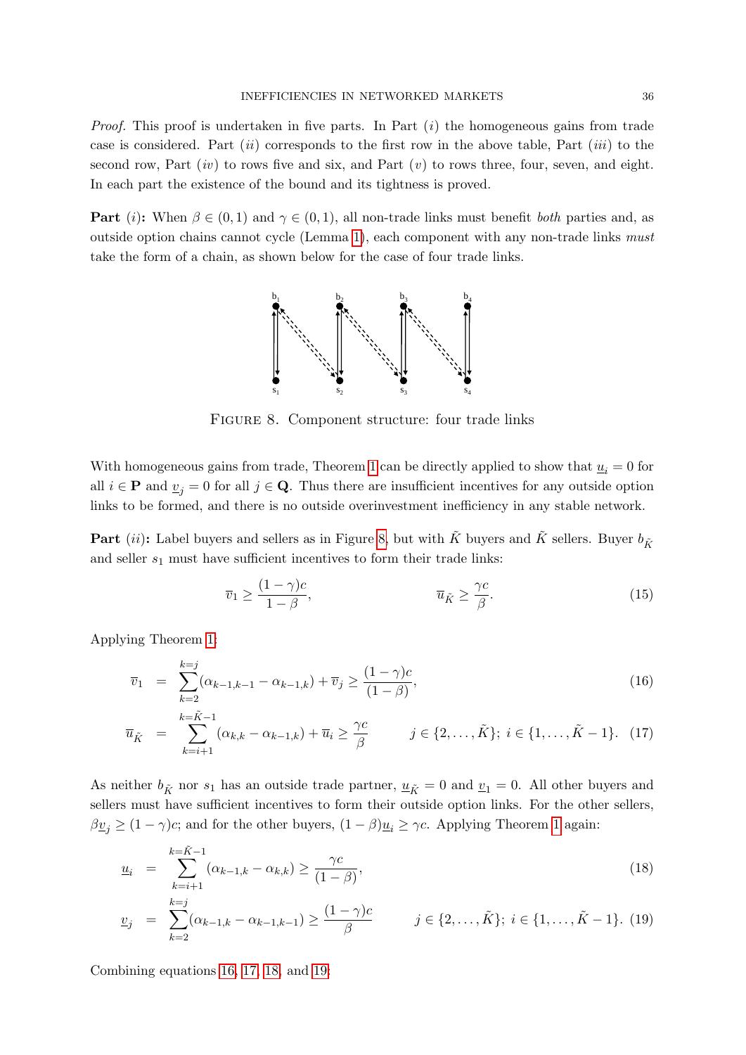*Proof.* This proof is undertaken in five parts. In Part $(i)$ the homogeneous gains from trade case is considered. Part $(ii)$ corresponds to the first row in the above table, Part $(iii)$ to the second row, Part $(iv)$ to rows five and six, and Part $(v)$ to rows three, four, seven, and eight. In each part the existence of the bound and its tightness is proved.

**Part** $(i)$**:** When $\beta \in (0,1)$ and $\gamma \in (0,1)$, all non-trade links must benefit *both* parties and, as outside option chains cannot cycle (Lemma 1), each component with any non-trade links *must* take the form of a chain, as shown below for the case of four trade links.

FIGURE 8. Component structure: four trade links

With homogeneous gains from trade, Theorem 1 can be directly applied to show that $\underline{u}_i = 0$ for all $i \in \mathbf{P}$ and $\underline{v}_j = 0$ for all $j \in \mathbf{Q}$. Thus there are insufficient incentives for any outside option links to be formed, and there is no outside overinvestment inefficiency in any stable network.

**Part** $(ii)$**:** Label buyers and sellers as in Figure 8, but with $\tilde{K}$ buyers and $\tilde{K}$ sellers. Buyer $b_{\tilde{K}}$ and seller $s_1$ must have sufficient incentives to form their trade links:

$$\overline{v}_1 \geq \frac{(1-\gamma)c}{1-\beta}, \qquad\qquad \overline{u}_{\tilde{K}} \geq \frac{\gamma c}{\beta}. \tag{15}$$

Applying Theorem 1:

$$\overline{v}_1 = \sum_{k=2}^{k=j}(\alpha_{k-1,k-1} - \alpha_{k-1,k}) + \overline{v}_j \geq \frac{(1-\gamma)c}{(1-\beta)}, \tag{16}$$

$$\overline{u}_{\tilde{K}} = \sum_{k=i+1}^{k=\tilde{K}-1}(\alpha_{k,k} - \alpha_{k-1,k}) + \overline{u}_i \geq \frac{\gamma c}{\beta} \qquad j \in \{2,\ldots,\tilde{K}\};\ i \in \{1,\ldots,\tilde{K}-1\}. \tag{17}$$

As neither $b_{\tilde{K}}$ nor $s_1$ has an outside trade partner, $\underline{u}_{\tilde{K}} = 0$ and $\underline{v}_1 = 0$. All other buyers and sellers must have sufficient incentives to form their outside option links. For the other sellers, $\beta\underline{v}_j \geq (1-\gamma)c$; and for the other buyers, $(1-\beta)\underline{u}_i \geq \gamma c$. Applying Theorem 1 again:

$$\underline{u}_i = \sum_{k=i+1}^{k=\tilde{K}-1}(\alpha_{k-1,k} - \alpha_{k,k}) \geq \frac{\gamma c}{(1-\beta)}, \tag{18}$$

$$\underline{v}_j = \sum_{k=2}^{k=j}(\alpha_{k-1,k} - \alpha_{k-1,k-1}) \geq \frac{(1-\gamma)c}{\beta} \qquad j \in \{2,\ldots,\tilde{K}\};\ i \in \{1,\ldots,\tilde{K}-1\}. \tag{19}$$

Combining equations 16, 17, 18, and 19: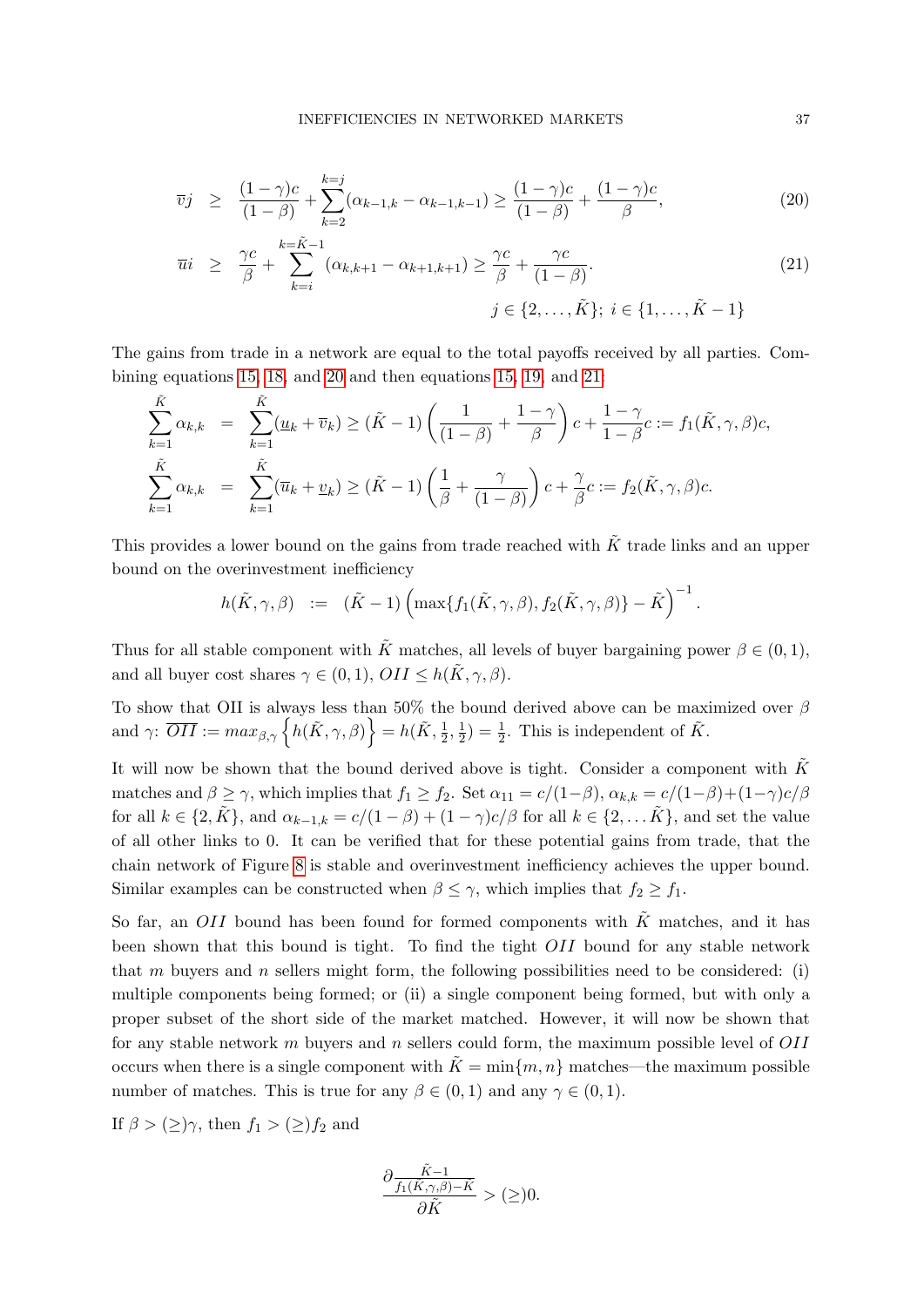$$
\begin{aligned}
\overline{v}j &\geq \frac{(1-\gamma)c}{(1-\beta)} + \sum_{k=2}^{k=j}(\alpha_{k-1,k} - \alpha_{k-1,k-1}) \geq \frac{(1-\gamma)c}{(1-\beta)} + \frac{(1-\gamma)c}{\beta}, &(20)\\
\overline{u}i &\geq \frac{\gamma c}{\beta} + \sum_{k=i}^{k=\tilde{K}-1}(\alpha_{k,k+1} - \alpha_{k+1,k+1}) \geq \frac{\gamma c}{\beta} + \frac{\gamma c}{(1-\beta)}. &(21)
\end{aligned}
$$

$$
j \in \{2, \ldots, \tilde{K}\};\ i \in \{1, \ldots, \tilde{K}-1\}
$$

The gains from trade in a network are equal to the total payoffs received by all parties. Combining equations 15, 18, and 20 and then equations 15, 19, and 21:

$$
\begin{aligned}
\sum_{k=1}^{\tilde{K}} \alpha_{k,k} &= \sum_{k=1}^{\tilde{K}} (\underline{u}_k + \overline{v}_k) \geq (\tilde{K}-1)\left(\frac{1}{(1-\beta)} + \frac{1-\gamma}{\beta}\right)c + \frac{1-\gamma}{1-\beta}c := f_1(\tilde{K}, \gamma, \beta)c,\\
\sum_{k=1}^{\tilde{K}} \alpha_{k,k} &= \sum_{k=1}^{\tilde{K}} (\overline{u}_k + \underline{v}_k) \geq (\tilde{K}-1)\left(\frac{1}{\beta} + \frac{\gamma}{(1-\beta)}\right)c + \frac{\gamma}{\beta}c := f_2(\tilde{K}, \gamma, \beta)c.
\end{aligned}
$$

This provides a lower bound on the gains from trade reached with $\tilde{K}$ trade links and an upper bound on the overinvestment inefficiency

$$
h(\tilde{K}, \gamma, \beta) \;:=\; (\tilde{K}-1)\left(\max\{f_1(\tilde{K}, \gamma, \beta), f_2(\tilde{K}, \gamma, \beta)\} - \tilde{K}\right)^{-1}.
$$

Thus for all stable component with $\tilde{K}$ matches, all levels of buyer bargaining power $\beta \in (0,1)$, and all buyer cost shares $\gamma \in (0,1)$, $OII \leq h(\tilde{K}, \gamma, \beta)$.

To show that OII is always less than 50% the bound derived above can be maximized over $\beta$ and $\gamma$: $\overline{OII} := max_{\beta,\gamma}\left\{h(\tilde{K}, \gamma, \beta)\right\} = h(\tilde{K}, \frac{1}{2}, \frac{1}{2}) = \frac{1}{2}$. This is independent of $\tilde{K}$.

It will now be shown that the bound derived above is tight. Consider a component with $\tilde{K}$ matches and $\beta \geq \gamma$, which implies that $f_1 \geq f_2$. Set $\alpha_{11} = c/(1-\beta)$, $\alpha_{k,k} = c/(1-\beta) + (1-\gamma)c/\beta$ for all $k \in \{2, \tilde{K}\}$, and $\alpha_{k-1,k} = c/(1-\beta) + (1-\gamma)c/\beta$ for all $k \in \{2, \ldots \tilde{K}\}$, and set the value of all other links to 0. It can be verified that for these potential gains from trade, that the chain network of Figure 8 is stable and overinvestment inefficiency achieves the upper bound. Similar examples can be constructed when $\beta \leq \gamma$, which implies that $f_2 \geq f_1$.

So far, an $OII$ bound has been found for formed components with $\tilde{K}$ matches, and it has been shown that this bound is tight. To find the tight $OII$ bound for any stable network that $m$ buyers and $n$ sellers might form, the following possibilities need to be considered: (i) multiple components being formed; or (ii) a single component being formed, but with only a proper subset of the short side of the market matched. However, it will now be shown that for any stable network $m$ buyers and $n$ sellers could form, the maximum possible level of $OII$ occurs when there is a single component with $\tilde{K} = \min\{m, n\}$ matches—the maximum possible number of matches. This is true for any $\beta \in (0,1)$ and any $\gamma \in (0,1)$.

If $\beta > (\geq)\gamma$, then $f_1 > (\geq) f_2$ and

$$
\frac{\partial \frac{\tilde{K}-1}{f_1(\tilde{K}, \gamma, \beta) - \tilde{K}}}{\partial \tilde{K}} > (\geq) 0.
$$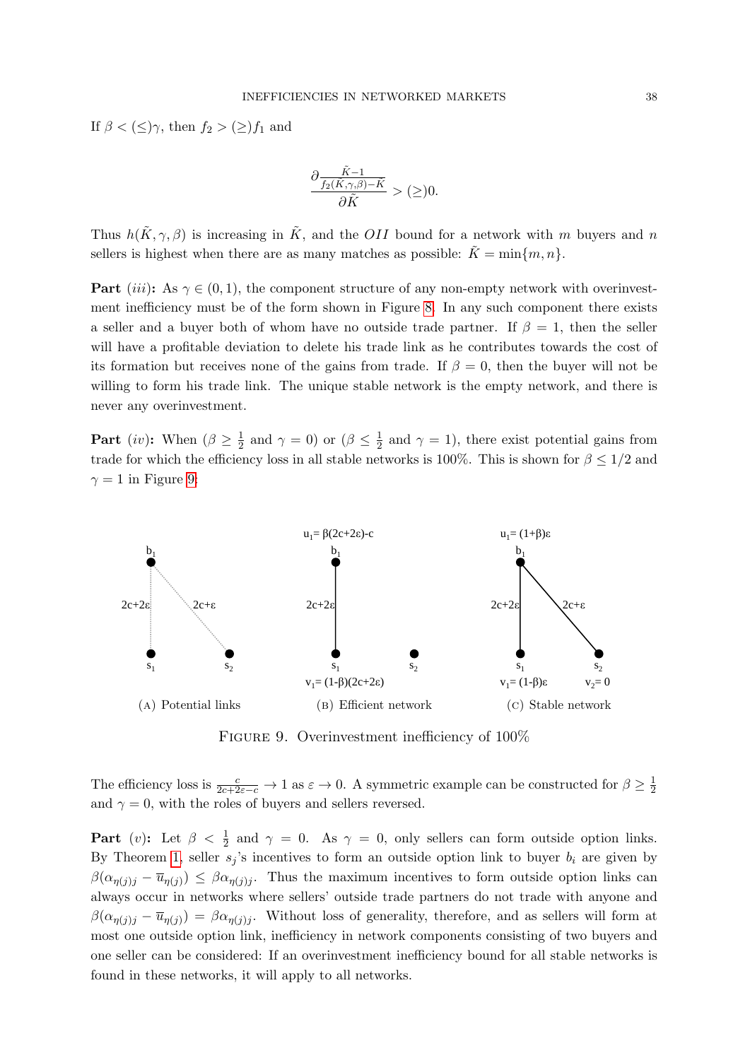If $\beta < (\leq)\gamma$, then $f_2 > (\geq) f_1$ and

$$\frac{\partial \frac{\tilde{K}-1}{f_2(\tilde{K},\gamma,\beta)-\tilde{K}}}{\partial \tilde{K}} > (\geq) 0.$$

Thus $h(\tilde{K},\gamma,\beta)$ is increasing in $\tilde{K}$, and the $OII$ bound for a network with $m$ buyers and $n$ sellers is highest when there are as many matches as possible: $\tilde{K} = \min\{m,n\}$.

**Part** $(iii)$**:** As $\gamma \in (0,1)$, the component structure of any non-empty network with overinvestment inefficiency must be of the form shown in Figure 8. In any such component there exists a seller and a buyer both of whom have no outside trade partner. If $\beta = 1$, then the seller will have a profitable deviation to delete his trade link as he contributes towards the cost of its formation but receives none of the gains from trade. If $\beta = 0$, then the buyer will not be willing to form his trade link. The unique stable network is the empty network, and there is never any overinvestment.

**Part** $(iv)$**:** When ($\beta \geq \frac{1}{2}$ and $\gamma = 0$) or ($\beta \leq \frac{1}{2}$ and $\gamma = 1$), there exist potential gains from trade for which the efficiency loss in all stable networks is 100%. This is shown for $\beta \leq 1/2$ and $\gamma = 1$ in Figure 9:

(A) Potential links (B) Efficient network (C) Stable network

FIGURE 9. Overinvestment inefficiency of 100%

The efficiency loss is $\frac{c}{2c+2\varepsilon-c} \to 1$ as $\varepsilon \to 0$. A symmetric example can be constructed for $\beta \geq \frac{1}{2}$ and $\gamma = 0$, with the roles of buyers and sellers reversed.

**Part** $(v)$**:** Let $\beta < \frac{1}{2}$ and $\gamma = 0$. As $\gamma = 0$, only sellers can form outside option links. By Theorem 1, seller $s_j$'s incentives to form an outside option link to buyer $b_i$ are given by $\beta(\alpha_{\eta(j)j} - \overline{u}_{\eta(j)}) \leq \beta\alpha_{\eta(j)j}$. Thus the maximum incentives to form outside option links can always occur in networks where sellers' outside trade partners do not trade with anyone and $\beta(\alpha_{\eta(j)j} - \overline{u}_{\eta(j)}) = \beta\alpha_{\eta(j)j}$. Without loss of generality, therefore, and as sellers will form at most one outside option link, inefficiency in network components consisting of two buyers and one seller can be considered: If an overinvestment inefficiency bound for all stable networks is found in these networks, it will apply to all networks.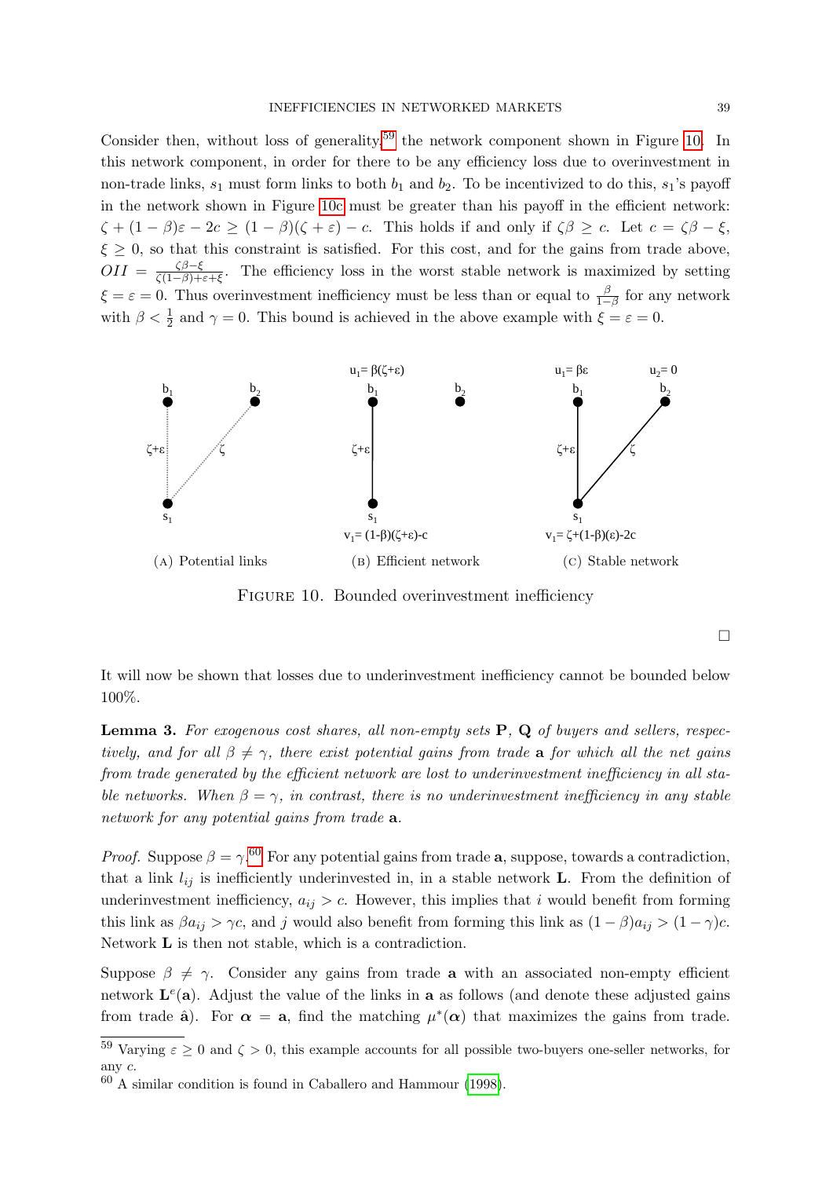Consider then, without loss of generality,[59] the network component shown in Figure 10. In this network component, in order for there to be any efficiency loss due to overinvestment in non-trade links, $s_1$ must form links to both $b_1$ and $b_2$. To be incentivized to do this, $s_1$'s payoff in the network shown in Figure 10c must be greater than his payoff in the efficient network: $\zeta + (1-\beta)\varepsilon - 2c \geq (1-\beta)(\zeta+\varepsilon) - c$. This holds if and only if $\zeta\beta \geq c$. Let $c = \zeta\beta - \xi$, $\xi \geq 0$, so that this constraint is satisfied. For this cost, and for the gains from trade above, $OII = \frac{\zeta\beta - \xi}{\zeta(1-\beta)+\varepsilon+\xi}$. The efficiency loss in the worst stable network is maximized by setting $\xi = \varepsilon = 0$. Thus overinvestment inefficiency must be less than or equal to $\frac{\beta}{1-\beta}$ for any network with $\beta < \frac{1}{2}$ and $\gamma = 0$. This bound is achieved in the above example with $\xi = \varepsilon = 0$.

(A) Potential links — (B) Efficient network: $u_1 = \beta(\zeta+\varepsilon)$, $v_1 = (1-\beta)(\zeta+\varepsilon) - c$ — (C) Stable network: $u_1 = \beta\varepsilon$, $u_2 = 0$, $v_1 = \zeta + (1-\beta)(\varepsilon) - 2c$

Figure 10. Bounded overinvestment inefficiency

□

It will now be shown that losses due to underinvestment inefficiency cannot be bounded below 100%.

**Lemma 3.** *For exogenous cost shares, all non-empty sets* $\mathbf{P}$, $\mathbf{Q}$ *of buyers and sellers, respectively, and for all* $\beta \neq \gamma$, *there exist potential gains from trade* $\mathbf{a}$ *for which all the net gains from trade generated by the efficient network are lost to underinvestment inefficiency in all stable networks. When* $\beta = \gamma$, *in contrast, there is no underinvestment inefficiency in any stable network for any potential gains from trade* $\mathbf{a}$.

*Proof.* Suppose $\beta = \gamma$.[60] For any potential gains from trade $\mathbf{a}$, suppose, towards a contradiction, that a link $l_{ij}$ is inefficiently underinvested in, in a stable network $\mathbf{L}$. From the definition of underinvestment inefficiency, $a_{ij} > c$. However, this implies that $i$ would benefit from forming this link as $\beta a_{ij} > \gamma c$, and $j$ would also benefit from forming this link as $(1-\beta)a_{ij} > (1-\gamma)c$. Network $\mathbf{L}$ is then not stable, which is a contradiction.

Suppose $\beta \neq \gamma$. Consider any gains from trade $\mathbf{a}$ with an associated non-empty efficient network $\mathbf{L}^e(\mathbf{a})$. Adjust the value of the links in $\mathbf{a}$ as follows (and denote these adjusted gains from trade $\hat{\mathbf{a}}$). For $\boldsymbol{\alpha} = \mathbf{a}$, find the matching $\mu^*(\boldsymbol{\alpha})$ that maximizes the gains from trade.

[59] Varying $\varepsilon \geq 0$ and $\zeta > 0$, this example accounts for all possible two-buyers one-seller networks, for any $c$.

[60] A similar condition is found in Caballero and Hammour (1998).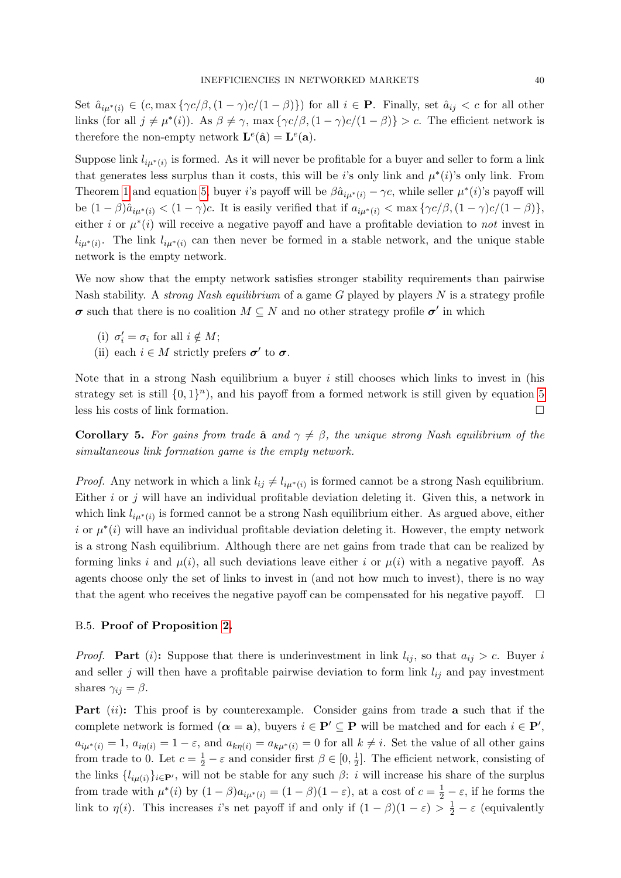Set $\hat{a}_{i\mu^*(i)} \in (c, \max\{\gamma c/\beta, (1-\gamma)c/(1-\beta)\})$ for all $i \in \mathbf{P}$. Finally, set $\hat{a}_{ij} < c$ for all other links (for all $j \neq \mu^*(i)$). As $\beta \neq \gamma$, $\max\{\gamma c/\beta, (1-\gamma)c/(1-\beta)\} > c$. The efficient network is therefore the non-empty network $\mathbf{L}^e(\hat{\mathbf{a}}) = \mathbf{L}^e(\mathbf{a})$.

Suppose link $l_{i\mu^*(i)}$ is formed. As it will never be profitable for a buyer and seller to form a link that generates less surplus than it costs, this will be $i$'s only link and $\mu^*(i)$'s only link. From Theorem 1 and equation 5, buyer $i$'s payoff will be $\beta \hat{a}_{i\mu^*(i)} - \gamma c$, while seller $\mu^*(i)$'s payoff will be $(1-\beta)\hat{a}_{i\mu^*(i)} < (1-\gamma)c$. It is easily verified that if $a_{i\mu^*(i)} < \max\{\gamma c/\beta, (1-\gamma)c/(1-\beta)\}$, either $i$ or $\mu^*(i)$ will receive a negative payoff and have a profitable deviation to *not* invest in $l_{i\mu^*(i)}$. The link $l_{i\mu^*(i)}$ can then never be formed in a stable network, and the unique stable network is the empty network.

We now show that the empty network satisfies stronger stability requirements than pairwise Nash stability. A *strong Nash equilibrium* of a game $G$ played by players $N$ is a strategy profile $\boldsymbol{\sigma}$ such that there is no coalition $M \subseteq N$ and no other strategy profile $\boldsymbol{\sigma}'$ in which

(i) $\sigma'_i = \sigma_i$ for all $i \notin M$;
(ii) each $i \in M$ strictly prefers $\boldsymbol{\sigma}'$ to $\boldsymbol{\sigma}$.

Note that in a strong Nash equilibrium a buyer $i$ still chooses which links to invest in (his strategy set is still $\{0,1\}^n$), and his payoff from a formed network is still given by equation 5 less his costs of link formation. □

**Corollary 5.** *For gains from trade $\hat{\mathbf{a}}$ and $\gamma \neq \beta$, the unique strong Nash equilibrium of the simultaneous link formation game is the empty network.*

*Proof.* Any network in which a link $l_{ij} \neq l_{i\mu^*(i)}$ is formed cannot be a strong Nash equilibrium. Either $i$ or $j$ will have an individual profitable deviation deleting it. Given this, a network in which link $l_{i\mu^*(i)}$ is formed cannot be a strong Nash equilibrium either. As argued above, either $i$ or $\mu^*(i)$ will have an individual profitable deviation deleting it. However, the empty network is a strong Nash equilibrium. Although there are net gains from trade that can be realized by forming links $i$ and $\mu(i)$, all such deviations leave either $i$ or $\mu(i)$ with a negative payoff. As agents choose only the set of links to invest in (and not how much to invest), there is no way that the agent who receives the negative payoff can be compensated for his negative payoff. □

### B.5. Proof of Proposition 2.

*Proof.* **Part** $(i)$**:** Suppose that there is underinvestment in link $l_{ij}$, so that $a_{ij} > c$. Buyer $i$ and seller $j$ will then have a profitable pairwise deviation to form link $l_{ij}$ and pay investment shares $\gamma_{ij} = \beta$.

**Part** $(ii)$**:** This proof is by counterexample. Consider gains from trade $\mathbf{a}$ such that if the complete network is formed ($\boldsymbol{\alpha} = \mathbf{a}$), buyers $i \in \mathbf{P}' \subseteq \mathbf{P}$ will be matched and for each $i \in \mathbf{P}'$, $a_{i\mu^*(i)} = 1$, $a_{i\eta(i)} = 1 - \varepsilon$, and $a_{k\eta(i)} = a_{k\mu^*(i)} = 0$ for all $k \neq i$. Set the value of all other gains from trade to 0. Let $c = \frac{1}{2} - \varepsilon$ and consider first $\beta \in [0, \frac{1}{2}]$. The efficient network, consisting of the links $\{l_{i\mu(i)}\}_{i\in\mathbf{P}'}$, will not be stable for any such $\beta$: $i$ will increase his share of the surplus from trade with $\mu^*(i)$ by $(1-\beta)a_{i\mu^*(i)} = (1-\beta)(1-\varepsilon)$, at a cost of $c = \frac{1}{2} - \varepsilon$, if he forms the link to $\eta(i)$. This increases $i$'s net payoff if and only if $(1-\beta)(1-\varepsilon) > \frac{1}{2} - \varepsilon$ (equivalently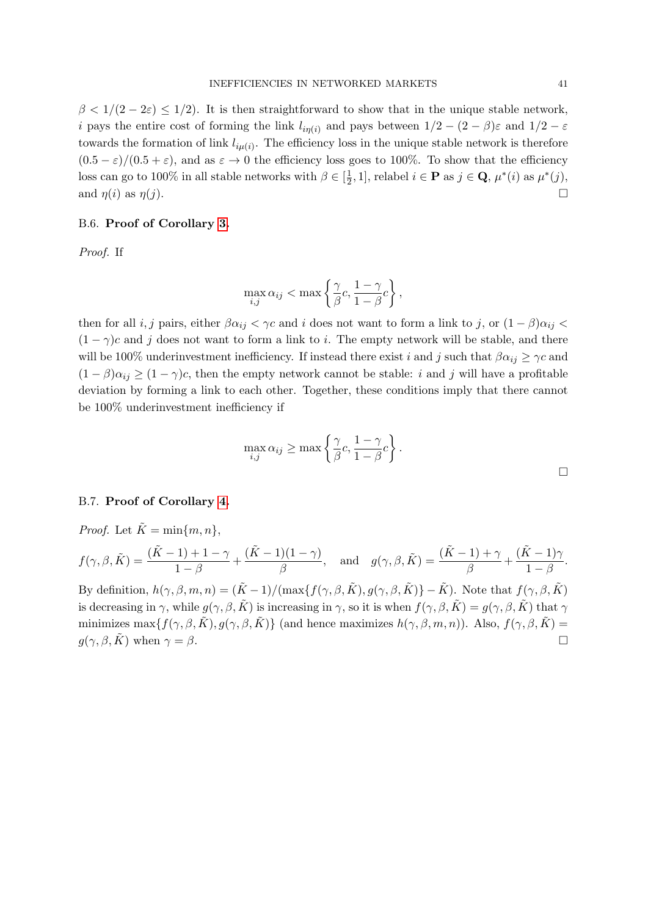$\beta < 1/(2-2\varepsilon) \leq 1/2$). It is then straightforward to show that in the unique stable network, $i$ pays the entire cost of forming the link $l_{i\eta(i)}$ and pays between $1/2-(2-\beta)\varepsilon$ and $1/2-\varepsilon$ towards the formation of link $l_{i\mu(i)}$. The efficiency loss in the unique stable network is therefore $(0.5-\varepsilon)/(0.5+\varepsilon)$, and as $\varepsilon \to 0$ the efficiency loss goes to 100%. To show that the efficiency loss can go to 100% in all stable networks with $\beta \in [\frac{1}{2}, 1]$, relabel $i \in \mathbf{P}$ as $j \in \mathbf{Q}$, $\mu^*(i)$ as $\mu^*(j)$, and $\eta(i)$ as $\eta(j)$. □

### B.6. **Proof of Corollary 3.**

*Proof.* If

$$\max_{i,j} \alpha_{ij} < \max\left\{\frac{\gamma}{\beta}c, \frac{1-\gamma}{1-\beta}c\right\},$$

then for all $i, j$ pairs, either $\beta\alpha_{ij} < \gamma c$ and $i$ does not want to form a link to $j$, or $(1-\beta)\alpha_{ij} < (1-\gamma)c$ and $j$ does not want to form a link to $i$. The empty network will be stable, and there will be 100% underinvestment inefficiency. If instead there exist $i$ and $j$ such that $\beta\alpha_{ij} \geq \gamma c$ and $(1-\beta)\alpha_{ij} \geq (1-\gamma)c$, then the empty network cannot be stable: $i$ and $j$ will have a profitable deviation by forming a link to each other. Together, these conditions imply that there cannot be 100% underinvestment inefficiency if

$$\max_{i,j} \alpha_{ij} \geq \max\left\{\frac{\gamma}{\beta}c, \frac{1-\gamma}{1-\beta}c\right\}.$$

□

### B.7. **Proof of Corollary 4.**

*Proof.* Let $\tilde{K} = \min\{m, n\}$,

$$f(\gamma, \beta, \tilde{K}) = \frac{(\tilde{K}-1)+1-\gamma}{1-\beta} + \frac{(\tilde{K}-1)(1-\gamma)}{\beta}, \quad \text{and} \quad g(\gamma, \beta, \tilde{K}) = \frac{(\tilde{K}-1)+\gamma}{\beta} + \frac{(\tilde{K}-1)\gamma}{1-\beta}.$$

By definition, $h(\gamma, \beta, m, n) = (\tilde{K}-1)/(\max\{f(\gamma, \beta, \tilde{K}), g(\gamma, \beta, \tilde{K})\} - \tilde{K})$. Note that $f(\gamma, \beta, \tilde{K})$ is decreasing in $\gamma$, while $g(\gamma, \beta, \tilde{K})$ is increasing in $\gamma$, so it is when $f(\gamma, \beta, \tilde{K}) = g(\gamma, \beta, \tilde{K})$ that $\gamma$ minimizes $\max\{f(\gamma, \beta, \tilde{K}), g(\gamma, \beta, \tilde{K})\}$ (and hence maximizes $h(\gamma, \beta, m, n)$). Also, $f(\gamma, \beta, \tilde{K}) = g(\gamma, \beta, \tilde{K})$ when $\gamma = \beta$. □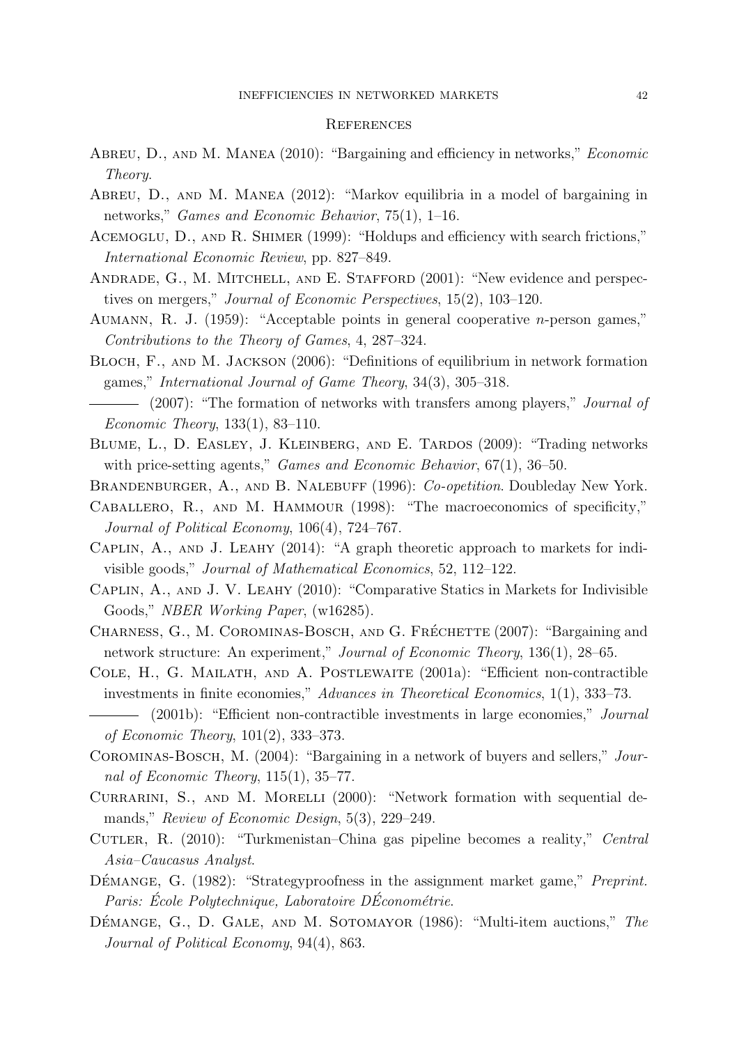## References

Abreu, D., and M. Manea (2010): "Bargaining and efficiency in networks," *Economic Theory*.

Abreu, D., and M. Manea (2012): "Markov equilibria in a model of bargaining in networks," *Games and Economic Behavior*, 75(1), 1–16.

Acemoglu, D., and R. Shimer (1999): "Holdups and efficiency with search frictions," *International Economic Review*, pp. 827–849.

Andrade, G., M. Mitchell, and E. Stafford (2001): "New evidence and perspectives on mergers," *Journal of Economic Perspectives*, 15(2), 103–120.

Aumann, R. J. (1959): "Acceptable points in general cooperative $n$-person games," *Contributions to the Theory of Games*, 4, 287–324.

Bloch, F., and M. Jackson (2006): "Definitions of equilibrium in network formation games," *International Journal of Game Theory*, 34(3), 305–318.

——— (2007): "The formation of networks with transfers among players," *Journal of Economic Theory*, 133(1), 83–110.

Blume, L., D. Easley, J. Kleinberg, and E. Tardos (2009): "Trading networks with price-setting agents," *Games and Economic Behavior*, 67(1), 36–50.

Brandenburger, A., and B. Nalebuff (1996): *Co-opetition*. Doubleday New York.

Caballero, R., and M. Hammour (1998): "The macroeconomics of specificity," *Journal of Political Economy*, 106(4), 724–767.

Caplin, A., and J. Leahy (2014): "A graph theoretic approach to markets for indivisible goods," *Journal of Mathematical Economics*, 52, 112–122.

Caplin, A., and J. V. Leahy (2010): "Comparative Statics in Markets for Indivisible Goods," *NBER Working Paper*, (w16285).

Charness, G., M. Corominas-Bosch, and G. Fréchette (2007): "Bargaining and network structure: An experiment," *Journal of Economic Theory*, 136(1), 28–65.

Cole, H., G. Mailath, and A. Postlewaite (2001a): "Efficient non-contractible investments in finite economies," *Advances in Theoretical Economics*, 1(1), 333–73.

——— (2001b): "Efficient non-contractible investments in large economies," *Journal of Economic Theory*, 101(2), 333–373.

Corominas-Bosch, M. (2004): "Bargaining in a network of buyers and sellers," *Journal of Economic Theory*, 115(1), 35–77.

Currarini, S., and M. Morelli (2000): "Network formation with sequential demands," *Review of Economic Design*, 5(3), 229–249.

Cutler, R. (2010): "Turkmenistan–China gas pipeline becomes a reality," *Central Asia–Caucasus Analyst*.

Démange, G. (1982): "Strategyproofness in the assignment market game," *Preprint. Paris: École Polytechnique, Laboratoire DÉconométrie*.

Démange, G., D. Gale, and M. Sotomayor (1986): "Multi-item auctions," *The Journal of Political Economy*, 94(4), 863.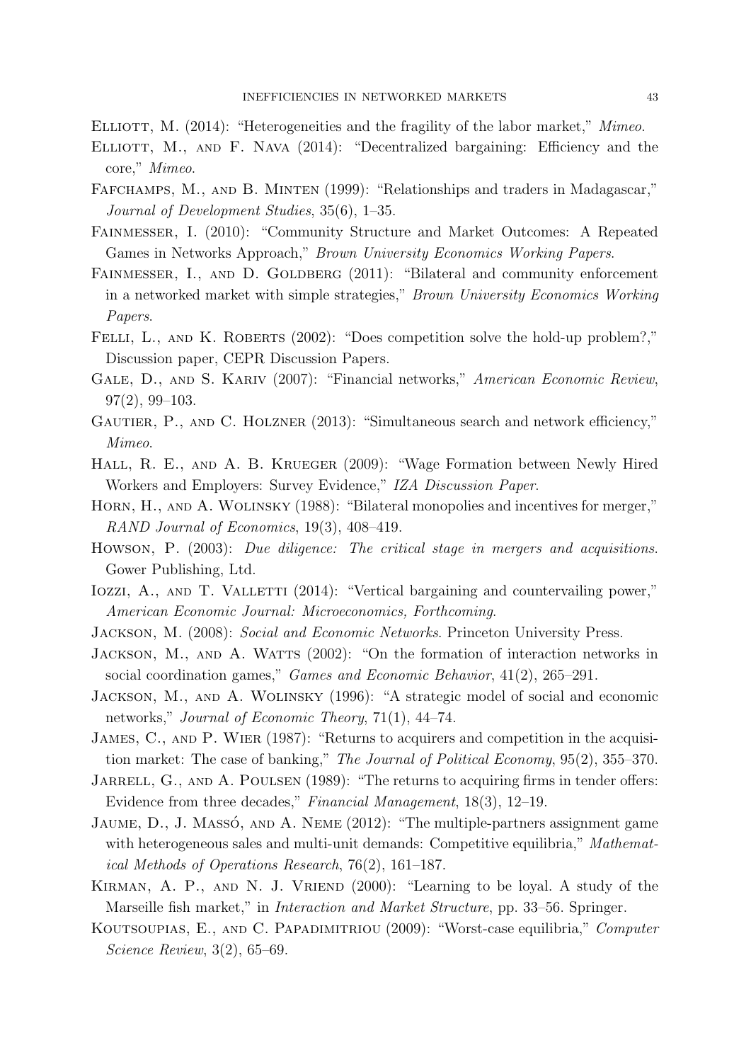Elliott, M. (2014): "Heterogeneities and the fragility of the labor market," *Mimeo*.

Elliott, M., and F. Nava (2014): "Decentralized bargaining: Efficiency and the core," *Mimeo*.

Fafchamps, M., and B. Minten (1999): "Relationships and traders in Madagascar," *Journal of Development Studies*, 35(6), 1–35.

Fainmesser, I. (2010): "Community Structure and Market Outcomes: A Repeated Games in Networks Approach," *Brown University Economics Working Papers*.

Fainmesser, I., and D. Goldberg (2011): "Bilateral and community enforcement in a networked market with simple strategies," *Brown University Economics Working Papers*.

Felli, L., and K. Roberts (2002): "Does competition solve the hold-up problem?," Discussion paper, CEPR Discussion Papers.

Gale, D., and S. Kariv (2007): "Financial networks," *American Economic Review*, 97(2), 99–103.

Gautier, P., and C. Holzner (2013): "Simultaneous search and network efficiency," *Mimeo*.

Hall, R. E., and A. B. Krueger (2009): "Wage Formation between Newly Hired Workers and Employers: Survey Evidence," *IZA Discussion Paper*.

Horn, H., and A. Wolinsky (1988): "Bilateral monopolies and incentives for merger," *RAND Journal of Economics*, 19(3), 408–419.

Howson, P. (2003): *Due diligence: The critical stage in mergers and acquisitions*. Gower Publishing, Ltd.

Iozzi, A., and T. Valletti (2014): "Vertical bargaining and countervailing power," *American Economic Journal: Microeconomics, Forthcoming*.

Jackson, M. (2008): *Social and Economic Networks*. Princeton University Press.

Jackson, M., and A. Watts (2002): "On the formation of interaction networks in social coordination games," *Games and Economic Behavior*, 41(2), 265–291.

Jackson, M., and A. Wolinsky (1996): "A strategic model of social and economic networks," *Journal of Economic Theory*, 71(1), 44–74.

James, C., and P. Wier (1987): "Returns to acquirers and competition in the acquisition market: The case of banking," *The Journal of Political Economy*, 95(2), 355–370.

Jarrell, G., and A. Poulsen (1989): "The returns to acquiring firms in tender offers: Evidence from three decades," *Financial Management*, 18(3), 12–19.

Jaume, D., J. Massó, and A. Neme (2012): "The multiple-partners assignment game with heterogeneous sales and multi-unit demands: Competitive equilibria," *Mathematical Methods of Operations Research*, 76(2), 161–187.

Kirman, A. P., and N. J. Vriend (2000): "Learning to be loyal. A study of the Marseille fish market," in *Interaction and Market Structure*, pp. 33–56. Springer.

Koutsoupias, E., and C. Papadimitriou (2009): "Worst-case equilibria," *Computer Science Review*, 3(2), 65–69.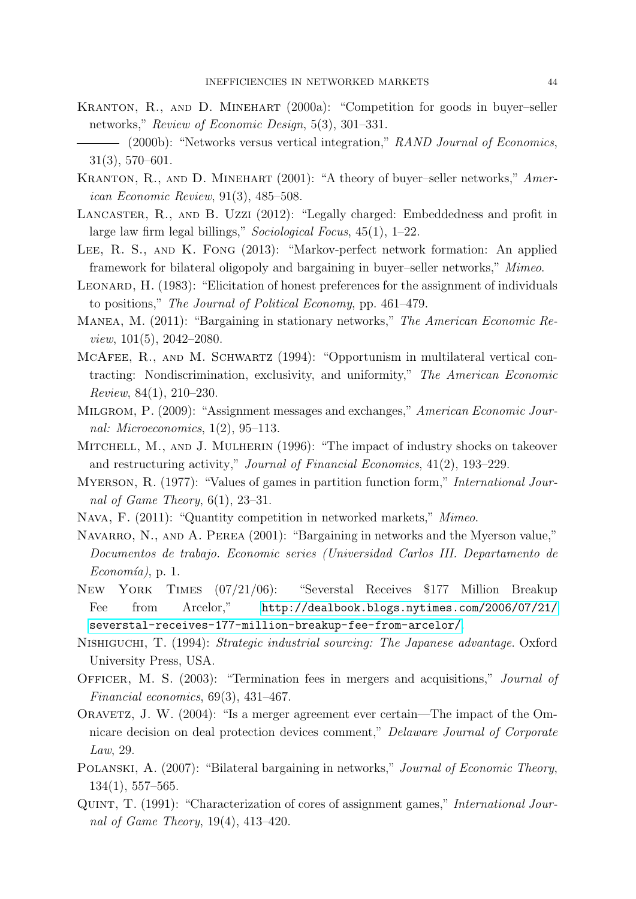Kranton, R., and D. Minehart (2000a): "Competition for goods in buyer–seller networks," *Review of Economic Design*, 5(3), 301–331.

——— (2000b): "Networks versus vertical integration," *RAND Journal of Economics*, 31(3), 570–601.

Kranton, R., and D. Minehart (2001): "A theory of buyer–seller networks," *American Economic Review*, 91(3), 485–508.

Lancaster, R., and B. Uzzi (2012): "Legally charged: Embeddedness and profit in large law firm legal billings," *Sociological Focus*, 45(1), 1–22.

Lee, R. S., and K. Fong (2013): "Markov-perfect network formation: An applied framework for bilateral oligopoly and bargaining in buyer–seller networks," *Mimeo*.

Leonard, H. (1983): "Elicitation of honest preferences for the assignment of individuals to positions," *The Journal of Political Economy*, pp. 461–479.

Manea, M. (2011): "Bargaining in stationary networks," *The American Economic Review*, 101(5), 2042–2080.

McAfee, R., and M. Schwartz (1994): "Opportunism in multilateral vertical contracting: Nondiscrimination, exclusivity, and uniformity," *The American Economic Review*, 84(1), 210–230.

Milgrom, P. (2009): "Assignment messages and exchanges," *American Economic Journal: Microeconomics*, 1(2), 95–113.

Mitchell, M., and J. Mulherin (1996): "The impact of industry shocks on takeover and restructuring activity," *Journal of Financial Economics*, 41(2), 193–229.

Myerson, R. (1977): "Values of games in partition function form," *International Journal of Game Theory*, 6(1), 23–31.

Nava, F. (2011): "Quantity competition in networked markets," *Mimeo*.

Navarro, N., and A. Perea (2001): "Bargaining in networks and the Myerson value," *Documentos de trabajo. Economic series (Universidad Carlos III. Departamento de Economía)*, p. 1.

New York Times (07/21/06): "Severstal Receives \$177 Million Breakup Fee from Arcelor," http://dealbook.blogs.nytimes.com/2006/07/21/severstal-receives-177-million-breakup-fee-from-arcelor/.

Nishiguchi, T. (1994): *Strategic industrial sourcing: The Japanese advantage*. Oxford University Press, USA.

Officer, M. S. (2003): "Termination fees in mergers and acquisitions," *Journal of Financial economics*, 69(3), 431–467.

Oravetz, J. W. (2004): "Is a merger agreement ever certain—The impact of the Omnicare decision on deal protection devices comment," *Delaware Journal of Corporate Law*, 29.

Polanski, A. (2007): "Bilateral bargaining in networks," *Journal of Economic Theory*, 134(1), 557–565.

Quint, T. (1991): "Characterization of cores of assignment games," *International Journal of Game Theory*, 19(4), 413–420.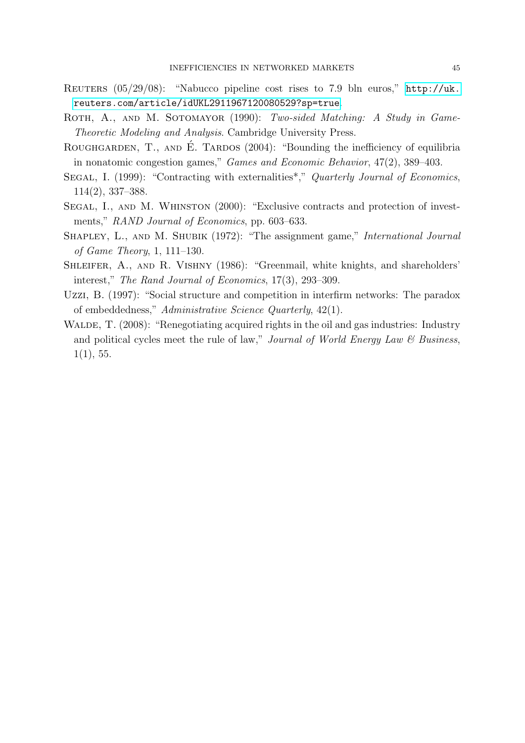Reuters (05/29/08): "Nabucco pipeline cost rises to 7.9 bln euros," http://uk.reuters.com/article/idUKL2911967120080529?sp=true.

Roth, A., and M. Sotomayor (1990): *Two-sided Matching: A Study in Game-Theoretic Modeling and Analysis*. Cambridge University Press.

Roughgarden, T., and É. Tardos (2004): "Bounding the inefficiency of equilibria in nonatomic congestion games," *Games and Economic Behavior*, 47(2), 389–403.

Segal, I. (1999): "Contracting with externalities*," *Quarterly Journal of Economics*, 114(2), 337–388.

Segal, I., and M. Whinston (2000): "Exclusive contracts and protection of investments," *RAND Journal of Economics*, pp. 603–633.

Shapley, L., and M. Shubik (1972): "The assignment game," *International Journal of Game Theory*, 1, 111–130.

Shleifer, A., and R. Vishny (1986): "Greenmail, white knights, and shareholders' interest," *The Rand Journal of Economics*, 17(3), 293–309.

Uzzi, B. (1997): "Social structure and competition in interfirm networks: The paradox of embeddedness," *Administrative Science Quarterly*, 42(1).

Walde, T. (2008): "Renegotiating acquired rights in the oil and gas industries: Industry and political cycles meet the rule of law," *Journal of World Energy Law & Business*, 1(1), 55.